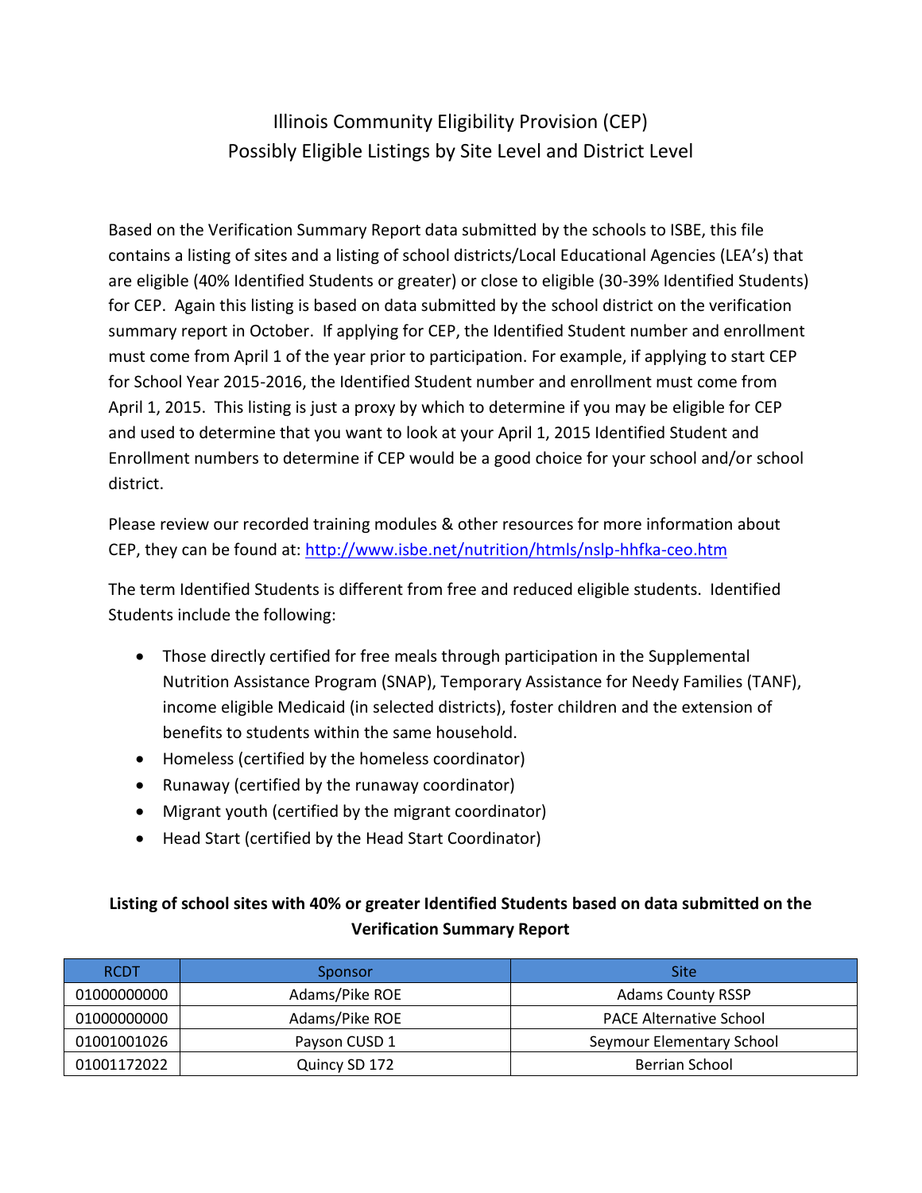# Illinois Community Eligibility Provision (CEP)
# Possibly Eligible Listings by Site Level and District Level

Based on the Verification Summary Report data submitted by the schools to ISBE, this file contains a listing of sites and a listing of school districts/Local Educational Agencies (LEA's) that are eligible (40% Identified Students or greater) or close to eligible (30-39% Identified Students) for CEP. Again this listing is based on data submitted by the school district on the verification summary report in October. If applying for CEP, the Identified Student number and enrollment must come from April 1 of the year prior to participation. For example, if applying to start CEP for School Year 2015-2016, the Identified Student number and enrollment must come from April 1, 2015. This listing is just a proxy by which to determine if you may be eligible for CEP and used to determine that you want to look at your April 1, 2015 Identified Student and Enrollment numbers to determine if CEP would be a good choice for your school and/or school district.

Please review our recorded training modules & other resources for more information about CEP, they can be found at: http://www.isbe.net/nutrition/htmls/nslp-hhfka-ceo.htm

The term Identified Students is different from free and reduced eligible students. Identified Students include the following:

- Those directly certified for free meals through participation in the Supplemental Nutrition Assistance Program (SNAP), Temporary Assistance for Needy Families (TANF), income eligible Medicaid (in selected districts), foster children and the extension of benefits to students within the same household.
- Homeless (certified by the homeless coordinator)
- Runaway (certified by the runaway coordinator)
- Migrant youth (certified by the migrant coordinator)
- Head Start (certified by the Head Start Coordinator)

**Listing of school sites with 40% or greater Identified Students based on data submitted on the Verification Summary Report**

| RCDT | Sponsor | Site |
|---|---|---|
| 01000000000 | Adams/Pike ROE | Adams County RSSP |
| 01000000000 | Adams/Pike ROE | PACE Alternative School |
| 01001001026 | Payson CUSD 1 | Seymour Elementary School |
| 01001172022 | Quincy SD 172 | Berrian School |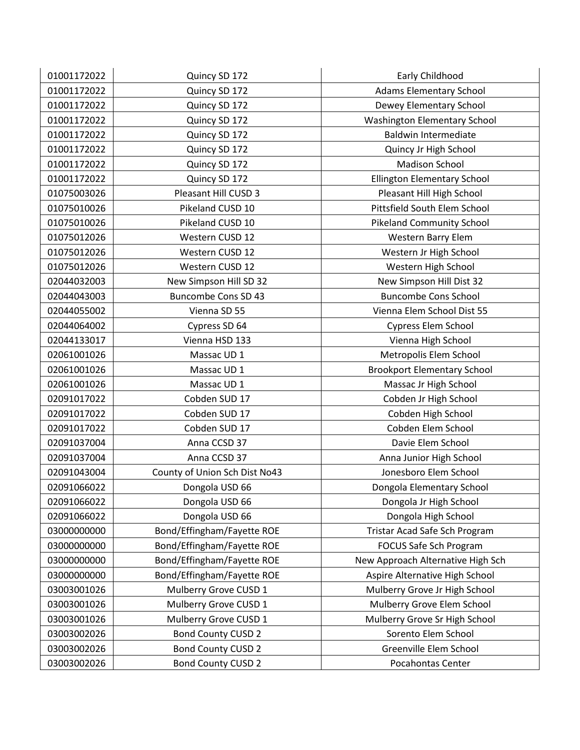| | | |
|---|---|---|
| 01001172022 | Quincy SD 172 | Early Childhood |
| 01001172022 | Quincy SD 172 | Adams Elementary School |
| 01001172022 | Quincy SD 172 | Dewey Elementary School |
| 01001172022 | Quincy SD 172 | Washington Elementary School |
| 01001172022 | Quincy SD 172 | Baldwin Intermediate |
| 01001172022 | Quincy SD 172 | Quincy Jr High School |
| 01001172022 | Quincy SD 172 | Madison School |
| 01001172022 | Quincy SD 172 | Ellington Elementary School |
| 01075003026 | Pleasant Hill CUSD 3 | Pleasant Hill High School |
| 01075010026 | Pikeland CUSD 10 | Pittsfield South Elem School |
| 01075010026 | Pikeland CUSD 10 | Pikeland Community School |
| 01075012026 | Western CUSD 12 | Western Barry Elem |
| 01075012026 | Western CUSD 12 | Western Jr High School |
| 01075012026 | Western CUSD 12 | Western High School |
| 02044032003 | New Simpson Hill SD 32 | New Simpson Hill Dist 32 |
| 02044043003 | Buncombe Cons SD 43 | Buncombe Cons School |
| 02044055002 | Vienna SD 55 | Vienna Elem School Dist 55 |
| 02044064002 | Cypress SD 64 | Cypress Elem School |
| 02044133017 | Vienna HSD 133 | Vienna High School |
| 02061001026 | Massac UD 1 | Metropolis Elem School |
| 02061001026 | Massac UD 1 | Brookport Elementary School |
| 02061001026 | Massac UD 1 | Massac Jr High School |
| 02091017022 | Cobden SUD 17 | Cobden Jr High School |
| 02091017022 | Cobden SUD 17 | Cobden High School |
| 02091017022 | Cobden SUD 17 | Cobden Elem School |
| 02091037004 | Anna CCSD 37 | Davie Elem School |
| 02091037004 | Anna CCSD 37 | Anna Junior High School |
| 02091043004 | County of Union Sch Dist No43 | Jonesboro Elem School |
| 02091066022 | Dongola USD 66 | Dongola Elementary School |
| 02091066022 | Dongola USD 66 | Dongola Jr High School |
| 02091066022 | Dongola USD 66 | Dongola High School |
| 03000000000 | Bond/Effingham/Fayette ROE | Tristar Acad Safe Sch Program |
| 03000000000 | Bond/Effingham/Fayette ROE | FOCUS Safe Sch Program |
| 03000000000 | Bond/Effingham/Fayette ROE | New Approach Alternative High Sch |
| 03000000000 | Bond/Effingham/Fayette ROE | Aspire Alternative High School |
| 03003001026 | Mulberry Grove CUSD 1 | Mulberry Grove Jr High School |
| 03003001026 | Mulberry Grove CUSD 1 | Mulberry Grove Elem School |
| 03003001026 | Mulberry Grove CUSD 1 | Mulberry Grove Sr High School |
| 03003002026 | Bond County CUSD 2 | Sorento Elem School |
| 03003002026 | Bond County CUSD 2 | Greenville Elem School |
| 03003002026 | Bond County CUSD 2 | Pocahontas Center |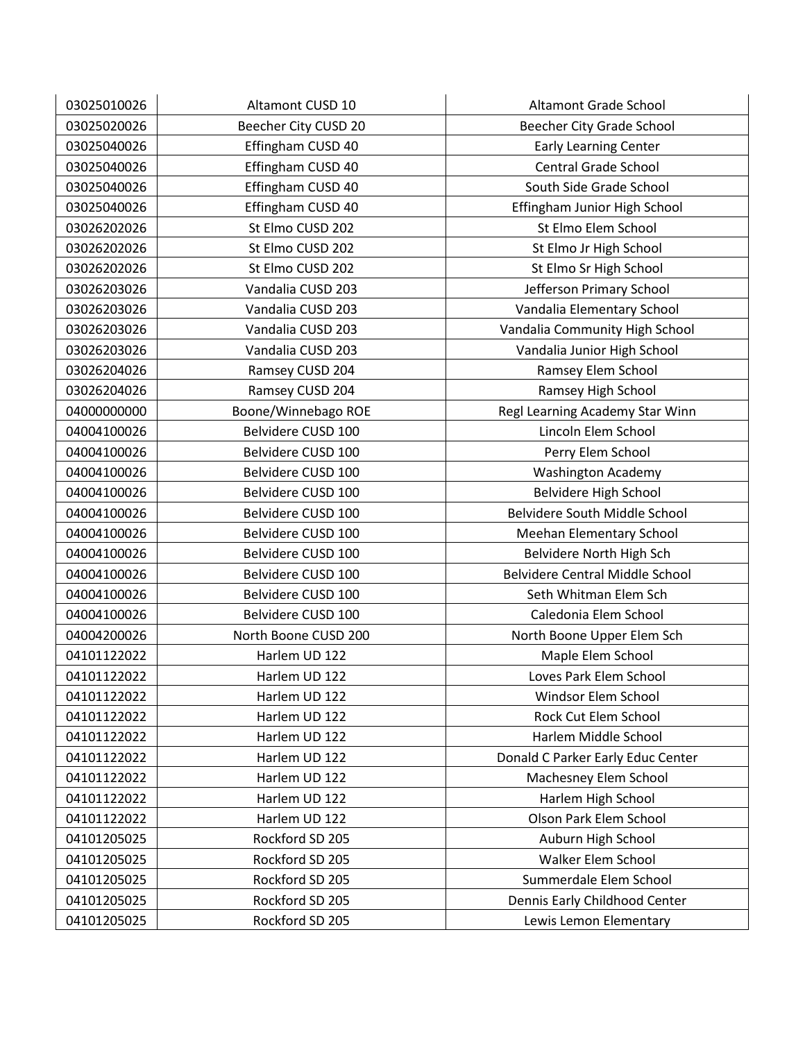| | | |
|---|---|---|
| 03025010026 | Altamont CUSD 10 | Altamont Grade School |
| 03025020026 | Beecher City CUSD 20 | Beecher City Grade School |
| 03025040026 | Effingham CUSD 40 | Early Learning Center |
| 03025040026 | Effingham CUSD 40 | Central Grade School |
| 03025040026 | Effingham CUSD 40 | South Side Grade School |
| 03025040026 | Effingham CUSD 40 | Effingham Junior High School |
| 03026202026 | St Elmo CUSD 202 | St Elmo Elem School |
| 03026202026 | St Elmo CUSD 202 | St Elmo Jr High School |
| 03026202026 | St Elmo CUSD 202 | St Elmo Sr High School |
| 03026203026 | Vandalia CUSD 203 | Jefferson Primary School |
| 03026203026 | Vandalia CUSD 203 | Vandalia Elementary School |
| 03026203026 | Vandalia CUSD 203 | Vandalia Community High School |
| 03026203026 | Vandalia CUSD 203 | Vandalia Junior High School |
| 03026204026 | Ramsey CUSD 204 | Ramsey Elem School |
| 03026204026 | Ramsey CUSD 204 | Ramsey High School |
| 04000000000 | Boone/Winnebago ROE | Regl Learning Academy Star Winn |
| 04004100026 | Belvidere CUSD 100 | Lincoln Elem School |
| 04004100026 | Belvidere CUSD 100 | Perry Elem School |
| 04004100026 | Belvidere CUSD 100 | Washington Academy |
| 04004100026 | Belvidere CUSD 100 | Belvidere High School |
| 04004100026 | Belvidere CUSD 100 | Belvidere South Middle School |
| 04004100026 | Belvidere CUSD 100 | Meehan Elementary School |
| 04004100026 | Belvidere CUSD 100 | Belvidere North High Sch |
| 04004100026 | Belvidere CUSD 100 | Belvidere Central Middle School |
| 04004100026 | Belvidere CUSD 100 | Seth Whitman Elem Sch |
| 04004100026 | Belvidere CUSD 100 | Caledonia Elem School |
| 04004200026 | North Boone CUSD 200 | North Boone Upper Elem Sch |
| 04101122022 | Harlem UD 122 | Maple Elem School |
| 04101122022 | Harlem UD 122 | Loves Park Elem School |
| 04101122022 | Harlem UD 122 | Windsor Elem School |
| 04101122022 | Harlem UD 122 | Rock Cut Elem School |
| 04101122022 | Harlem UD 122 | Harlem Middle School |
| 04101122022 | Harlem UD 122 | Donald C Parker Early Educ Center |
| 04101122022 | Harlem UD 122 | Machesney Elem School |
| 04101122022 | Harlem UD 122 | Harlem High School |
| 04101122022 | Harlem UD 122 | Olson Park Elem School |
| 04101205025 | Rockford SD 205 | Auburn High School |
| 04101205025 | Rockford SD 205 | Walker Elem School |
| 04101205025 | Rockford SD 205 | Summerdale Elem School |
| 04101205025 | Rockford SD 205 | Dennis Early Childhood Center |
| 04101205025 | Rockford SD 205 | Lewis Lemon Elementary |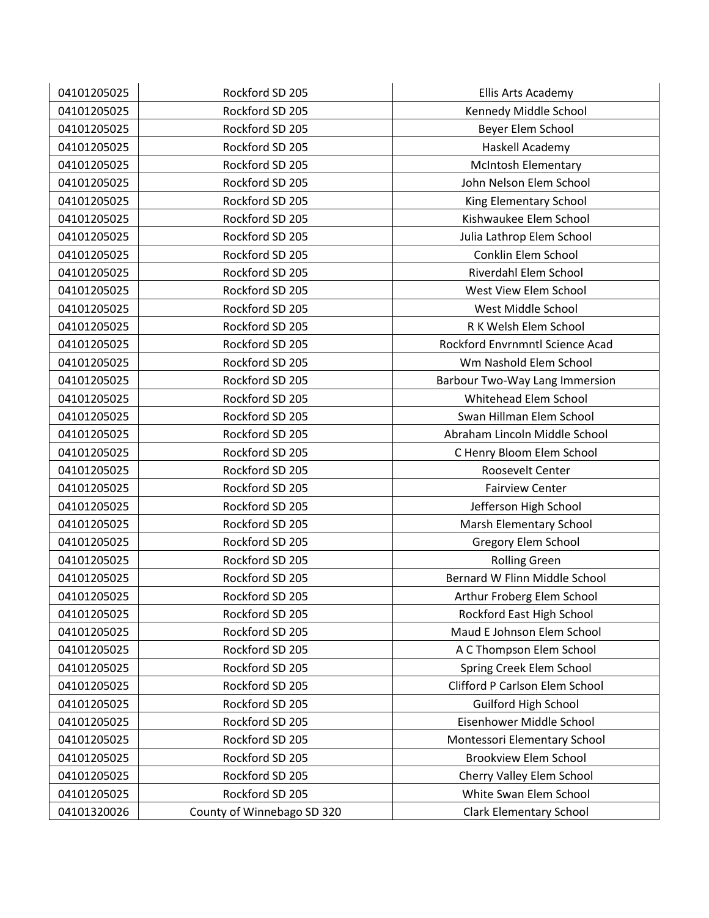| | | |
|---|---|---|
| 04101205025 | Rockford SD 205 | Ellis Arts Academy |
| 04101205025 | Rockford SD 205 | Kennedy Middle School |
| 04101205025 | Rockford SD 205 | Beyer Elem School |
| 04101205025 | Rockford SD 205 | Haskell Academy |
| 04101205025 | Rockford SD 205 | McIntosh Elementary |
| 04101205025 | Rockford SD 205 | John Nelson Elem School |
| 04101205025 | Rockford SD 205 | King Elementary School |
| 04101205025 | Rockford SD 205 | Kishwaukee Elem School |
| 04101205025 | Rockford SD 205 | Julia Lathrop Elem School |
| 04101205025 | Rockford SD 205 | Conklin Elem School |
| 04101205025 | Rockford SD 205 | Riverdahl Elem School |
| 04101205025 | Rockford SD 205 | West View Elem School |
| 04101205025 | Rockford SD 205 | West Middle School |
| 04101205025 | Rockford SD 205 | R K Welsh Elem School |
| 04101205025 | Rockford SD 205 | Rockford Envrnmntl Science Acad |
| 04101205025 | Rockford SD 205 | Wm Nashold Elem School |
| 04101205025 | Rockford SD 205 | Barbour Two-Way Lang Immersion |
| 04101205025 | Rockford SD 205 | Whitehead Elem School |
| 04101205025 | Rockford SD 205 | Swan Hillman Elem School |
| 04101205025 | Rockford SD 205 | Abraham Lincoln Middle School |
| 04101205025 | Rockford SD 205 | C Henry Bloom Elem School |
| 04101205025 | Rockford SD 205 | Roosevelt Center |
| 04101205025 | Rockford SD 205 | Fairview Center |
| 04101205025 | Rockford SD 205 | Jefferson High School |
| 04101205025 | Rockford SD 205 | Marsh Elementary School |
| 04101205025 | Rockford SD 205 | Gregory Elem School |
| 04101205025 | Rockford SD 205 | Rolling Green |
| 04101205025 | Rockford SD 205 | Bernard W Flinn Middle School |
| 04101205025 | Rockford SD 205 | Arthur Froberg Elem School |
| 04101205025 | Rockford SD 205 | Rockford East High School |
| 04101205025 | Rockford SD 205 | Maud E Johnson Elem School |
| 04101205025 | Rockford SD 205 | A C Thompson Elem School |
| 04101205025 | Rockford SD 205 | Spring Creek Elem School |
| 04101205025 | Rockford SD 205 | Clifford P Carlson Elem School |
| 04101205025 | Rockford SD 205 | Guilford High School |
| 04101205025 | Rockford SD 205 | Eisenhower Middle School |
| 04101205025 | Rockford SD 205 | Montessori Elementary School |
| 04101205025 | Rockford SD 205 | Brookview Elem School |
| 04101205025 | Rockford SD 205 | Cherry Valley Elem School |
| 04101205025 | Rockford SD 205 | White Swan Elem School |
| 04101320026 | County of Winnebago SD 320 | Clark Elementary School |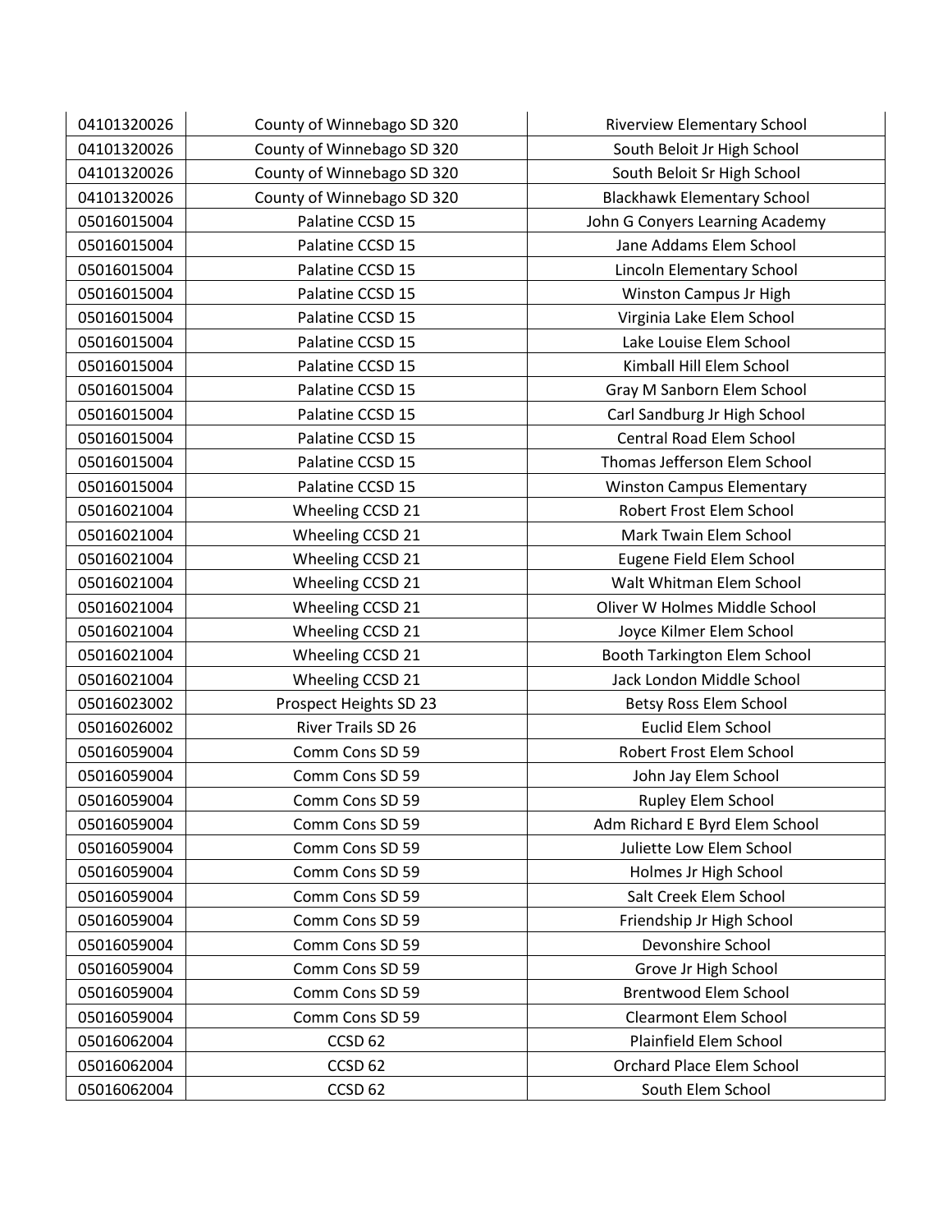| | | |
|---|---|---|
| 04101320026 | County of Winnebago SD 320 | Riverview Elementary School |
| 04101320026 | County of Winnebago SD 320 | South Beloit Jr High School |
| 04101320026 | County of Winnebago SD 320 | South Beloit Sr High School |
| 04101320026 | County of Winnebago SD 320 | Blackhawk Elementary School |
| 05016015004 | Palatine CCSD 15 | John G Conyers Learning Academy |
| 05016015004 | Palatine CCSD 15 | Jane Addams Elem School |
| 05016015004 | Palatine CCSD 15 | Lincoln Elementary School |
| 05016015004 | Palatine CCSD 15 | Winston Campus Jr High |
| 05016015004 | Palatine CCSD 15 | Virginia Lake Elem School |
| 05016015004 | Palatine CCSD 15 | Lake Louise Elem School |
| 05016015004 | Palatine CCSD 15 | Kimball Hill Elem School |
| 05016015004 | Palatine CCSD 15 | Gray M Sanborn Elem School |
| 05016015004 | Palatine CCSD 15 | Carl Sandburg Jr High School |
| 05016015004 | Palatine CCSD 15 | Central Road Elem School |
| 05016015004 | Palatine CCSD 15 | Thomas Jefferson Elem School |
| 05016015004 | Palatine CCSD 15 | Winston Campus Elementary |
| 05016021004 | Wheeling CCSD 21 | Robert Frost Elem School |
| 05016021004 | Wheeling CCSD 21 | Mark Twain Elem School |
| 05016021004 | Wheeling CCSD 21 | Eugene Field Elem School |
| 05016021004 | Wheeling CCSD 21 | Walt Whitman Elem School |
| 05016021004 | Wheeling CCSD 21 | Oliver W Holmes Middle School |
| 05016021004 | Wheeling CCSD 21 | Joyce Kilmer Elem School |
| 05016021004 | Wheeling CCSD 21 | Booth Tarkington Elem School |
| 05016021004 | Wheeling CCSD 21 | Jack London Middle School |
| 05016023002 | Prospect Heights SD 23 | Betsy Ross Elem School |
| 05016026002 | River Trails SD 26 | Euclid Elem School |
| 05016059004 | Comm Cons SD 59 | Robert Frost Elem School |
| 05016059004 | Comm Cons SD 59 | John Jay Elem School |
| 05016059004 | Comm Cons SD 59 | Rupley Elem School |
| 05016059004 | Comm Cons SD 59 | Adm Richard E Byrd Elem School |
| 05016059004 | Comm Cons SD 59 | Juliette Low Elem School |
| 05016059004 | Comm Cons SD 59 | Holmes Jr High School |
| 05016059004 | Comm Cons SD 59 | Salt Creek Elem School |
| 05016059004 | Comm Cons SD 59 | Friendship Jr High School |
| 05016059004 | Comm Cons SD 59 | Devonshire School |
| 05016059004 | Comm Cons SD 59 | Grove Jr High School |
| 05016059004 | Comm Cons SD 59 | Brentwood Elem School |
| 05016059004 | Comm Cons SD 59 | Clearmont Elem School |
| 05016062004 | CCSD 62 | Plainfield Elem School |
| 05016062004 | CCSD 62 | Orchard Place Elem School |
| 05016062004 | CCSD 62 | South Elem School |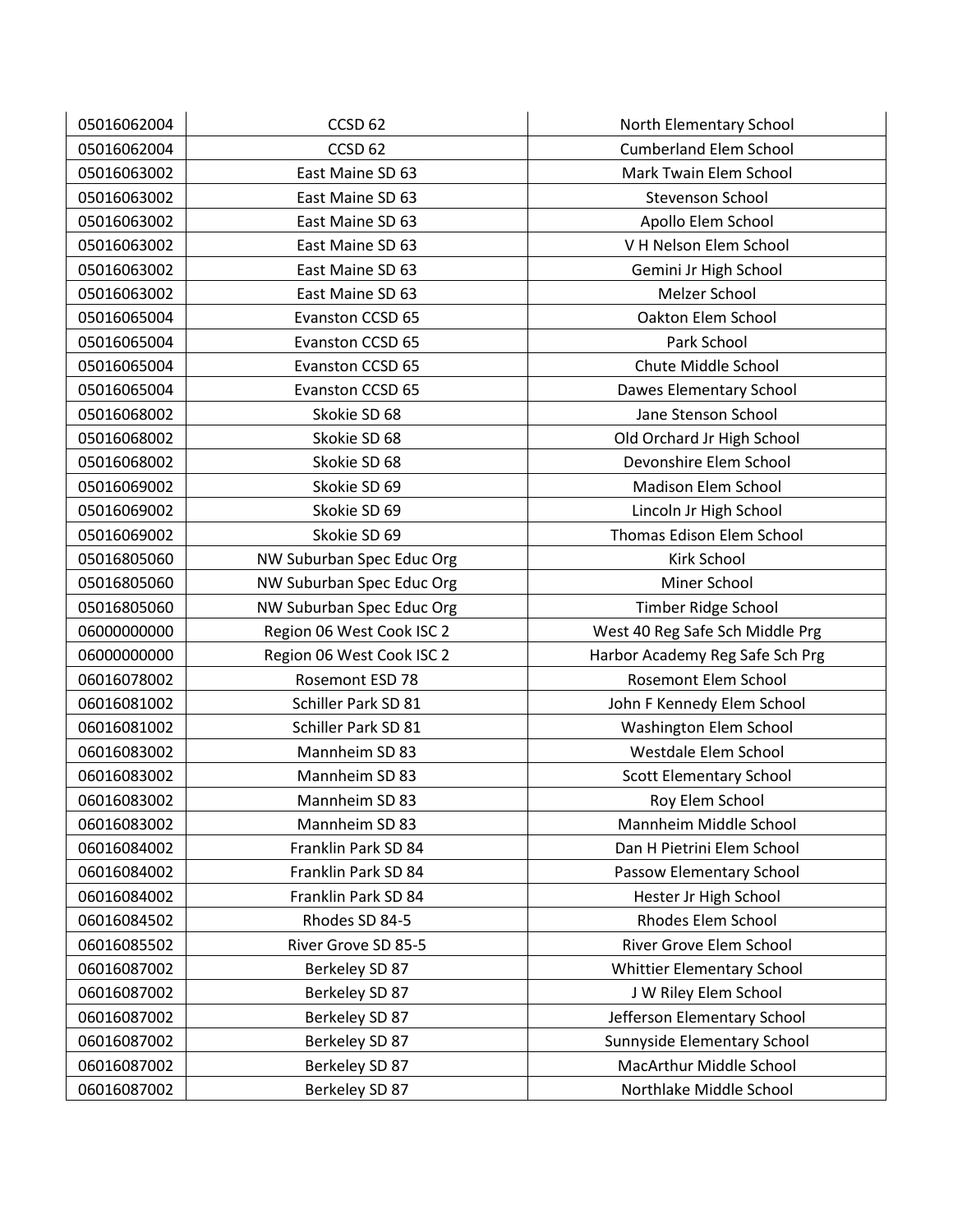| | | |
|---|---|---|
| 05016062004 | CCSD 62 | North Elementary School |
| 05016062004 | CCSD 62 | Cumberland Elem School |
| 05016063002 | East Maine SD 63 | Mark Twain Elem School |
| 05016063002 | East Maine SD 63 | Stevenson School |
| 05016063002 | East Maine SD 63 | Apollo Elem School |
| 05016063002 | East Maine SD 63 | V H Nelson Elem School |
| 05016063002 | East Maine SD 63 | Gemini Jr High School |
| 05016063002 | East Maine SD 63 | Melzer School |
| 05016065004 | Evanston CCSD 65 | Oakton Elem School |
| 05016065004 | Evanston CCSD 65 | Park School |
| 05016065004 | Evanston CCSD 65 | Chute Middle School |
| 05016065004 | Evanston CCSD 65 | Dawes Elementary School |
| 05016068002 | Skokie SD 68 | Jane Stenson School |
| 05016068002 | Skokie SD 68 | Old Orchard Jr High School |
| 05016068002 | Skokie SD 68 | Devonshire Elem School |
| 05016069002 | Skokie SD 69 | Madison Elem School |
| 05016069002 | Skokie SD 69 | Lincoln Jr High School |
| 05016069002 | Skokie SD 69 | Thomas Edison Elem School |
| 05016805060 | NW Suburban Spec Educ Org | Kirk School |
| 05016805060 | NW Suburban Spec Educ Org | Miner School |
| 05016805060 | NW Suburban Spec Educ Org | Timber Ridge School |
| 06000000000 | Region 06 West Cook ISC 2 | West 40 Reg Safe Sch Middle Prg |
| 06000000000 | Region 06 West Cook ISC 2 | Harbor Academy Reg Safe Sch Prg |
| 06016078002 | Rosemont ESD 78 | Rosemont Elem School |
| 06016081002 | Schiller Park SD 81 | John F Kennedy Elem School |
| 06016081002 | Schiller Park SD 81 | Washington Elem School |
| 06016083002 | Mannheim SD 83 | Westdale Elem School |
| 06016083002 | Mannheim SD 83 | Scott Elementary School |
| 06016083002 | Mannheim SD 83 | Roy Elem School |
| 06016083002 | Mannheim SD 83 | Mannheim Middle School |
| 06016084002 | Franklin Park SD 84 | Dan H Pietrini Elem School |
| 06016084002 | Franklin Park SD 84 | Passow Elementary School |
| 06016084002 | Franklin Park SD 84 | Hester Jr High School |
| 06016084502 | Rhodes SD 84-5 | Rhodes Elem School |
| 06016085502 | River Grove SD 85-5 | River Grove Elem School |
| 06016087002 | Berkeley SD 87 | Whittier Elementary School |
| 06016087002 | Berkeley SD 87 | J W Riley Elem School |
| 06016087002 | Berkeley SD 87 | Jefferson Elementary School |
| 06016087002 | Berkeley SD 87 | Sunnyside Elementary School |
| 06016087002 | Berkeley SD 87 | MacArthur Middle School |
| 06016087002 | Berkeley SD 87 | Northlake Middle School |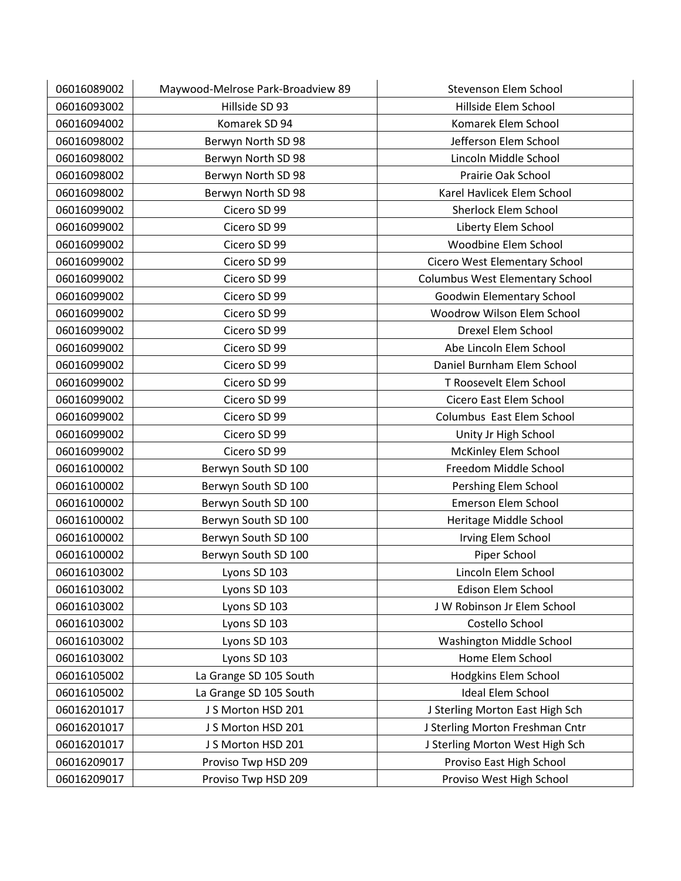| | | |
|---|---|---|
| 06016089002 | Maywood-Melrose Park-Broadview 89 | Stevenson Elem School |
| 06016093002 | Hillside SD 93 | Hillside Elem School |
| 06016094002 | Komarek SD 94 | Komarek Elem School |
| 06016098002 | Berwyn North SD 98 | Jefferson Elem School |
| 06016098002 | Berwyn North SD 98 | Lincoln Middle School |
| 06016098002 | Berwyn North SD 98 | Prairie Oak School |
| 06016098002 | Berwyn North SD 98 | Karel Havlicek Elem School |
| 06016099002 | Cicero SD 99 | Sherlock Elem School |
| 06016099002 | Cicero SD 99 | Liberty Elem School |
| 06016099002 | Cicero SD 99 | Woodbine Elem School |
| 06016099002 | Cicero SD 99 | Cicero West Elementary School |
| 06016099002 | Cicero SD 99 | Columbus West Elementary School |
| 06016099002 | Cicero SD 99 | Goodwin Elementary School |
| 06016099002 | Cicero SD 99 | Woodrow Wilson Elem School |
| 06016099002 | Cicero SD 99 | Drexel Elem School |
| 06016099002 | Cicero SD 99 | Abe Lincoln Elem School |
| 06016099002 | Cicero SD 99 | Daniel Burnham Elem School |
| 06016099002 | Cicero SD 99 | T Roosevelt Elem School |
| 06016099002 | Cicero SD 99 | Cicero East Elem School |
| 06016099002 | Cicero SD 99 | Columbus East Elem School |
| 06016099002 | Cicero SD 99 | Unity Jr High School |
| 06016099002 | Cicero SD 99 | McKinley Elem School |
| 06016100002 | Berwyn South SD 100 | Freedom Middle School |
| 06016100002 | Berwyn South SD 100 | Pershing Elem School |
| 06016100002 | Berwyn South SD 100 | Emerson Elem School |
| 06016100002 | Berwyn South SD 100 | Heritage Middle School |
| 06016100002 | Berwyn South SD 100 | Irving Elem School |
| 06016100002 | Berwyn South SD 100 | Piper School |
| 06016103002 | Lyons SD 103 | Lincoln Elem School |
| 06016103002 | Lyons SD 103 | Edison Elem School |
| 06016103002 | Lyons SD 103 | J W Robinson Jr Elem School |
| 06016103002 | Lyons SD 103 | Costello School |
| 06016103002 | Lyons SD 103 | Washington Middle School |
| 06016103002 | Lyons SD 103 | Home Elem School |
| 06016105002 | La Grange SD 105 South | Hodgkins Elem School |
| 06016105002 | La Grange SD 105 South | Ideal Elem School |
| 06016201017 | J S Morton HSD 201 | J Sterling Morton East High Sch |
| 06016201017 | J S Morton HSD 201 | J Sterling Morton Freshman Cntr |
| 06016201017 | J S Morton HSD 201 | J Sterling Morton West High Sch |
| 06016209017 | Proviso Twp HSD 209 | Proviso East High School |
| 06016209017 | Proviso Twp HSD 209 | Proviso West High School |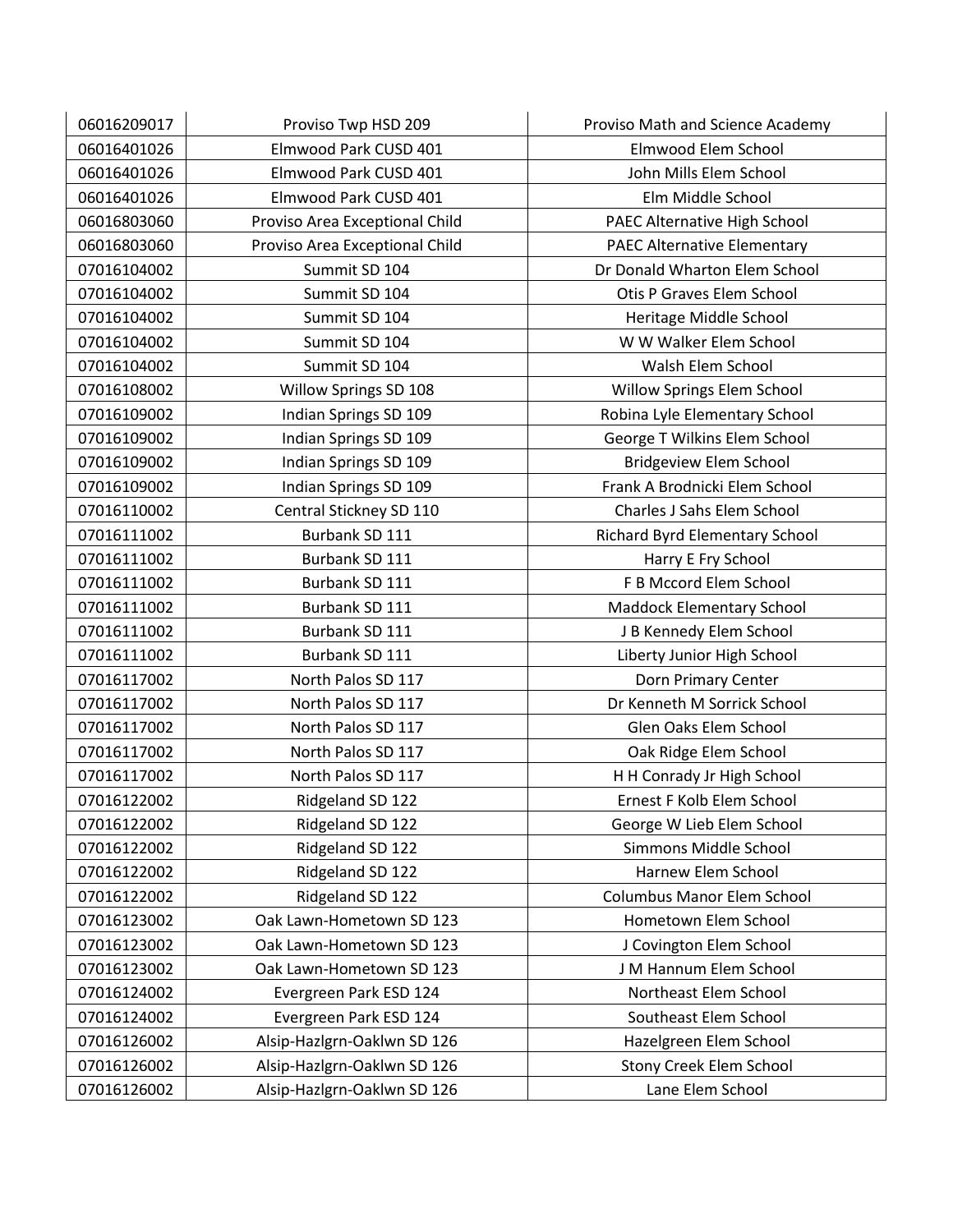| | | |
|---|---|---|
| 06016209017 | Proviso Twp HSD 209 | Proviso Math and Science Academy |
| 06016401026 | Elmwood Park CUSD 401 | Elmwood Elem School |
| 06016401026 | Elmwood Park CUSD 401 | John Mills Elem School |
| 06016401026 | Elmwood Park CUSD 401 | Elm Middle School |
| 06016803060 | Proviso Area Exceptional Child | PAEC Alternative High School |
| 06016803060 | Proviso Area Exceptional Child | PAEC Alternative Elementary |
| 07016104002 | Summit SD 104 | Dr Donald Wharton Elem School |
| 07016104002 | Summit SD 104 | Otis P Graves Elem School |
| 07016104002 | Summit SD 104 | Heritage Middle School |
| 07016104002 | Summit SD 104 | W W Walker Elem School |
| 07016104002 | Summit SD 104 | Walsh Elem School |
| 07016108002 | Willow Springs SD 108 | Willow Springs Elem School |
| 07016109002 | Indian Springs SD 109 | Robina Lyle Elementary School |
| 07016109002 | Indian Springs SD 109 | George T Wilkins Elem School |
| 07016109002 | Indian Springs SD 109 | Bridgeview Elem School |
| 07016109002 | Indian Springs SD 109 | Frank A Brodnicki Elem School |
| 07016110002 | Central Stickney SD 110 | Charles J Sahs Elem School |
| 07016111002 | Burbank SD 111 | Richard Byrd Elementary School |
| 07016111002 | Burbank SD 111 | Harry E Fry School |
| 07016111002 | Burbank SD 111 | F B Mccord Elem School |
| 07016111002 | Burbank SD 111 | Maddock Elementary School |
| 07016111002 | Burbank SD 111 | J B Kennedy Elem School |
| 07016111002 | Burbank SD 111 | Liberty Junior High School |
| 07016117002 | North Palos SD 117 | Dorn Primary Center |
| 07016117002 | North Palos SD 117 | Dr Kenneth M Sorrick School |
| 07016117002 | North Palos SD 117 | Glen Oaks Elem School |
| 07016117002 | North Palos SD 117 | Oak Ridge Elem School |
| 07016117002 | North Palos SD 117 | H H Conrady Jr High School |
| 07016122002 | Ridgeland SD 122 | Ernest F Kolb Elem School |
| 07016122002 | Ridgeland SD 122 | George W Lieb Elem School |
| 07016122002 | Ridgeland SD 122 | Simmons Middle School |
| 07016122002 | Ridgeland SD 122 | Harnew Elem School |
| 07016122002 | Ridgeland SD 122 | Columbus Manor Elem School |
| 07016123002 | Oak Lawn-Hometown SD 123 | Hometown Elem School |
| 07016123002 | Oak Lawn-Hometown SD 123 | J Covington Elem School |
| 07016123002 | Oak Lawn-Hometown SD 123 | J M Hannum Elem School |
| 07016124002 | Evergreen Park ESD 124 | Northeast Elem School |
| 07016124002 | Evergreen Park ESD 124 | Southeast Elem School |
| 07016126002 | Alsip-Hazlgrn-Oaklwn SD 126 | Hazelgreen Elem School |
| 07016126002 | Alsip-Hazlgrn-Oaklwn SD 126 | Stony Creek Elem School |
| 07016126002 | Alsip-Hazlgrn-Oaklwn SD 126 | Lane Elem School |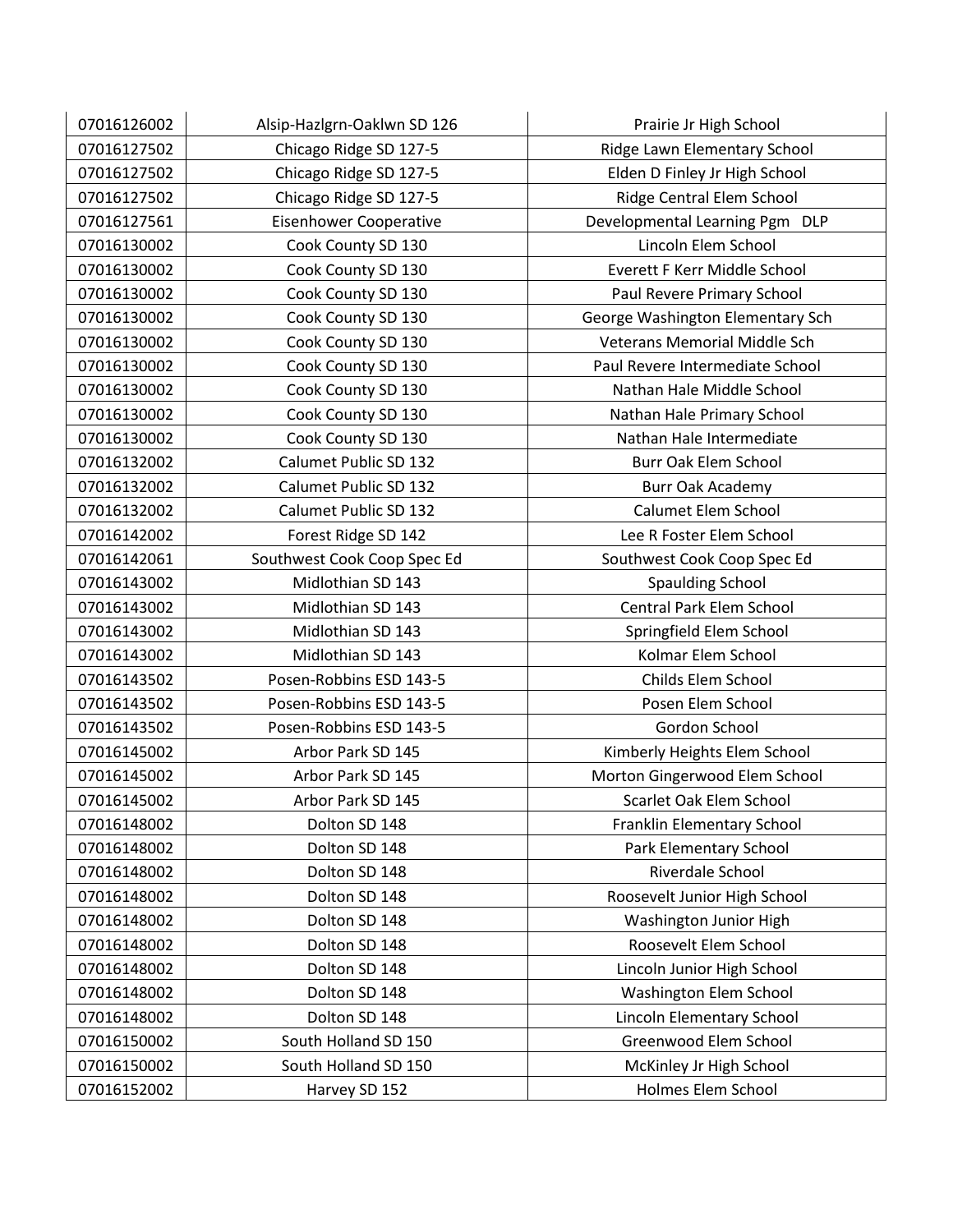| | | |
|---|---|---|
| 07016126002 | Alsip-Hazlgrn-Oaklwn SD 126 | Prairie Jr High School |
| 07016127502 | Chicago Ridge SD 127-5 | Ridge Lawn Elementary School |
| 07016127502 | Chicago Ridge SD 127-5 | Elden D Finley Jr High School |
| 07016127502 | Chicago Ridge SD 127-5 | Ridge Central Elem School |
| 07016127561 | Eisenhower Cooperative | Developmental Learning Pgm DLP |
| 07016130002 | Cook County SD 130 | Lincoln Elem School |
| 07016130002 | Cook County SD 130 | Everett F Kerr Middle School |
| 07016130002 | Cook County SD 130 | Paul Revere Primary School |
| 07016130002 | Cook County SD 130 | George Washington Elementary Sch |
| 07016130002 | Cook County SD 130 | Veterans Memorial Middle Sch |
| 07016130002 | Cook County SD 130 | Paul Revere Intermediate School |
| 07016130002 | Cook County SD 130 | Nathan Hale Middle School |
| 07016130002 | Cook County SD 130 | Nathan Hale Primary School |
| 07016130002 | Cook County SD 130 | Nathan Hale Intermediate |
| 07016132002 | Calumet Public SD 132 | Burr Oak Elem School |
| 07016132002 | Calumet Public SD 132 | Burr Oak Academy |
| 07016132002 | Calumet Public SD 132 | Calumet Elem School |
| 07016142002 | Forest Ridge SD 142 | Lee R Foster Elem School |
| 07016142061 | Southwest Cook Coop Spec Ed | Southwest Cook Coop Spec Ed |
| 07016143002 | Midlothian SD 143 | Spaulding School |
| 07016143002 | Midlothian SD 143 | Central Park Elem School |
| 07016143002 | Midlothian SD 143 | Springfield Elem School |
| 07016143002 | Midlothian SD 143 | Kolmar Elem School |
| 07016143502 | Posen-Robbins ESD 143-5 | Childs Elem School |
| 07016143502 | Posen-Robbins ESD 143-5 | Posen Elem School |
| 07016143502 | Posen-Robbins ESD 143-5 | Gordon School |
| 07016145002 | Arbor Park SD 145 | Kimberly Heights Elem School |
| 07016145002 | Arbor Park SD 145 | Morton Gingerwood Elem School |
| 07016145002 | Arbor Park SD 145 | Scarlet Oak Elem School |
| 07016148002 | Dolton SD 148 | Franklin Elementary School |
| 07016148002 | Dolton SD 148 | Park Elementary School |
| 07016148002 | Dolton SD 148 | Riverdale School |
| 07016148002 | Dolton SD 148 | Roosevelt Junior High School |
| 07016148002 | Dolton SD 148 | Washington Junior High |
| 07016148002 | Dolton SD 148 | Roosevelt Elem School |
| 07016148002 | Dolton SD 148 | Lincoln Junior High School |
| 07016148002 | Dolton SD 148 | Washington Elem School |
| 07016148002 | Dolton SD 148 | Lincoln Elementary School |
| 07016150002 | South Holland SD 150 | Greenwood Elem School |
| 07016150002 | South Holland SD 150 | McKinley Jr High School |
| 07016152002 | Harvey SD 152 | Holmes Elem School |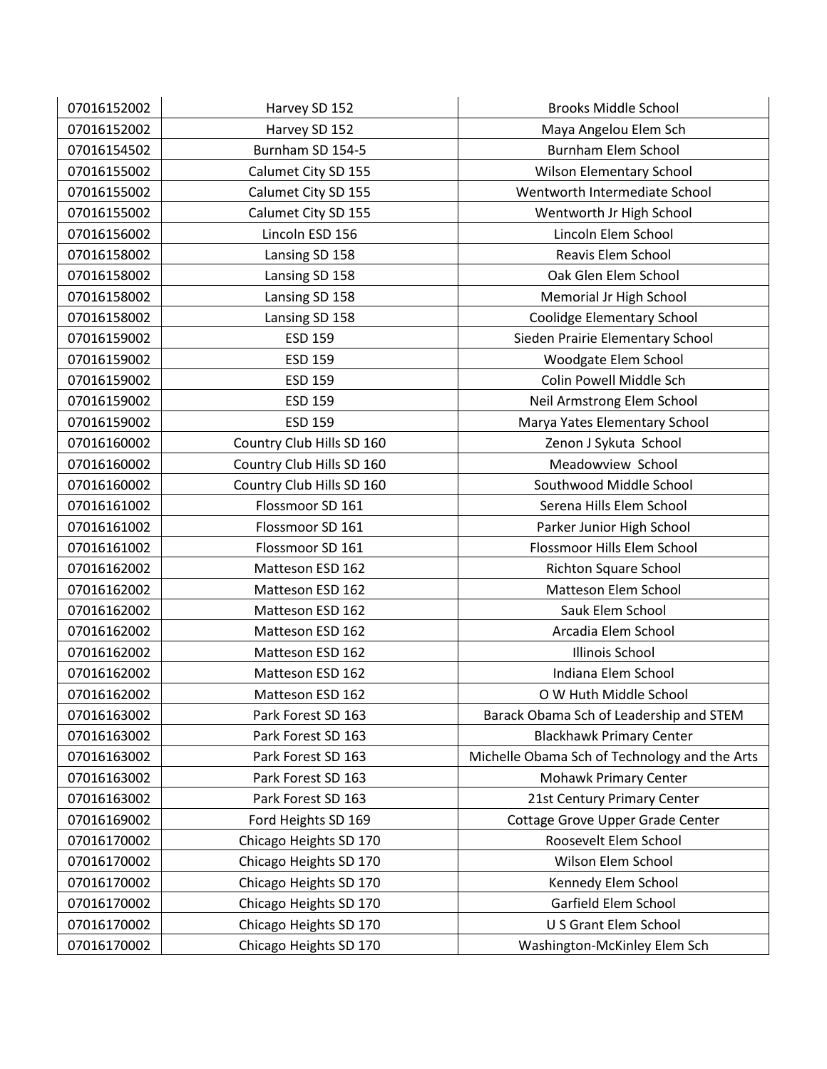| | | |
|---|---|---|
| 07016152002 | Harvey SD 152 | Brooks Middle School |
| 07016152002 | Harvey SD 152 | Maya Angelou Elem Sch |
| 07016154502 | Burnham SD 154-5 | Burnham Elem School |
| 07016155002 | Calumet City SD 155 | Wilson Elementary School |
| 07016155002 | Calumet City SD 155 | Wentworth Intermediate School |
| 07016155002 | Calumet City SD 155 | Wentworth Jr High School |
| 07016156002 | Lincoln ESD 156 | Lincoln Elem School |
| 07016158002 | Lansing SD 158 | Reavis Elem School |
| 07016158002 | Lansing SD 158 | Oak Glen Elem School |
| 07016158002 | Lansing SD 158 | Memorial Jr High School |
| 07016158002 | Lansing SD 158 | Coolidge Elementary School |
| 07016159002 | ESD 159 | Sieden Prairie Elementary School |
| 07016159002 | ESD 159 | Woodgate Elem School |
| 07016159002 | ESD 159 | Colin Powell Middle Sch |
| 07016159002 | ESD 159 | Neil Armstrong Elem School |
| 07016159002 | ESD 159 | Marya Yates Elementary School |
| 07016160002 | Country Club Hills SD 160 | Zenon J Sykuta School |
| 07016160002 | Country Club Hills SD 160 | Meadowview School |
| 07016160002 | Country Club Hills SD 160 | Southwood Middle School |
| 07016161002 | Flossmoor SD 161 | Serena Hills Elem School |
| 07016161002 | Flossmoor SD 161 | Parker Junior High School |
| 07016161002 | Flossmoor SD 161 | Flossmoor Hills Elem School |
| 07016162002 | Matteson ESD 162 | Richton Square School |
| 07016162002 | Matteson ESD 162 | Matteson Elem School |
| 07016162002 | Matteson ESD 162 | Sauk Elem School |
| 07016162002 | Matteson ESD 162 | Arcadia Elem School |
| 07016162002 | Matteson ESD 162 | Illinois School |
| 07016162002 | Matteson ESD 162 | Indiana Elem School |
| 07016162002 | Matteson ESD 162 | O W Huth Middle School |
| 07016163002 | Park Forest SD 163 | Barack Obama Sch of Leadership and STEM |
| 07016163002 | Park Forest SD 163 | Blackhawk Primary Center |
| 07016163002 | Park Forest SD 163 | Michelle Obama Sch of Technology and the Arts |
| 07016163002 | Park Forest SD 163 | Mohawk Primary Center |
| 07016163002 | Park Forest SD 163 | 21st Century Primary Center |
| 07016169002 | Ford Heights SD 169 | Cottage Grove Upper Grade Center |
| 07016170002 | Chicago Heights SD 170 | Roosevelt Elem School |
| 07016170002 | Chicago Heights SD 170 | Wilson Elem School |
| 07016170002 | Chicago Heights SD 170 | Kennedy Elem School |
| 07016170002 | Chicago Heights SD 170 | Garfield Elem School |
| 07016170002 | Chicago Heights SD 170 | U S Grant Elem School |
| 07016170002 | Chicago Heights SD 170 | Washington-McKinley Elem Sch |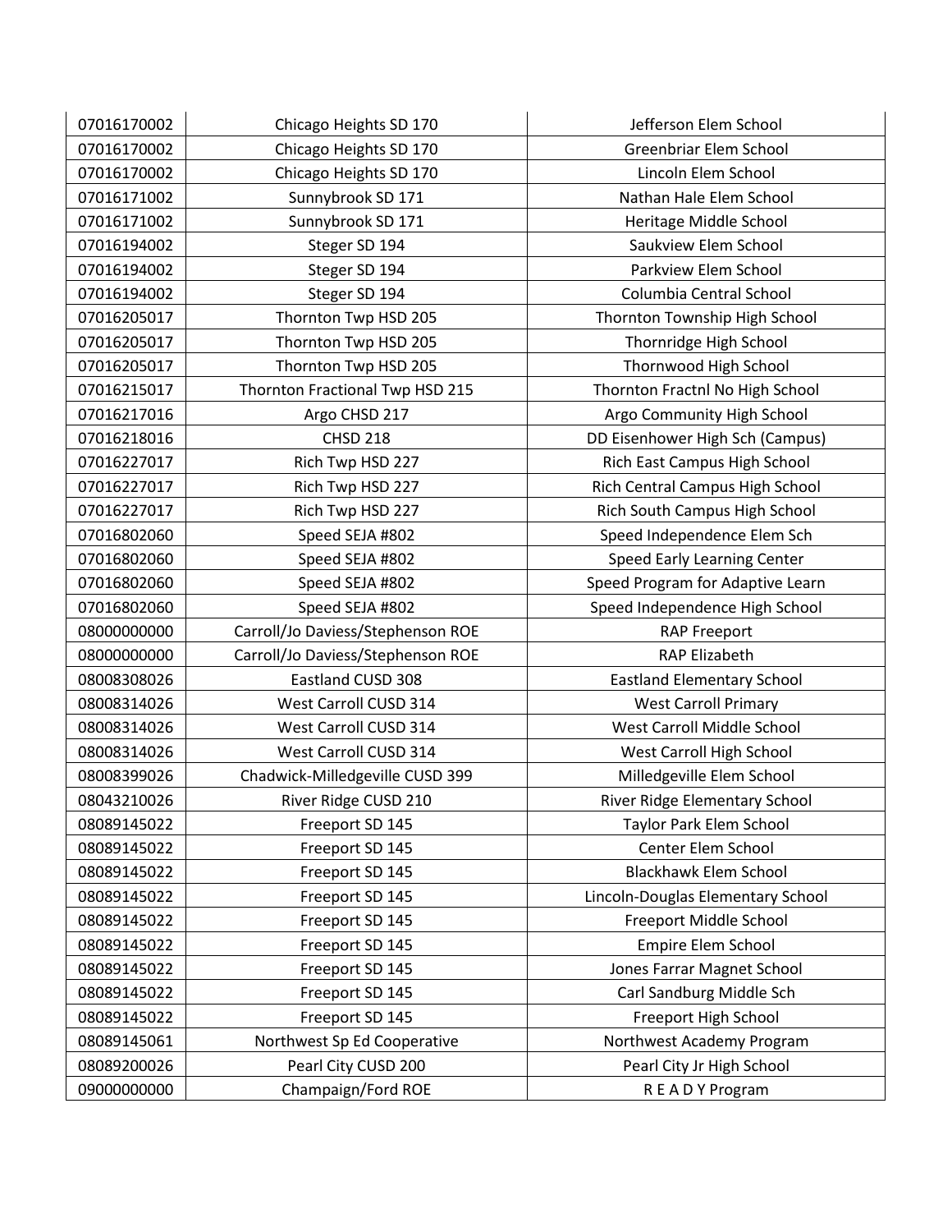| | | |
|---|---|---|
| 07016170002 | Chicago Heights SD 170 | Jefferson Elem School |
| 07016170002 | Chicago Heights SD 170 | Greenbriar Elem School |
| 07016170002 | Chicago Heights SD 170 | Lincoln Elem School |
| 07016171002 | Sunnybrook SD 171 | Nathan Hale Elem School |
| 07016171002 | Sunnybrook SD 171 | Heritage Middle School |
| 07016194002 | Steger SD 194 | Saukview Elem School |
| 07016194002 | Steger SD 194 | Parkview Elem School |
| 07016194002 | Steger SD 194 | Columbia Central School |
| 07016205017 | Thornton Twp HSD 205 | Thornton Township High School |
| 07016205017 | Thornton Twp HSD 205 | Thornridge High School |
| 07016205017 | Thornton Twp HSD 205 | Thornwood High School |
| 07016215017 | Thornton Fractional Twp HSD 215 | Thornton Fractnl No High School |
| 07016217016 | Argo CHSD 217 | Argo Community High School |
| 07016218016 | CHSD 218 | DD Eisenhower High Sch (Campus) |
| 07016227017 | Rich Twp HSD 227 | Rich East Campus High School |
| 07016227017 | Rich Twp HSD 227 | Rich Central Campus High School |
| 07016227017 | Rich Twp HSD 227 | Rich South Campus High School |
| 07016802060 | Speed SEJA #802 | Speed Independence Elem Sch |
| 07016802060 | Speed SEJA #802 | Speed Early Learning Center |
| 07016802060 | Speed SEJA #802 | Speed Program for Adaptive Learn |
| 07016802060 | Speed SEJA #802 | Speed Independence High School |
| 08000000000 | Carroll/Jo Daviess/Stephenson ROE | RAP Freeport |
| 08000000000 | Carroll/Jo Daviess/Stephenson ROE | RAP Elizabeth |
| 08008308026 | Eastland CUSD 308 | Eastland Elementary School |
| 08008314026 | West Carroll CUSD 314 | West Carroll Primary |
| 08008314026 | West Carroll CUSD 314 | West Carroll Middle School |
| 08008314026 | West Carroll CUSD 314 | West Carroll High School |
| 08008399026 | Chadwick-Milledgeville CUSD 399 | Milledgeville Elem School |
| 08043210026 | River Ridge CUSD 210 | River Ridge Elementary School |
| 08089145022 | Freeport SD 145 | Taylor Park Elem School |
| 08089145022 | Freeport SD 145 | Center Elem School |
| 08089145022 | Freeport SD 145 | Blackhawk Elem School |
| 08089145022 | Freeport SD 145 | Lincoln-Douglas Elementary School |
| 08089145022 | Freeport SD 145 | Freeport Middle School |
| 08089145022 | Freeport SD 145 | Empire Elem School |
| 08089145022 | Freeport SD 145 | Jones Farrar Magnet School |
| 08089145022 | Freeport SD 145 | Carl Sandburg Middle Sch |
| 08089145022 | Freeport SD 145 | Freeport High School |
| 08089145061 | Northwest Sp Ed Cooperative | Northwest Academy Program |
| 08089200026 | Pearl City CUSD 200 | Pearl City Jr High School |
| 09000000000 | Champaign/Ford ROE | R E A D Y Program |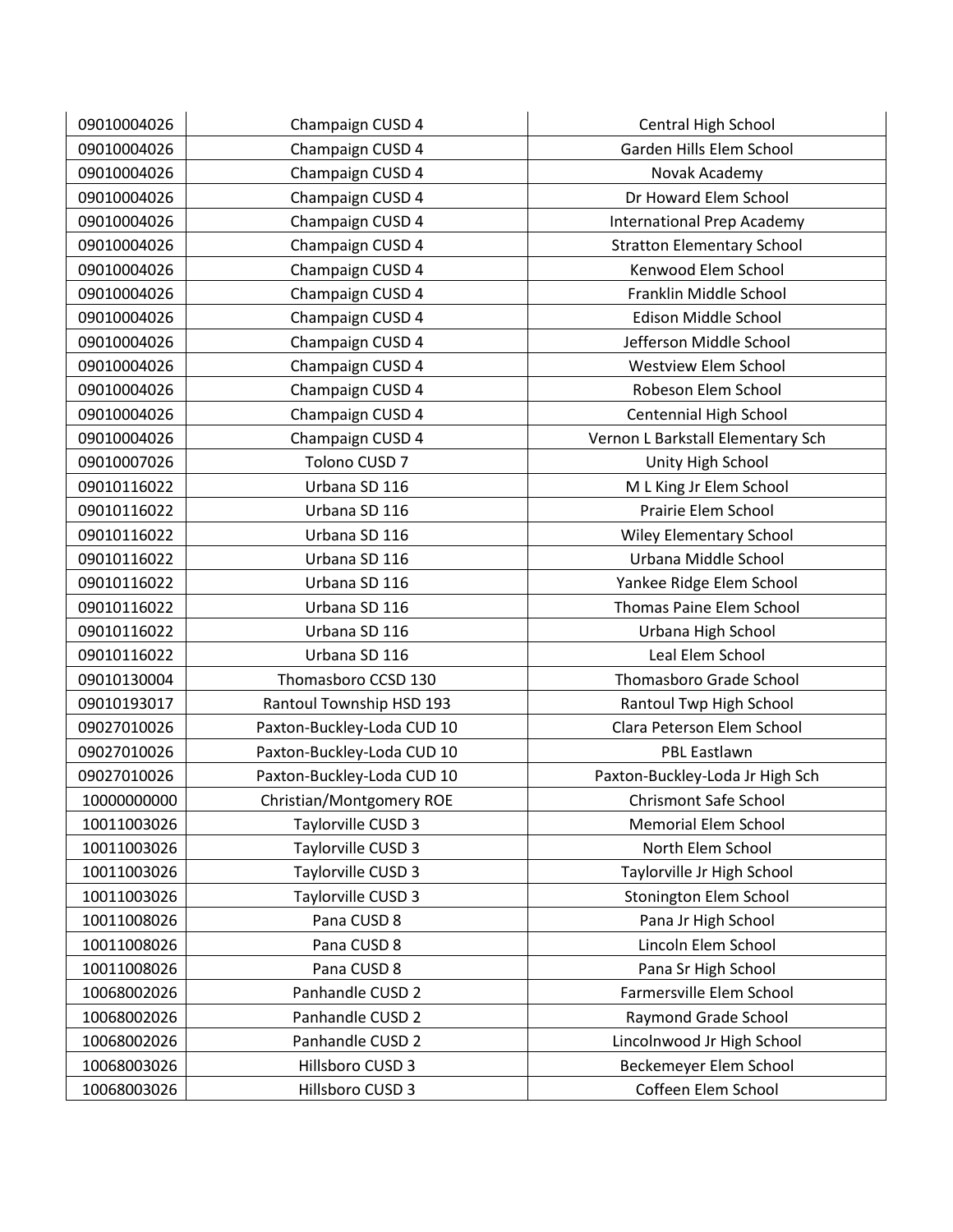| | | |
|---|---|---|
| 09010004026 | Champaign CUSD 4 | Central High School |
| 09010004026 | Champaign CUSD 4 | Garden Hills Elem School |
| 09010004026 | Champaign CUSD 4 | Novak Academy |
| 09010004026 | Champaign CUSD 4 | Dr Howard Elem School |
| 09010004026 | Champaign CUSD 4 | International Prep Academy |
| 09010004026 | Champaign CUSD 4 | Stratton Elementary School |
| 09010004026 | Champaign CUSD 4 | Kenwood Elem School |
| 09010004026 | Champaign CUSD 4 | Franklin Middle School |
| 09010004026 | Champaign CUSD 4 | Edison Middle School |
| 09010004026 | Champaign CUSD 4 | Jefferson Middle School |
| 09010004026 | Champaign CUSD 4 | Westview Elem School |
| 09010004026 | Champaign CUSD 4 | Robeson Elem School |
| 09010004026 | Champaign CUSD 4 | Centennial High School |
| 09010004026 | Champaign CUSD 4 | Vernon L Barkstall Elementary Sch |
| 09010007026 | Tolono CUSD 7 | Unity High School |
| 09010116022 | Urbana SD 116 | M L King Jr Elem School |
| 09010116022 | Urbana SD 116 | Prairie Elem School |
| 09010116022 | Urbana SD 116 | Wiley Elementary School |
| 09010116022 | Urbana SD 116 | Urbana Middle School |
| 09010116022 | Urbana SD 116 | Yankee Ridge Elem School |
| 09010116022 | Urbana SD 116 | Thomas Paine Elem School |
| 09010116022 | Urbana SD 116 | Urbana High School |
| 09010116022 | Urbana SD 116 | Leal Elem School |
| 09010130004 | Thomasboro CCSD 130 | Thomasboro Grade School |
| 09010193017 | Rantoul Township HSD 193 | Rantoul Twp High School |
| 09027010026 | Paxton-Buckley-Loda CUD 10 | Clara Peterson Elem School |
| 09027010026 | Paxton-Buckley-Loda CUD 10 | PBL Eastlawn |
| 09027010026 | Paxton-Buckley-Loda CUD 10 | Paxton-Buckley-Loda Jr High Sch |
| 10000000000 | Christian/Montgomery ROE | Chrismont Safe School |
| 10011003026 | Taylorville CUSD 3 | Memorial Elem School |
| 10011003026 | Taylorville CUSD 3 | North Elem School |
| 10011003026 | Taylorville CUSD 3 | Taylorville Jr High School |
| 10011003026 | Taylorville CUSD 3 | Stonington Elem School |
| 10011008026 | Pana CUSD 8 | Pana Jr High School |
| 10011008026 | Pana CUSD 8 | Lincoln Elem School |
| 10011008026 | Pana CUSD 8 | Pana Sr High School |
| 10068002026 | Panhandle CUSD 2 | Farmersville Elem School |
| 10068002026 | Panhandle CUSD 2 | Raymond Grade School |
| 10068002026 | Panhandle CUSD 2 | Lincolnwood Jr High School |
| 10068003026 | Hillsboro CUSD 3 | Beckemeyer Elem School |
| 10068003026 | Hillsboro CUSD 3 | Coffeen Elem School |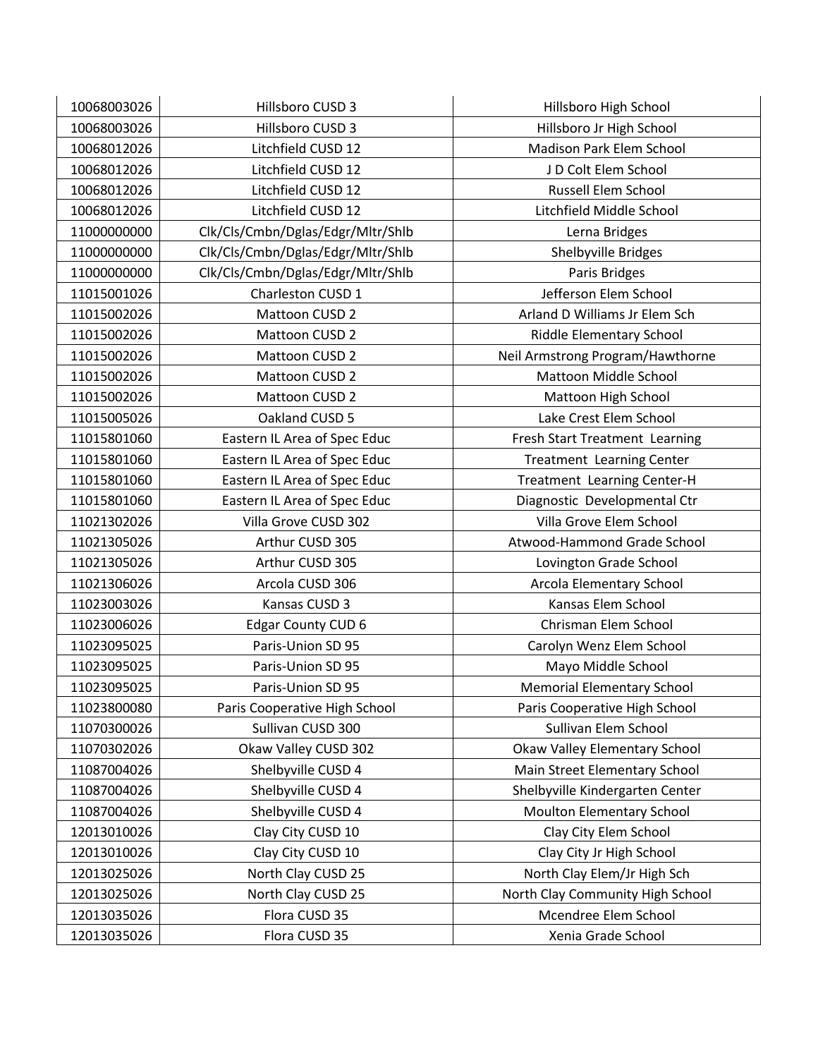| | | |
|---|---|---|
| 10068003026 | Hillsboro CUSD 3 | Hillsboro High School |
| 10068003026 | Hillsboro CUSD 3 | Hillsboro Jr High School |
| 10068012026 | Litchfield CUSD 12 | Madison Park Elem School |
| 10068012026 | Litchfield CUSD 12 | J D Colt Elem School |
| 10068012026 | Litchfield CUSD 12 | Russell Elem School |
| 10068012026 | Litchfield CUSD 12 | Litchfield Middle School |
| 11000000000 | Clk/Cls/Cmbn/Dglas/Edgr/Mltr/Shlb | Lerna Bridges |
| 11000000000 | Clk/Cls/Cmbn/Dglas/Edgr/Mltr/Shlb | Shelbyville Bridges |
| 11000000000 | Clk/Cls/Cmbn/Dglas/Edgr/Mltr/Shlb | Paris Bridges |
| 11015001026 | Charleston CUSD 1 | Jefferson Elem School |
| 11015002026 | Mattoon CUSD 2 | Arland D Williams Jr Elem Sch |
| 11015002026 | Mattoon CUSD 2 | Riddle Elementary School |
| 11015002026 | Mattoon CUSD 2 | Neil Armstrong Program/Hawthorne |
| 11015002026 | Mattoon CUSD 2 | Mattoon Middle School |
| 11015002026 | Mattoon CUSD 2 | Mattoon High School |
| 11015005026 | Oakland CUSD 5 | Lake Crest Elem School |
| 11015801060 | Eastern IL Area of Spec Educ | Fresh Start Treatment Learning |
| 11015801060 | Eastern IL Area of Spec Educ | Treatment Learning Center |
| 11015801060 | Eastern IL Area of Spec Educ | Treatment Learning Center-H |
| 11015801060 | Eastern IL Area of Spec Educ | Diagnostic Developmental Ctr |
| 11021302026 | Villa Grove CUSD 302 | Villa Grove Elem School |
| 11021305026 | Arthur CUSD 305 | Atwood-Hammond Grade School |
| 11021305026 | Arthur CUSD 305 | Lovington Grade School |
| 11021306026 | Arcola CUSD 306 | Arcola Elementary School |
| 11023003026 | Kansas CUSD 3 | Kansas Elem School |
| 11023006026 | Edgar County CUD 6 | Chrisman Elem School |
| 11023095025 | Paris-Union SD 95 | Carolyn Wenz Elem School |
| 11023095025 | Paris-Union SD 95 | Mayo Middle School |
| 11023095025 | Paris-Union SD 95 | Memorial Elementary School |
| 11023800080 | Paris Cooperative High School | Paris Cooperative High School |
| 11070300026 | Sullivan CUSD 300 | Sullivan Elem School |
| 11070302026 | Okaw Valley CUSD 302 | Okaw Valley Elementary School |
| 11087004026 | Shelbyville CUSD 4 | Main Street Elementary School |
| 11087004026 | Shelbyville CUSD 4 | Shelbyville Kindergarten Center |
| 11087004026 | Shelbyville CUSD 4 | Moulton Elementary School |
| 12013010026 | Clay City CUSD 10 | Clay City Elem School |
| 12013010026 | Clay City CUSD 10 | Clay City Jr High School |
| 12013025026 | North Clay CUSD 25 | North Clay Elem/Jr High Sch |
| 12013025026 | North Clay CUSD 25 | North Clay Community High School |
| 12013035026 | Flora CUSD 35 | Mcendree Elem School |
| 12013035026 | Flora CUSD 35 | Xenia Grade School |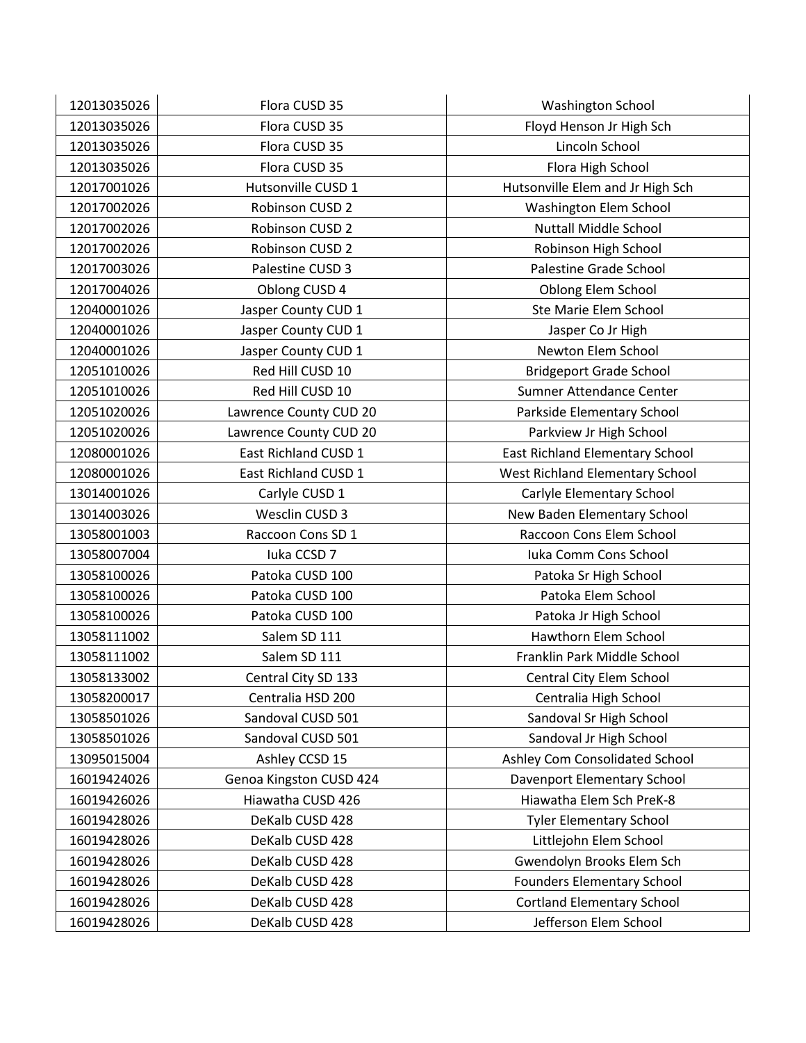| | | |
|---|---|---|
| 12013035026 | Flora CUSD 35 | Washington School |
| 12013035026 | Flora CUSD 35 | Floyd Henson Jr High Sch |
| 12013035026 | Flora CUSD 35 | Lincoln School |
| 12013035026 | Flora CUSD 35 | Flora High School |
| 12017001026 | Hutsonville CUSD 1 | Hutsonville Elem and Jr High Sch |
| 12017002026 | Robinson CUSD 2 | Washington Elem School |
| 12017002026 | Robinson CUSD 2 | Nuttall Middle School |
| 12017002026 | Robinson CUSD 2 | Robinson High School |
| 12017003026 | Palestine CUSD 3 | Palestine Grade School |
| 12017004026 | Oblong CUSD 4 | Oblong Elem School |
| 12040001026 | Jasper County CUD 1 | Ste Marie Elem School |
| 12040001026 | Jasper County CUD 1 | Jasper Co Jr High |
| 12040001026 | Jasper County CUD 1 | Newton Elem School |
| 12051010026 | Red Hill CUSD 10 | Bridgeport Grade School |
| 12051010026 | Red Hill CUSD 10 | Sumner Attendance Center |
| 12051020026 | Lawrence County CUD 20 | Parkside Elementary School |
| 12051020026 | Lawrence County CUD 20 | Parkview Jr High School |
| 12080001026 | East Richland CUSD 1 | East Richland Elementary School |
| 12080001026 | East Richland CUSD 1 | West Richland Elementary School |
| 13014001026 | Carlyle CUSD 1 | Carlyle Elementary School |
| 13014003026 | Wesclin CUSD 3 | New Baden Elementary School |
| 13058001003 | Raccoon Cons SD 1 | Raccoon Cons Elem School |
| 13058007004 | Iuka CCSD 7 | Iuka Comm Cons School |
| 13058100026 | Patoka CUSD 100 | Patoka Sr High School |
| 13058100026 | Patoka CUSD 100 | Patoka Elem School |
| 13058100026 | Patoka CUSD 100 | Patoka Jr High School |
| 13058111002 | Salem SD 111 | Hawthorn Elem School |
| 13058111002 | Salem SD 111 | Franklin Park Middle School |
| 13058133002 | Central City SD 133 | Central City Elem School |
| 13058200017 | Centralia HSD 200 | Centralia High School |
| 13058501026 | Sandoval CUSD 501 | Sandoval Sr High School |
| 13058501026 | Sandoval CUSD 501 | Sandoval Jr High School |
| 13095015004 | Ashley CCSD 15 | Ashley Com Consolidated School |
| 16019424026 | Genoa Kingston CUSD 424 | Davenport Elementary School |
| 16019426026 | Hiawatha CUSD 426 | Hiawatha Elem Sch PreK-8 |
| 16019428026 | DeKalb CUSD 428 | Tyler Elementary School |
| 16019428026 | DeKalb CUSD 428 | Littlejohn Elem School |
| 16019428026 | DeKalb CUSD 428 | Gwendolyn Brooks Elem Sch |
| 16019428026 | DeKalb CUSD 428 | Founders Elementary School |
| 16019428026 | DeKalb CUSD 428 | Cortland Elementary School |
| 16019428026 | DeKalb CUSD 428 | Jefferson Elem School |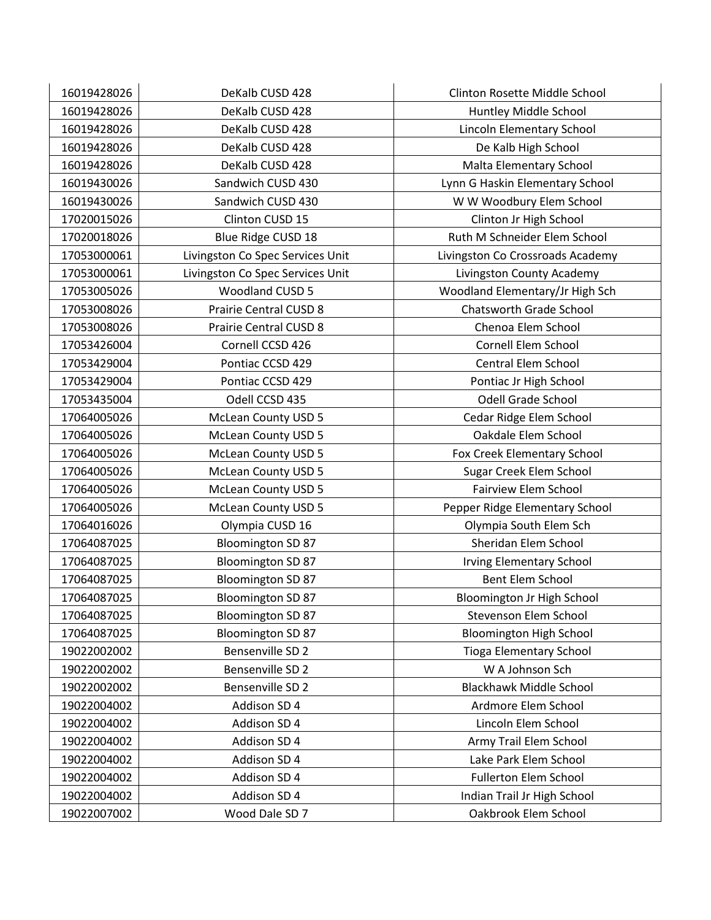| | | |
|---|---|---|
| 16019428026 | DeKalb CUSD 428 | Clinton Rosette Middle School |
| 16019428026 | DeKalb CUSD 428 | Huntley Middle School |
| 16019428026 | DeKalb CUSD 428 | Lincoln Elementary School |
| 16019428026 | DeKalb CUSD 428 | De Kalb High School |
| 16019428026 | DeKalb CUSD 428 | Malta Elementary School |
| 16019430026 | Sandwich CUSD 430 | Lynn G Haskin Elementary School |
| 16019430026 | Sandwich CUSD 430 | W W Woodbury Elem School |
| 17020015026 | Clinton CUSD 15 | Clinton Jr High School |
| 17020018026 | Blue Ridge CUSD 18 | Ruth M Schneider Elem School |
| 17053000061 | Livingston Co Spec Services Unit | Livingston Co Crossroads Academy |
| 17053000061 | Livingston Co Spec Services Unit | Livingston County Academy |
| 17053005026 | Woodland CUSD 5 | Woodland Elementary/Jr High Sch |
| 17053008026 | Prairie Central CUSD 8 | Chatsworth Grade School |
| 17053008026 | Prairie Central CUSD 8 | Chenoa Elem School |
| 17053426004 | Cornell CCSD 426 | Cornell Elem School |
| 17053429004 | Pontiac CCSD 429 | Central Elem School |
| 17053429004 | Pontiac CCSD 429 | Pontiac Jr High School |
| 17053435004 | Odell CCSD 435 | Odell Grade School |
| 17064005026 | McLean County USD 5 | Cedar Ridge Elem School |
| 17064005026 | McLean County USD 5 | Oakdale Elem School |
| 17064005026 | McLean County USD 5 | Fox Creek Elementary School |
| 17064005026 | McLean County USD 5 | Sugar Creek Elem School |
| 17064005026 | McLean County USD 5 | Fairview Elem School |
| 17064005026 | McLean County USD 5 | Pepper Ridge Elementary School |
| 17064016026 | Olympia CUSD 16 | Olympia South Elem Sch |
| 17064087025 | Bloomington SD 87 | Sheridan Elem School |
| 17064087025 | Bloomington SD 87 | Irving Elementary School |
| 17064087025 | Bloomington SD 87 | Bent Elem School |
| 17064087025 | Bloomington SD 87 | Bloomington Jr High School |
| 17064087025 | Bloomington SD 87 | Stevenson Elem School |
| 17064087025 | Bloomington SD 87 | Bloomington High School |
| 19022002002 | Bensenville SD 2 | Tioga Elementary School |
| 19022002002 | Bensenville SD 2 | W A Johnson Sch |
| 19022002002 | Bensenville SD 2 | Blackhawk Middle School |
| 19022004002 | Addison SD 4 | Ardmore Elem School |
| 19022004002 | Addison SD 4 | Lincoln Elem School |
| 19022004002 | Addison SD 4 | Army Trail Elem School |
| 19022004002 | Addison SD 4 | Lake Park Elem School |
| 19022004002 | Addison SD 4 | Fullerton Elem School |
| 19022004002 | Addison SD 4 | Indian Trail Jr High School |
| 19022007002 | Wood Dale SD 7 | Oakbrook Elem School |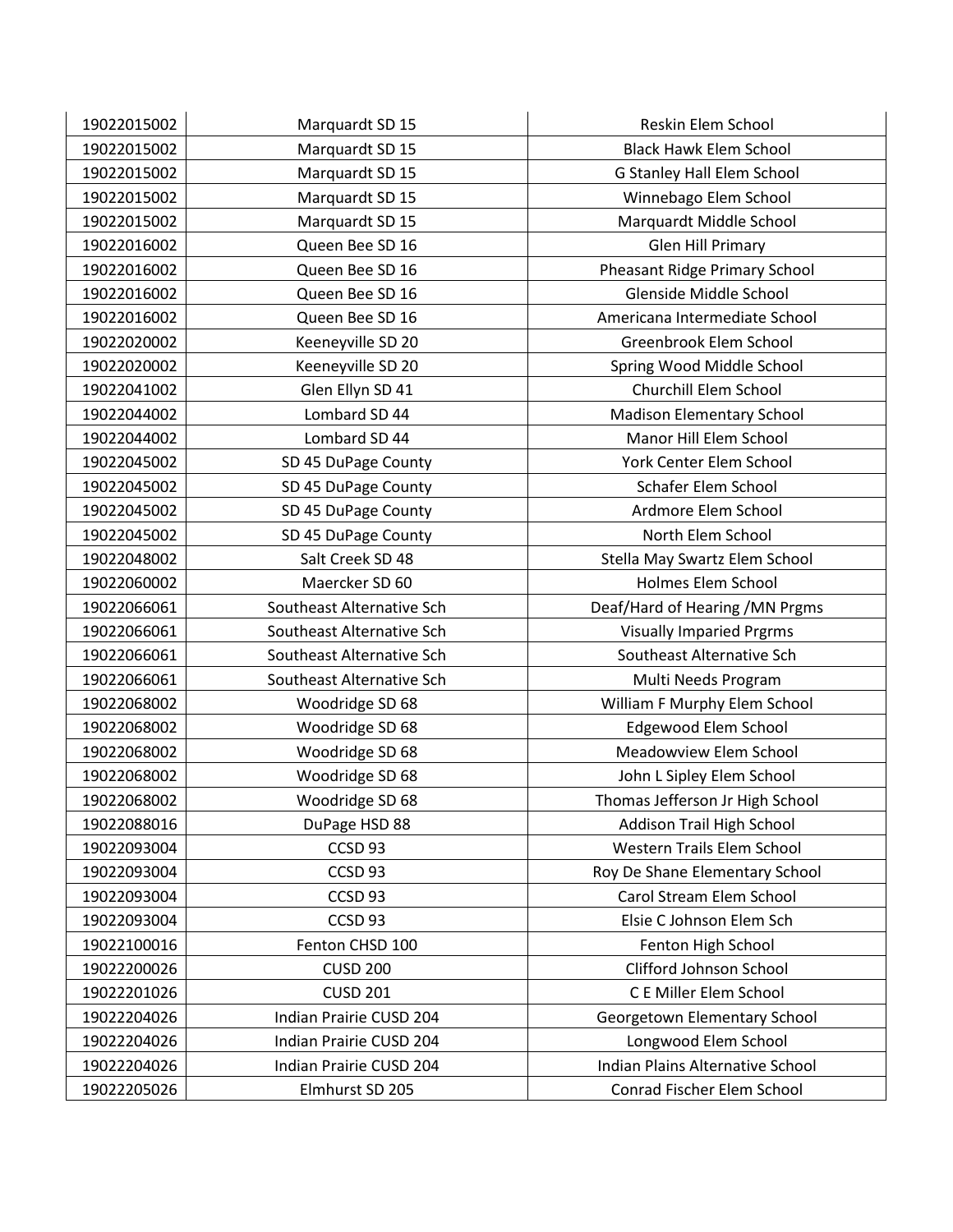| | | |
|---|---|---|
| 19022015002 | Marquardt SD 15 | Reskin Elem School |
| 19022015002 | Marquardt SD 15 | Black Hawk Elem School |
| 19022015002 | Marquardt SD 15 | G Stanley Hall Elem School |
| 19022015002 | Marquardt SD 15 | Winnebago Elem School |
| 19022015002 | Marquardt SD 15 | Marquardt Middle School |
| 19022016002 | Queen Bee SD 16 | Glen Hill Primary |
| 19022016002 | Queen Bee SD 16 | Pheasant Ridge Primary School |
| 19022016002 | Queen Bee SD 16 | Glenside Middle School |
| 19022016002 | Queen Bee SD 16 | Americana Intermediate School |
| 19022020002 | Keeneyville SD 20 | Greenbrook Elem School |
| 19022020002 | Keeneyville SD 20 | Spring Wood Middle School |
| 19022041002 | Glen Ellyn SD 41 | Churchill Elem School |
| 19022044002 | Lombard SD 44 | Madison Elementary School |
| 19022044002 | Lombard SD 44 | Manor Hill Elem School |
| 19022045002 | SD 45 DuPage County | York Center Elem School |
| 19022045002 | SD 45 DuPage County | Schafer Elem School |
| 19022045002 | SD 45 DuPage County | Ardmore Elem School |
| 19022045002 | SD 45 DuPage County | North Elem School |
| 19022048002 | Salt Creek SD 48 | Stella May Swartz Elem School |
| 19022060002 | Maercker SD 60 | Holmes Elem School |
| 19022066061 | Southeast Alternative Sch | Deaf/Hard of Hearing /MN Prgms |
| 19022066061 | Southeast Alternative Sch | Visually Imparied Prgrms |
| 19022066061 | Southeast Alternative Sch | Southeast Alternative Sch |
| 19022066061 | Southeast Alternative Sch | Multi Needs Program |
| 19022068002 | Woodridge SD 68 | William F Murphy Elem School |
| 19022068002 | Woodridge SD 68 | Edgewood Elem School |
| 19022068002 | Woodridge SD 68 | Meadowview Elem School |
| 19022068002 | Woodridge SD 68 | John L Sipley Elem School |
| 19022068002 | Woodridge SD 68 | Thomas Jefferson Jr High School |
| 19022088016 | DuPage HSD 88 | Addison Trail High School |
| 19022093004 | CCSD 93 | Western Trails Elem School |
| 19022093004 | CCSD 93 | Roy De Shane Elementary School |
| 19022093004 | CCSD 93 | Carol Stream Elem School |
| 19022093004 | CCSD 93 | Elsie C Johnson Elem Sch |
| 19022100016 | Fenton CHSD 100 | Fenton High School |
| 19022200026 | CUSD 200 | Clifford Johnson School |
| 19022201026 | CUSD 201 | C E Miller Elem School |
| 19022204026 | Indian Prairie CUSD 204 | Georgetown Elementary School |
| 19022204026 | Indian Prairie CUSD 204 | Longwood Elem School |
| 19022204026 | Indian Prairie CUSD 204 | Indian Plains Alternative School |
| 19022205026 | Elmhurst SD 205 | Conrad Fischer Elem School |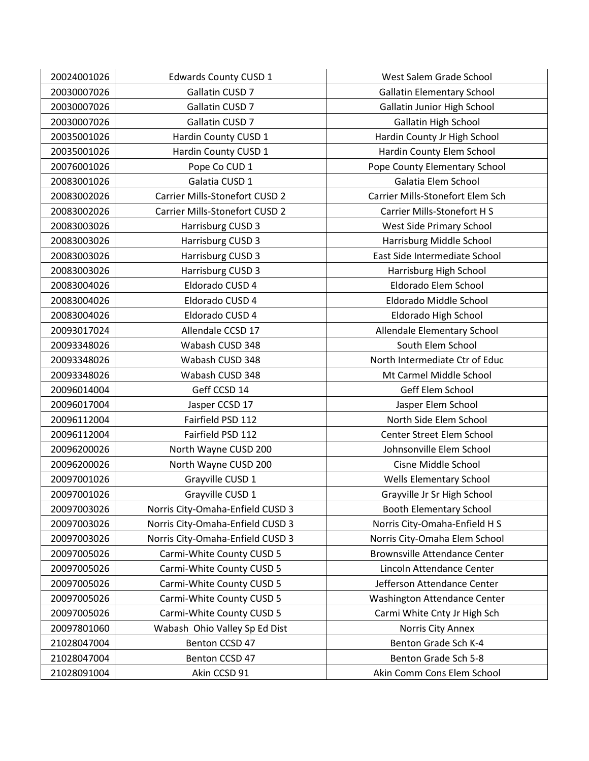| | | |
|---|---|---|
| 20024001026 | Edwards County CUSD 1 | West Salem Grade School |
| 20030007026 | Gallatin CUSD 7 | Gallatin Elementary School |
| 20030007026 | Gallatin CUSD 7 | Gallatin Junior High School |
| 20030007026 | Gallatin CUSD 7 | Gallatin High School |
| 20035001026 | Hardin County CUSD 1 | Hardin County Jr High School |
| 20035001026 | Hardin County CUSD 1 | Hardin County Elem School |
| 20076001026 | Pope Co CUD 1 | Pope County Elementary School |
| 20083001026 | Galatia CUSD 1 | Galatia Elem School |
| 20083002026 | Carrier Mills-Stonefort CUSD 2 | Carrier Mills-Stonefort Elem Sch |
| 20083002026 | Carrier Mills-Stonefort CUSD 2 | Carrier Mills-Stonefort H S |
| 20083003026 | Harrisburg CUSD 3 | West Side Primary School |
| 20083003026 | Harrisburg CUSD 3 | Harrisburg Middle School |
| 20083003026 | Harrisburg CUSD 3 | East Side Intermediate School |
| 20083003026 | Harrisburg CUSD 3 | Harrisburg High School |
| 20083004026 | Eldorado CUSD 4 | Eldorado Elem School |
| 20083004026 | Eldorado CUSD 4 | Eldorado Middle School |
| 20083004026 | Eldorado CUSD 4 | Eldorado High School |
| 20093017024 | Allendale CCSD 17 | Allendale Elementary School |
| 20093348026 | Wabash CUSD 348 | South Elem School |
| 20093348026 | Wabash CUSD 348 | North Intermediate Ctr of Educ |
| 20093348026 | Wabash CUSD 348 | Mt Carmel Middle School |
| 20096014004 | Geff CCSD 14 | Geff Elem School |
| 20096017004 | Jasper CCSD 17 | Jasper Elem School |
| 20096112004 | Fairfield PSD 112 | North Side Elem School |
| 20096112004 | Fairfield PSD 112 | Center Street Elem School |
| 20096200026 | North Wayne CUSD 200 | Johnsonville Elem School |
| 20096200026 | North Wayne CUSD 200 | Cisne Middle School |
| 20097001026 | Grayville CUSD 1 | Wells Elementary School |
| 20097001026 | Grayville CUSD 1 | Grayville Jr Sr High School |
| 20097003026 | Norris City-Omaha-Enfield CUSD 3 | Booth Elementary School |
| 20097003026 | Norris City-Omaha-Enfield CUSD 3 | Norris City-Omaha-Enfield H S |
| 20097003026 | Norris City-Omaha-Enfield CUSD 3 | Norris City-Omaha Elem School |
| 20097005026 | Carmi-White County CUSD 5 | Brownsville Attendance Center |
| 20097005026 | Carmi-White County CUSD 5 | Lincoln Attendance Center |
| 20097005026 | Carmi-White County CUSD 5 | Jefferson Attendance Center |
| 20097005026 | Carmi-White County CUSD 5 | Washington Attendance Center |
| 20097005026 | Carmi-White County CUSD 5 | Carmi White Cnty Jr High Sch |
| 20097801060 | Wabash Ohio Valley Sp Ed Dist | Norris City Annex |
| 21028047004 | Benton CCSD 47 | Benton Grade Sch K-4 |
| 21028047004 | Benton CCSD 47 | Benton Grade Sch 5-8 |
| 21028091004 | Akin CCSD 91 | Akin Comm Cons Elem School |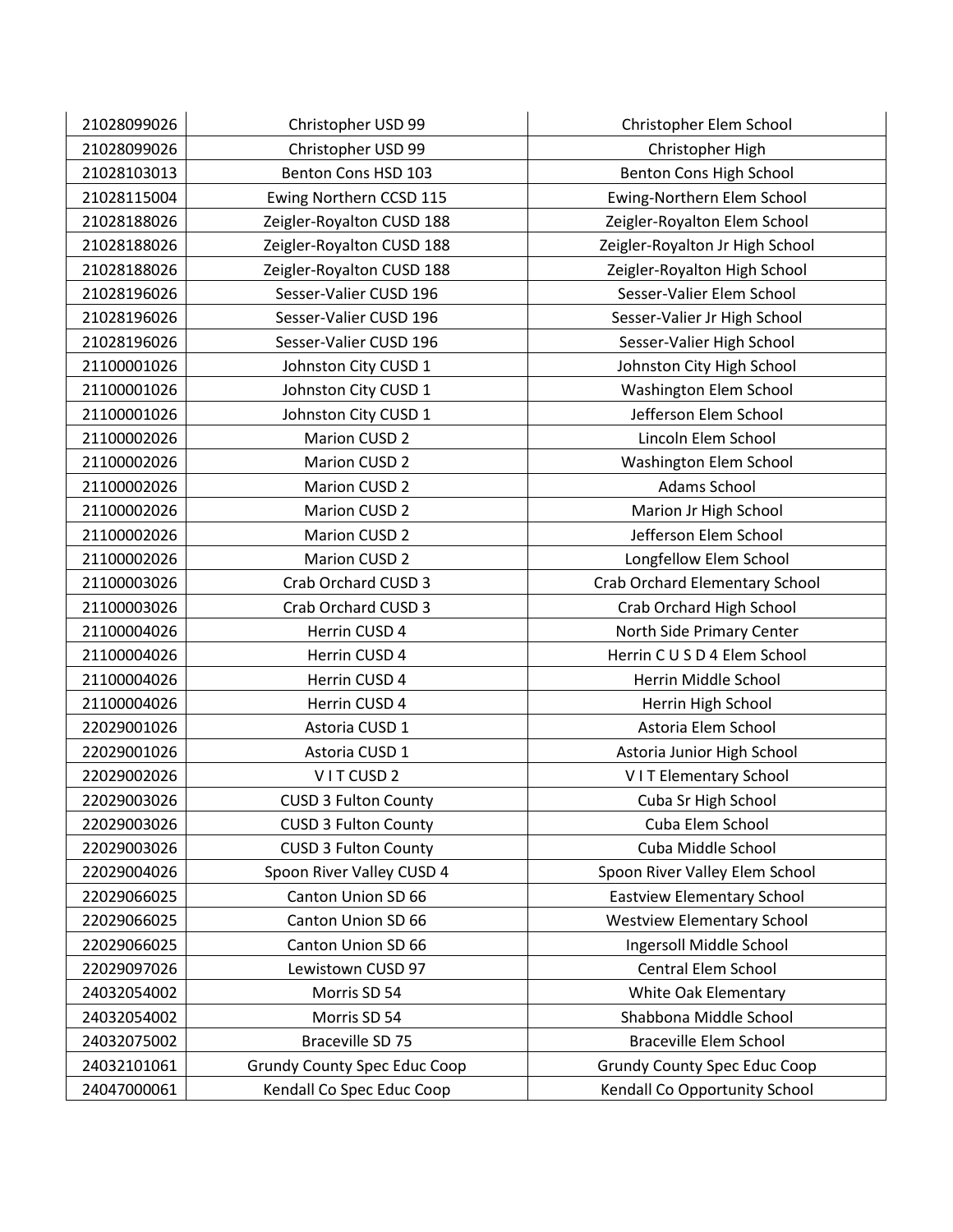| | | |
|---|---|---|
| 21028099026 | Christopher USD 99 | Christopher Elem School |
| 21028099026 | Christopher USD 99 | Christopher High |
| 21028103013 | Benton Cons HSD 103 | Benton Cons High School |
| 21028115004 | Ewing Northern CCSD 115 | Ewing-Northern Elem School |
| 21028188026 | Zeigler-Royalton CUSD 188 | Zeigler-Royalton Elem School |
| 21028188026 | Zeigler-Royalton CUSD 188 | Zeigler-Royalton Jr High School |
| 21028188026 | Zeigler-Royalton CUSD 188 | Zeigler-Royalton High School |
| 21028196026 | Sesser-Valier CUSD 196 | Sesser-Valier Elem School |
| 21028196026 | Sesser-Valier CUSD 196 | Sesser-Valier Jr High School |
| 21028196026 | Sesser-Valier CUSD 196 | Sesser-Valier High School |
| 21100001026 | Johnston City CUSD 1 | Johnston City High School |
| 21100001026 | Johnston City CUSD 1 | Washington Elem School |
| 21100001026 | Johnston City CUSD 1 | Jefferson Elem School |
| 21100002026 | Marion CUSD 2 | Lincoln Elem School |
| 21100002026 | Marion CUSD 2 | Washington Elem School |
| 21100002026 | Marion CUSD 2 | Adams School |
| 21100002026 | Marion CUSD 2 | Marion Jr High School |
| 21100002026 | Marion CUSD 2 | Jefferson Elem School |
| 21100002026 | Marion CUSD 2 | Longfellow Elem School |
| 21100003026 | Crab Orchard CUSD 3 | Crab Orchard Elementary School |
| 21100003026 | Crab Orchard CUSD 3 | Crab Orchard High School |
| 21100004026 | Herrin CUSD 4 | North Side Primary Center |
| 21100004026 | Herrin CUSD 4 | Herrin C U S D 4 Elem School |
| 21100004026 | Herrin CUSD 4 | Herrin Middle School |
| 21100004026 | Herrin CUSD 4 | Herrin High School |
| 22029001026 | Astoria CUSD 1 | Astoria Elem School |
| 22029001026 | Astoria CUSD 1 | Astoria Junior High School |
| 22029002026 | V I T CUSD 2 | V I T Elementary School |
| 22029003026 | CUSD 3 Fulton County | Cuba Sr High School |
| 22029003026 | CUSD 3 Fulton County | Cuba Elem School |
| 22029003026 | CUSD 3 Fulton County | Cuba Middle School |
| 22029004026 | Spoon River Valley CUSD 4 | Spoon River Valley Elem School |
| 22029066025 | Canton Union SD 66 | Eastview Elementary School |
| 22029066025 | Canton Union SD 66 | Westview Elementary School |
| 22029066025 | Canton Union SD 66 | Ingersoll Middle School |
| 22029097026 | Lewistown CUSD 97 | Central Elem School |
| 24032054002 | Morris SD 54 | White Oak Elementary |
| 24032054002 | Morris SD 54 | Shabbona Middle School |
| 24032075002 | Braceville SD 75 | Braceville Elem School |
| 24032101061 | Grundy County Spec Educ Coop | Grundy County Spec Educ Coop |
| 24047000061 | Kendall Co Spec Educ Coop | Kendall Co Opportunity School |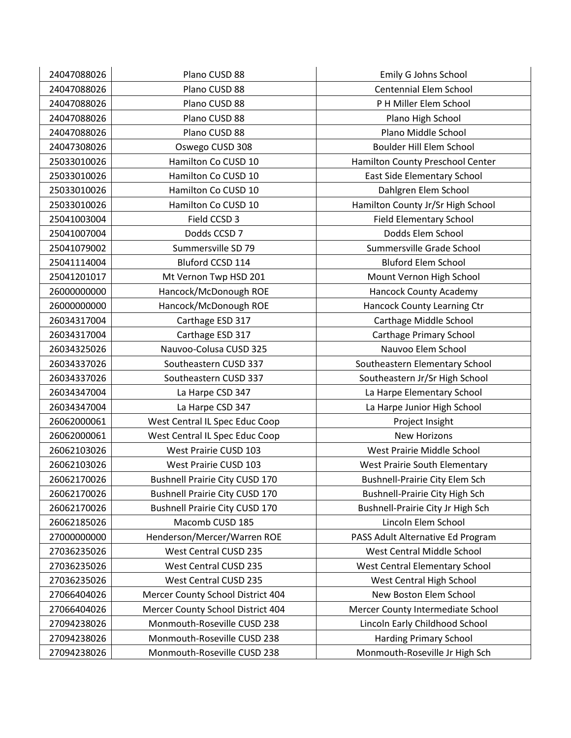| | | |
|---|---|---|
| 24047088026 | Plano CUSD 88 | Emily G Johns School |
| 24047088026 | Plano CUSD 88 | Centennial Elem School |
| 24047088026 | Plano CUSD 88 | P H Miller Elem School |
| 24047088026 | Plano CUSD 88 | Plano High School |
| 24047088026 | Plano CUSD 88 | Plano Middle School |
| 24047308026 | Oswego CUSD 308 | Boulder Hill Elem School |
| 25033010026 | Hamilton Co CUSD 10 | Hamilton County Preschool Center |
| 25033010026 | Hamilton Co CUSD 10 | East Side Elementary School |
| 25033010026 | Hamilton Co CUSD 10 | Dahlgren Elem School |
| 25033010026 | Hamilton Co CUSD 10 | Hamilton County Jr/Sr High School |
| 25041003004 | Field CCSD 3 | Field Elementary School |
| 25041007004 | Dodds CCSD 7 | Dodds Elem School |
| 25041079002 | Summersville SD 79 | Summersville Grade School |
| 25041114004 | Bluford CCSD 114 | Bluford Elem School |
| 25041201017 | Mt Vernon Twp HSD 201 | Mount Vernon High School |
| 26000000000 | Hancock/McDonough ROE | Hancock County Academy |
| 26000000000 | Hancock/McDonough ROE | Hancock County Learning Ctr |
| 26034317004 | Carthage ESD 317 | Carthage Middle School |
| 26034317004 | Carthage ESD 317 | Carthage Primary School |
| 26034325026 | Nauvoo-Colusa CUSD 325 | Nauvoo Elem School |
| 26034337026 | Southeastern CUSD 337 | Southeastern Elementary School |
| 26034337026 | Southeastern CUSD 337 | Southeastern Jr/Sr High School |
| 26034347004 | La Harpe CSD 347 | La Harpe Elementary School |
| 26034347004 | La Harpe CSD 347 | La Harpe Junior High School |
| 26062000061 | West Central IL Spec Educ Coop | Project Insight |
| 26062000061 | West Central IL Spec Educ Coop | New Horizons |
| 26062103026 | West Prairie CUSD 103 | West Prairie Middle School |
| 26062103026 | West Prairie CUSD 103 | West Prairie South Elementary |
| 26062170026 | Bushnell Prairie City CUSD 170 | Bushnell-Prairie City Elem Sch |
| 26062170026 | Bushnell Prairie City CUSD 170 | Bushnell-Prairie City High Sch |
| 26062170026 | Bushnell Prairie City CUSD 170 | Bushnell-Prairie City Jr High Sch |
| 26062185026 | Macomb CUSD 185 | Lincoln Elem School |
| 27000000000 | Henderson/Mercer/Warren ROE | PASS Adult Alternative Ed Program |
| 27036235026 | West Central CUSD 235 | West Central Middle School |
| 27036235026 | West Central CUSD 235 | West Central Elementary School |
| 27036235026 | West Central CUSD 235 | West Central High School |
| 27066404026 | Mercer County School District 404 | New Boston Elem School |
| 27066404026 | Mercer County School District 404 | Mercer County Intermediate School |
| 27094238026 | Monmouth-Roseville CUSD 238 | Lincoln Early Childhood School |
| 27094238026 | Monmouth-Roseville CUSD 238 | Harding Primary School |
| 27094238026 | Monmouth-Roseville CUSD 238 | Monmouth-Roseville Jr High Sch |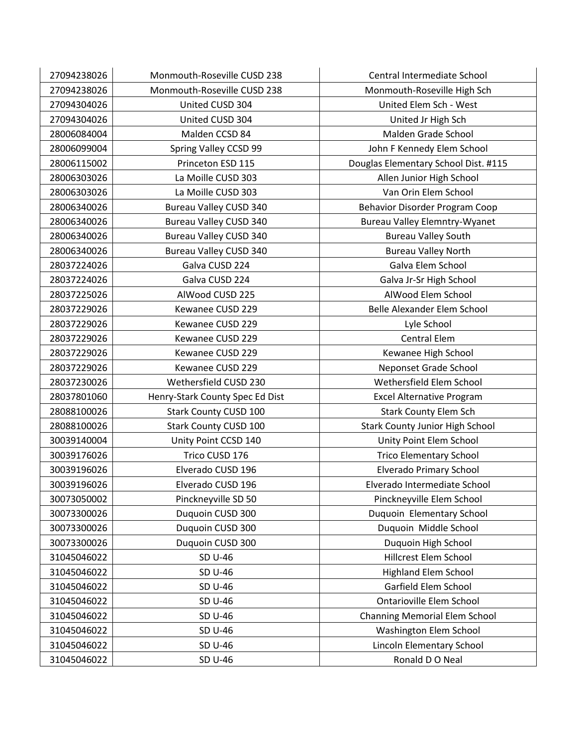| | | |
|---|---|---|
| 27094238026 | Monmouth-Roseville CUSD 238 | Central Intermediate School |
| 27094238026 | Monmouth-Roseville CUSD 238 | Monmouth-Roseville High Sch |
| 27094304026 | United CUSD 304 | United Elem Sch - West |
| 27094304026 | United CUSD 304 | United Jr High Sch |
| 28006084004 | Malden CCSD 84 | Malden Grade School |
| 28006099004 | Spring Valley CCSD 99 | John F Kennedy Elem School |
| 28006115002 | Princeton ESD 115 | Douglas Elementary School Dist. #115 |
| 28006303026 | La Moille CUSD 303 | Allen Junior High School |
| 28006303026 | La Moille CUSD 303 | Van Orin Elem School |
| 28006340026 | Bureau Valley CUSD 340 | Behavior Disorder Program Coop |
| 28006340026 | Bureau Valley CUSD 340 | Bureau Valley Elemntry-Wyanet |
| 28006340026 | Bureau Valley CUSD 340 | Bureau Valley South |
| 28006340026 | Bureau Valley CUSD 340 | Bureau Valley North |
| 28037224026 | Galva CUSD 224 | Galva Elem School |
| 28037224026 | Galva CUSD 224 | Galva Jr-Sr High School |
| 28037225026 | AlWood CUSD 225 | AlWood Elem School |
| 28037229026 | Kewanee CUSD 229 | Belle Alexander Elem School |
| 28037229026 | Kewanee CUSD 229 | Lyle School |
| 28037229026 | Kewanee CUSD 229 | Central Elem |
| 28037229026 | Kewanee CUSD 229 | Kewanee High School |
| 28037229026 | Kewanee CUSD 229 | Neponset Grade School |
| 28037230026 | Wethersfield CUSD 230 | Wethersfield Elem School |
| 28037801060 | Henry-Stark County Spec Ed Dist | Excel Alternative Program |
| 28088100026 | Stark County CUSD 100 | Stark County Elem Sch |
| 28088100026 | Stark County CUSD 100 | Stark County Junior High School |
| 30039140004 | Unity Point CCSD 140 | Unity Point Elem School |
| 30039176026 | Trico CUSD 176 | Trico Elementary School |
| 30039196026 | Elverado CUSD 196 | Elverado Primary School |
| 30039196026 | Elverado CUSD 196 | Elverado Intermediate School |
| 30073050002 | Pinckneyville SD 50 | Pinckneyville Elem School |
| 30073300026 | Duquoin CUSD 300 | Duquoin Elementary School |
| 30073300026 | Duquoin CUSD 300 | Duquoin Middle School |
| 30073300026 | Duquoin CUSD 300 | Duquoin High School |
| 31045046022 | SD U-46 | Hillcrest Elem School |
| 31045046022 | SD U-46 | Highland Elem School |
| 31045046022 | SD U-46 | Garfield Elem School |
| 31045046022 | SD U-46 | Ontarioville Elem School |
| 31045046022 | SD U-46 | Channing Memorial Elem School |
| 31045046022 | SD U-46 | Washington Elem School |
| 31045046022 | SD U-46 | Lincoln Elementary School |
| 31045046022 | SD U-46 | Ronald D O Neal |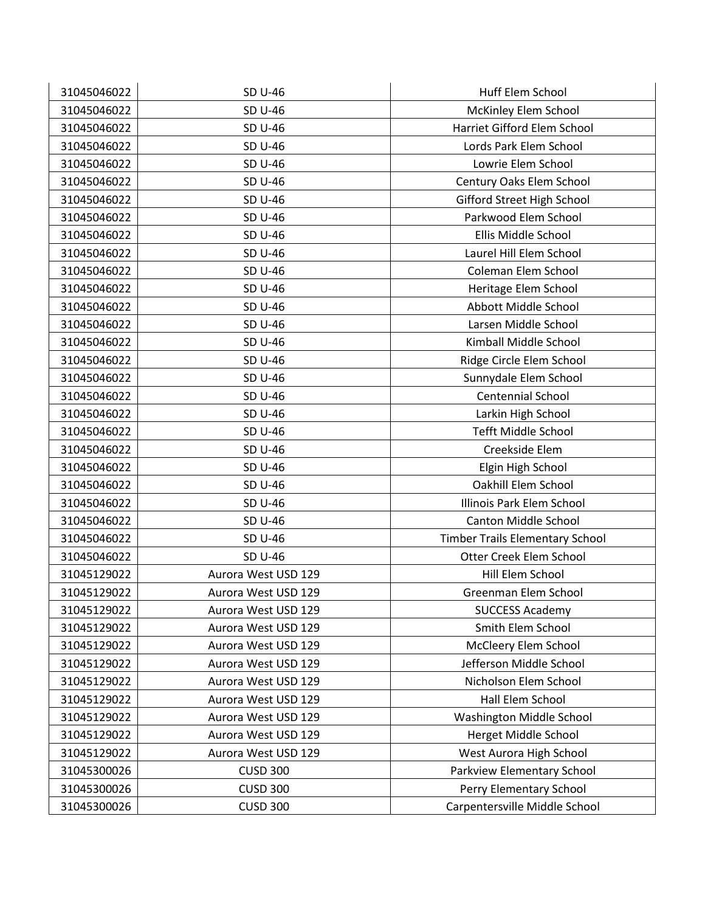| | | |
|---|---|---|
| 31045046022 | SD U-46 | Huff Elem School |
| 31045046022 | SD U-46 | McKinley Elem School |
| 31045046022 | SD U-46 | Harriet Gifford Elem School |
| 31045046022 | SD U-46 | Lords Park Elem School |
| 31045046022 | SD U-46 | Lowrie Elem School |
| 31045046022 | SD U-46 | Century Oaks Elem School |
| 31045046022 | SD U-46 | Gifford Street High School |
| 31045046022 | SD U-46 | Parkwood Elem School |
| 31045046022 | SD U-46 | Ellis Middle School |
| 31045046022 | SD U-46 | Laurel Hill Elem School |
| 31045046022 | SD U-46 | Coleman Elem School |
| 31045046022 | SD U-46 | Heritage Elem School |
| 31045046022 | SD U-46 | Abbott Middle School |
| 31045046022 | SD U-46 | Larsen Middle School |
| 31045046022 | SD U-46 | Kimball Middle School |
| 31045046022 | SD U-46 | Ridge Circle Elem School |
| 31045046022 | SD U-46 | Sunnydale Elem School |
| 31045046022 | SD U-46 | Centennial School |
| 31045046022 | SD U-46 | Larkin High School |
| 31045046022 | SD U-46 | Tefft Middle School |
| 31045046022 | SD U-46 | Creekside Elem |
| 31045046022 | SD U-46 | Elgin High School |
| 31045046022 | SD U-46 | Oakhill Elem School |
| 31045046022 | SD U-46 | Illinois Park Elem School |
| 31045046022 | SD U-46 | Canton Middle School |
| 31045046022 | SD U-46 | Timber Trails Elementary School |
| 31045046022 | SD U-46 | Otter Creek Elem School |
| 31045129022 | Aurora West USD 129 | Hill Elem School |
| 31045129022 | Aurora West USD 129 | Greenman Elem School |
| 31045129022 | Aurora West USD 129 | SUCCESS Academy |
| 31045129022 | Aurora West USD 129 | Smith Elem School |
| 31045129022 | Aurora West USD 129 | McCleery Elem School |
| 31045129022 | Aurora West USD 129 | Jefferson Middle School |
| 31045129022 | Aurora West USD 129 | Nicholson Elem School |
| 31045129022 | Aurora West USD 129 | Hall Elem School |
| 31045129022 | Aurora West USD 129 | Washington Middle School |
| 31045129022 | Aurora West USD 129 | Herget Middle School |
| 31045129022 | Aurora West USD 129 | West Aurora High School |
| 31045300026 | CUSD 300 | Parkview Elementary School |
| 31045300026 | CUSD 300 | Perry Elementary School |
| 31045300026 | CUSD 300 | Carpentersville Middle School |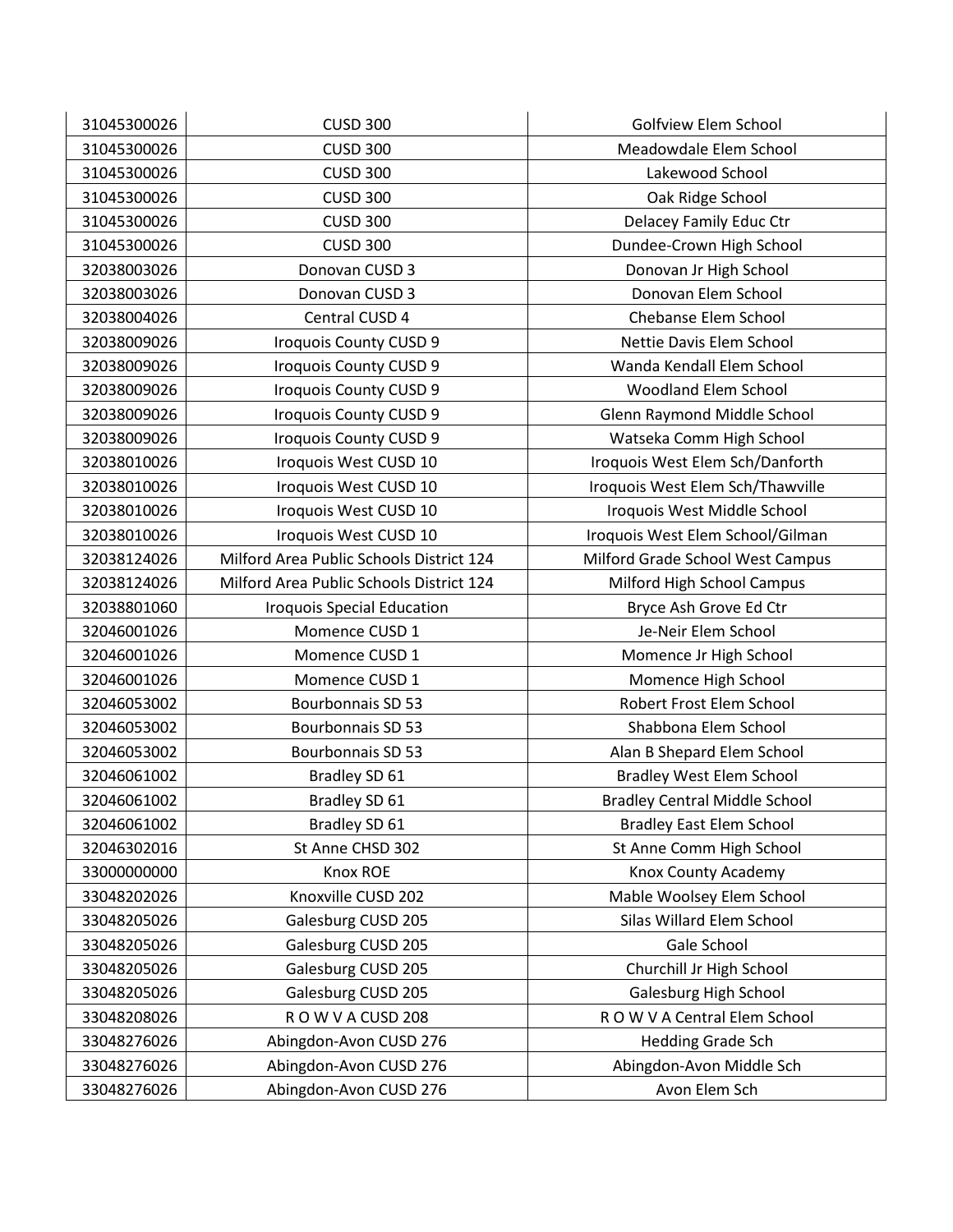| | | |
|---|---|---|
| 31045300026 | CUSD 300 | Golfview Elem School |
| 31045300026 | CUSD 300 | Meadowdale Elem School |
| 31045300026 | CUSD 300 | Lakewood School |
| 31045300026 | CUSD 300 | Oak Ridge School |
| 31045300026 | CUSD 300 | Delacey Family Educ Ctr |
| 31045300026 | CUSD 300 | Dundee-Crown High School |
| 32038003026 | Donovan CUSD 3 | Donovan Jr High School |
| 32038003026 | Donovan CUSD 3 | Donovan Elem School |
| 32038004026 | Central CUSD 4 | Chebanse Elem School |
| 32038009026 | Iroquois County CUSD 9 | Nettie Davis Elem School |
| 32038009026 | Iroquois County CUSD 9 | Wanda Kendall Elem School |
| 32038009026 | Iroquois County CUSD 9 | Woodland Elem School |
| 32038009026 | Iroquois County CUSD 9 | Glenn Raymond Middle School |
| 32038009026 | Iroquois County CUSD 9 | Watseka Comm High School |
| 32038010026 | Iroquois West CUSD 10 | Iroquois West Elem Sch/Danforth |
| 32038010026 | Iroquois West CUSD 10 | Iroquois West Elem Sch/Thawville |
| 32038010026 | Iroquois West CUSD 10 | Iroquois West Middle School |
| 32038010026 | Iroquois West CUSD 10 | Iroquois West Elem School/Gilman |
| 32038124026 | Milford Area Public Schools District 124 | Milford Grade School West Campus |
| 32038124026 | Milford Area Public Schools District 124 | Milford High School Campus |
| 32038801060 | Iroquois Special Education | Bryce Ash Grove Ed Ctr |
| 32046001026 | Momence CUSD 1 | Je-Neir Elem School |
| 32046001026 | Momence CUSD 1 | Momence Jr High School |
| 32046001026 | Momence CUSD 1 | Momence High School |
| 32046053002 | Bourbonnais SD 53 | Robert Frost Elem School |
| 32046053002 | Bourbonnais SD 53 | Shabbona Elem School |
| 32046053002 | Bourbonnais SD 53 | Alan B Shepard Elem School |
| 32046061002 | Bradley SD 61 | Bradley West Elem School |
| 32046061002 | Bradley SD 61 | Bradley Central Middle School |
| 32046061002 | Bradley SD 61 | Bradley East Elem School |
| 32046302016 | St Anne CHSD 302 | St Anne Comm High School |
| 33000000000 | Knox ROE | Knox County Academy |
| 33048202026 | Knoxville CUSD 202 | Mable Woolsey Elem School |
| 33048205026 | Galesburg CUSD 205 | Silas Willard Elem School |
| 33048205026 | Galesburg CUSD 205 | Gale School |
| 33048205026 | Galesburg CUSD 205 | Churchill Jr High School |
| 33048205026 | Galesburg CUSD 205 | Galesburg High School |
| 33048208026 | R O W V A CUSD 208 | R O W V A Central Elem School |
| 33048276026 | Abingdon-Avon CUSD 276 | Hedding Grade Sch |
| 33048276026 | Abingdon-Avon CUSD 276 | Abingdon-Avon Middle Sch |
| 33048276026 | Abingdon-Avon CUSD 276 | Avon Elem Sch |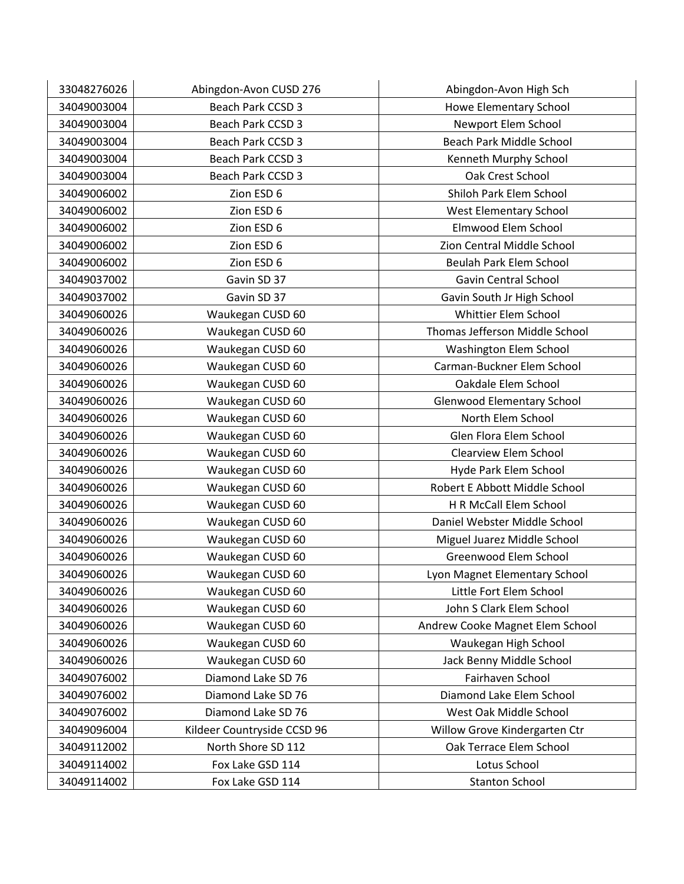| | | |
|---|---|---|
| 33048276026 | Abingdon-Avon CUSD 276 | Abingdon-Avon High Sch |
| 34049003004 | Beach Park CCSD 3 | Howe Elementary School |
| 34049003004 | Beach Park CCSD 3 | Newport Elem School |
| 34049003004 | Beach Park CCSD 3 | Beach Park Middle School |
| 34049003004 | Beach Park CCSD 3 | Kenneth Murphy School |
| 34049003004 | Beach Park CCSD 3 | Oak Crest School |
| 34049006002 | Zion ESD 6 | Shiloh Park Elem School |
| 34049006002 | Zion ESD 6 | West Elementary School |
| 34049006002 | Zion ESD 6 | Elmwood Elem School |
| 34049006002 | Zion ESD 6 | Zion Central Middle School |
| 34049006002 | Zion ESD 6 | Beulah Park Elem School |
| 34049037002 | Gavin SD 37 | Gavin Central School |
| 34049037002 | Gavin SD 37 | Gavin South Jr High School |
| 34049060026 | Waukegan CUSD 60 | Whittier Elem School |
| 34049060026 | Waukegan CUSD 60 | Thomas Jefferson Middle School |
| 34049060026 | Waukegan CUSD 60 | Washington Elem School |
| 34049060026 | Waukegan CUSD 60 | Carman-Buckner Elem School |
| 34049060026 | Waukegan CUSD 60 | Oakdale Elem School |
| 34049060026 | Waukegan CUSD 60 | Glenwood Elementary School |
| 34049060026 | Waukegan CUSD 60 | North Elem School |
| 34049060026 | Waukegan CUSD 60 | Glen Flora Elem School |
| 34049060026 | Waukegan CUSD 60 | Clearview Elem School |
| 34049060026 | Waukegan CUSD 60 | Hyde Park Elem School |
| 34049060026 | Waukegan CUSD 60 | Robert E Abbott Middle School |
| 34049060026 | Waukegan CUSD 60 | H R McCall Elem School |
| 34049060026 | Waukegan CUSD 60 | Daniel Webster Middle School |
| 34049060026 | Waukegan CUSD 60 | Miguel Juarez Middle School |
| 34049060026 | Waukegan CUSD 60 | Greenwood Elem School |
| 34049060026 | Waukegan CUSD 60 | Lyon Magnet Elementary School |
| 34049060026 | Waukegan CUSD 60 | Little Fort Elem School |
| 34049060026 | Waukegan CUSD 60 | John S Clark Elem School |
| 34049060026 | Waukegan CUSD 60 | Andrew Cooke Magnet Elem School |
| 34049060026 | Waukegan CUSD 60 | Waukegan High School |
| 34049060026 | Waukegan CUSD 60 | Jack Benny Middle School |
| 34049076002 | Diamond Lake SD 76 | Fairhaven School |
| 34049076002 | Diamond Lake SD 76 | Diamond Lake Elem School |
| 34049076002 | Diamond Lake SD 76 | West Oak Middle School |
| 34049096004 | Kildeer Countryside CCSD 96 | Willow Grove Kindergarten Ctr |
| 34049112002 | North Shore SD 112 | Oak Terrace Elem School |
| 34049114002 | Fox Lake GSD 114 | Lotus School |
| 34049114002 | Fox Lake GSD 114 | Stanton School |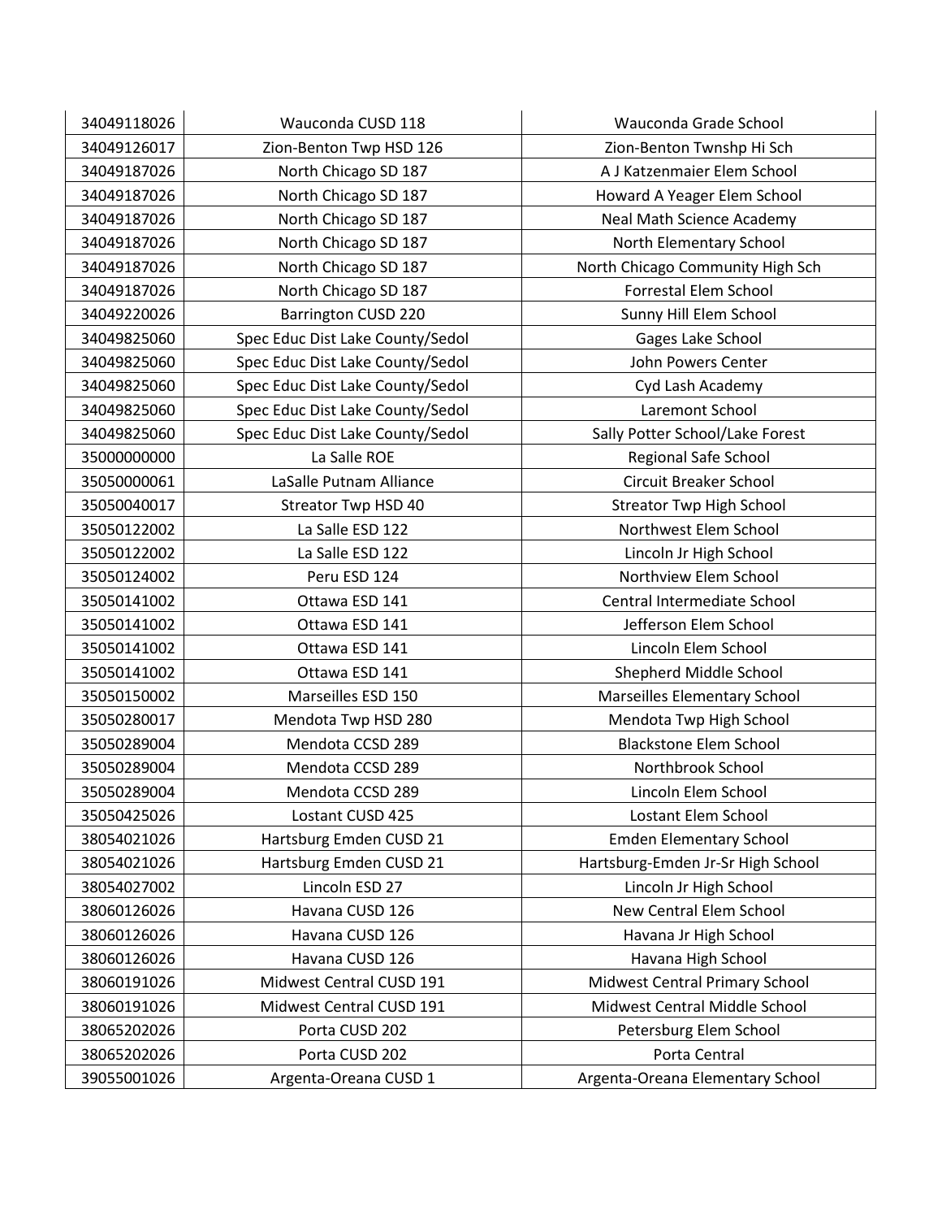| | | |
|---|---|---|
| 34049118026 | Wauconda CUSD 118 | Wauconda Grade School |
| 34049126017 | Zion-Benton Twp HSD 126 | Zion-Benton Twnshp Hi Sch |
| 34049187026 | North Chicago SD 187 | A J Katzenmaier Elem School |
| 34049187026 | North Chicago SD 187 | Howard A Yeager Elem School |
| 34049187026 | North Chicago SD 187 | Neal Math Science Academy |
| 34049187026 | North Chicago SD 187 | North Elementary School |
| 34049187026 | North Chicago SD 187 | North Chicago Community High Sch |
| 34049187026 | North Chicago SD 187 | Forrestal Elem School |
| 34049220026 | Barrington CUSD 220 | Sunny Hill Elem School |
| 34049825060 | Spec Educ Dist Lake County/Sedol | Gages Lake School |
| 34049825060 | Spec Educ Dist Lake County/Sedol | John Powers Center |
| 34049825060 | Spec Educ Dist Lake County/Sedol | Cyd Lash Academy |
| 34049825060 | Spec Educ Dist Lake County/Sedol | Laremont School |
| 34049825060 | Spec Educ Dist Lake County/Sedol | Sally Potter School/Lake Forest |
| 35000000000 | La Salle ROE | Regional Safe School |
| 35050000061 | LaSalle Putnam Alliance | Circuit Breaker School |
| 35050040017 | Streator Twp HSD 40 | Streator Twp High School |
| 35050122002 | La Salle ESD 122 | Northwest Elem School |
| 35050122002 | La Salle ESD 122 | Lincoln Jr High School |
| 35050124002 | Peru ESD 124 | Northview Elem School |
| 35050141002 | Ottawa ESD 141 | Central Intermediate School |
| 35050141002 | Ottawa ESD 141 | Jefferson Elem School |
| 35050141002 | Ottawa ESD 141 | Lincoln Elem School |
| 35050141002 | Ottawa ESD 141 | Shepherd Middle School |
| 35050150002 | Marseilles ESD 150 | Marseilles Elementary School |
| 35050280017 | Mendota Twp HSD 280 | Mendota Twp High School |
| 35050289004 | Mendota CCSD 289 | Blackstone Elem School |
| 35050289004 | Mendota CCSD 289 | Northbrook School |
| 35050289004 | Mendota CCSD 289 | Lincoln Elem School |
| 35050425026 | Lostant CUSD 425 | Lostant Elem School |
| 38054021026 | Hartsburg Emden CUSD 21 | Emden Elementary School |
| 38054021026 | Hartsburg Emden CUSD 21 | Hartsburg-Emden Jr-Sr High School |
| 38054027002 | Lincoln ESD 27 | Lincoln Jr High School |
| 38060126026 | Havana CUSD 126 | New Central Elem School |
| 38060126026 | Havana CUSD 126 | Havana Jr High School |
| 38060126026 | Havana CUSD 126 | Havana High School |
| 38060191026 | Midwest Central CUSD 191 | Midwest Central Primary School |
| 38060191026 | Midwest Central CUSD 191 | Midwest Central Middle School |
| 38065202026 | Porta CUSD 202 | Petersburg Elem School |
| 38065202026 | Porta CUSD 202 | Porta Central |
| 39055001026 | Argenta-Oreana CUSD 1 | Argenta-Oreana Elementary School |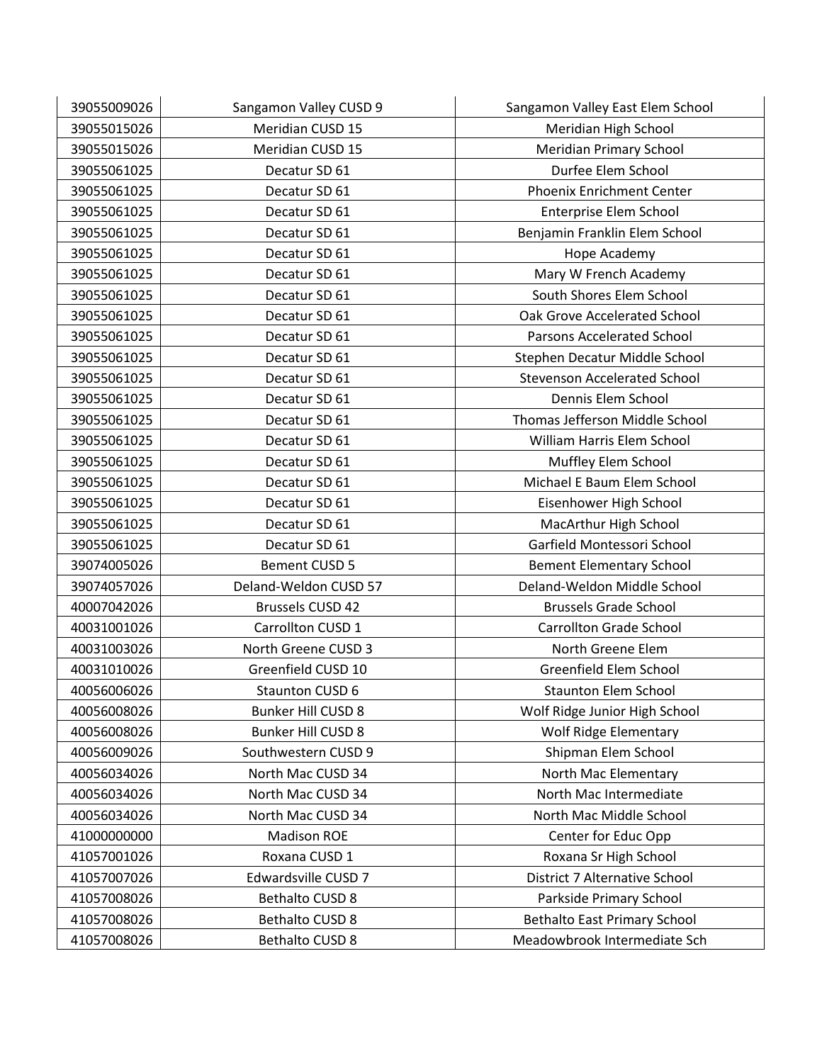| | | |
|---|---|---|
| 39055009026 | Sangamon Valley CUSD 9 | Sangamon Valley East Elem School |
| 39055015026 | Meridian CUSD 15 | Meridian High School |
| 39055015026 | Meridian CUSD 15 | Meridian Primary School |
| 39055061025 | Decatur SD 61 | Durfee Elem School |
| 39055061025 | Decatur SD 61 | Phoenix Enrichment Center |
| 39055061025 | Decatur SD 61 | Enterprise Elem School |
| 39055061025 | Decatur SD 61 | Benjamin Franklin Elem School |
| 39055061025 | Decatur SD 61 | Hope Academy |
| 39055061025 | Decatur SD 61 | Mary W French Academy |
| 39055061025 | Decatur SD 61 | South Shores Elem School |
| 39055061025 | Decatur SD 61 | Oak Grove Accelerated School |
| 39055061025 | Decatur SD 61 | Parsons Accelerated School |
| 39055061025 | Decatur SD 61 | Stephen Decatur Middle School |
| 39055061025 | Decatur SD 61 | Stevenson Accelerated School |
| 39055061025 | Decatur SD 61 | Dennis Elem School |
| 39055061025 | Decatur SD 61 | Thomas Jefferson Middle School |
| 39055061025 | Decatur SD 61 | William Harris Elem School |
| 39055061025 | Decatur SD 61 | Muffley Elem School |
| 39055061025 | Decatur SD 61 | Michael E Baum Elem School |
| 39055061025 | Decatur SD 61 | Eisenhower High School |
| 39055061025 | Decatur SD 61 | MacArthur High School |
| 39055061025 | Decatur SD 61 | Garfield Montessori School |
| 39074005026 | Bement CUSD 5 | Bement Elementary School |
| 39074057026 | Deland-Weldon CUSD 57 | Deland-Weldon Middle School |
| 40007042026 | Brussels CUSD 42 | Brussels Grade School |
| 40031001026 | Carrollton CUSD 1 | Carrollton Grade School |
| 40031003026 | North Greene CUSD 3 | North Greene Elem |
| 40031010026 | Greenfield CUSD 10 | Greenfield Elem School |
| 40056006026 | Staunton CUSD 6 | Staunton Elem School |
| 40056008026 | Bunker Hill CUSD 8 | Wolf Ridge Junior High School |
| 40056008026 | Bunker Hill CUSD 8 | Wolf Ridge Elementary |
| 40056009026 | Southwestern CUSD 9 | Shipman Elem School |
| 40056034026 | North Mac CUSD 34 | North Mac Elementary |
| 40056034026 | North Mac CUSD 34 | North Mac Intermediate |
| 40056034026 | North Mac CUSD 34 | North Mac Middle School |
| 41000000000 | Madison ROE | Center for Educ Opp |
| 41057001026 | Roxana CUSD 1 | Roxana Sr High School |
| 41057007026 | Edwardsville CUSD 7 | District 7 Alternative School |
| 41057008026 | Bethalto CUSD 8 | Parkside Primary School |
| 41057008026 | Bethalto CUSD 8 | Bethalto East Primary School |
| 41057008026 | Bethalto CUSD 8 | Meadowbrook Intermediate Sch |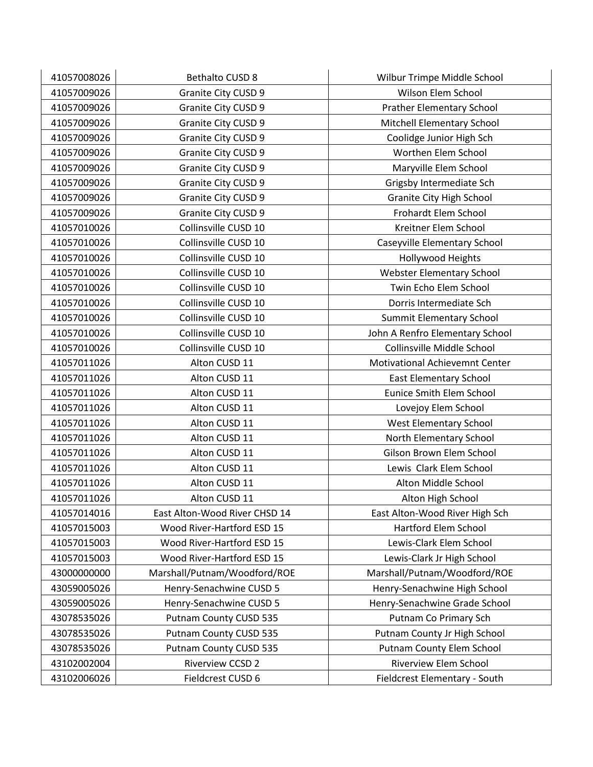| | | |
|---|---|---|
| 41057008026 | Bethalto CUSD 8 | Wilbur Trimpe Middle School |
| 41057009026 | Granite City CUSD 9 | Wilson Elem School |
| 41057009026 | Granite City CUSD 9 | Prather Elementary School |
| 41057009026 | Granite City CUSD 9 | Mitchell Elementary School |
| 41057009026 | Granite City CUSD 9 | Coolidge Junior High Sch |
| 41057009026 | Granite City CUSD 9 | Worthen Elem School |
| 41057009026 | Granite City CUSD 9 | Maryville Elem School |
| 41057009026 | Granite City CUSD 9 | Grigsby Intermediate Sch |
| 41057009026 | Granite City CUSD 9 | Granite City High School |
| 41057009026 | Granite City CUSD 9 | Frohardt Elem School |
| 41057010026 | Collinsville CUSD 10 | Kreitner Elem School |
| 41057010026 | Collinsville CUSD 10 | Caseyville Elementary School |
| 41057010026 | Collinsville CUSD 10 | Hollywood Heights |
| 41057010026 | Collinsville CUSD 10 | Webster Elementary School |
| 41057010026 | Collinsville CUSD 10 | Twin Echo Elem School |
| 41057010026 | Collinsville CUSD 10 | Dorris Intermediate Sch |
| 41057010026 | Collinsville CUSD 10 | Summit Elementary School |
| 41057010026 | Collinsville CUSD 10 | John A Renfro Elementary School |
| 41057010026 | Collinsville CUSD 10 | Collinsville Middle School |
| 41057011026 | Alton CUSD 11 | Motivational Achievemnt Center |
| 41057011026 | Alton CUSD 11 | East Elementary School |
| 41057011026 | Alton CUSD 11 | Eunice Smith Elem School |
| 41057011026 | Alton CUSD 11 | Lovejoy Elem School |
| 41057011026 | Alton CUSD 11 | West Elementary School |
| 41057011026 | Alton CUSD 11 | North Elementary School |
| 41057011026 | Alton CUSD 11 | Gilson Brown Elem School |
| 41057011026 | Alton CUSD 11 | Lewis Clark Elem School |
| 41057011026 | Alton CUSD 11 | Alton Middle School |
| 41057011026 | Alton CUSD 11 | Alton High School |
| 41057014016 | East Alton-Wood River CHSD 14 | East Alton-Wood River High Sch |
| 41057015003 | Wood River-Hartford ESD 15 | Hartford Elem School |
| 41057015003 | Wood River-Hartford ESD 15 | Lewis-Clark Elem School |
| 41057015003 | Wood River-Hartford ESD 15 | Lewis-Clark Jr High School |
| 43000000000 | Marshall/Putnam/Woodford/ROE | Marshall/Putnam/Woodford/ROE |
| 43059005026 | Henry-Senachwine CUSD 5 | Henry-Senachwine High School |
| 43059005026 | Henry-Senachwine CUSD 5 | Henry-Senachwine Grade School |
| 43078535026 | Putnam County CUSD 535 | Putnam Co Primary Sch |
| 43078535026 | Putnam County CUSD 535 | Putnam County Jr High School |
| 43078535026 | Putnam County CUSD 535 | Putnam County Elem School |
| 43102002004 | Riverview CCSD 2 | Riverview Elem School |
| 43102006026 | Fieldcrest CUSD 6 | Fieldcrest Elementary - South |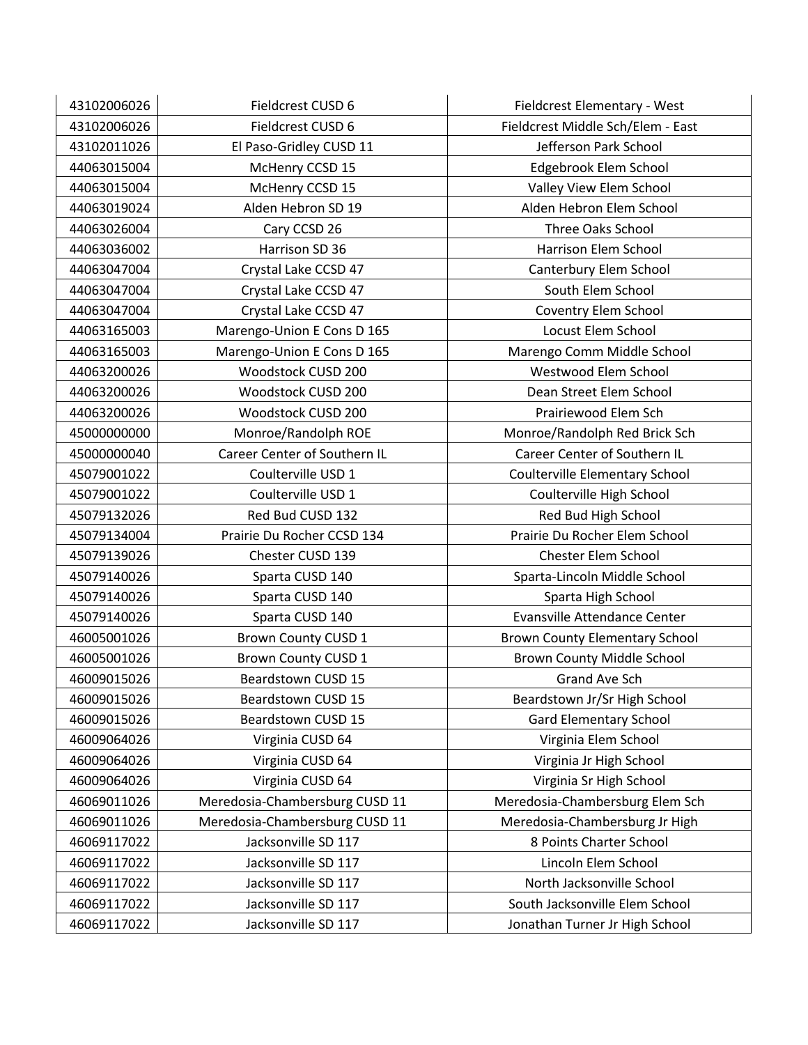| | | |
|---|---|---|
| 43102006026 | Fieldcrest CUSD 6 | Fieldcrest Elementary - West |
| 43102006026 | Fieldcrest CUSD 6 | Fieldcrest Middle Sch/Elem - East |
| 43102011026 | El Paso-Gridley CUSD 11 | Jefferson Park School |
| 44063015004 | McHenry CCSD 15 | Edgebrook Elem School |
| 44063015004 | McHenry CCSD 15 | Valley View Elem School |
| 44063019024 | Alden Hebron SD 19 | Alden Hebron Elem School |
| 44063026004 | Cary CCSD 26 | Three Oaks School |
| 44063036002 | Harrison SD 36 | Harrison Elem School |
| 44063047004 | Crystal Lake CCSD 47 | Canterbury Elem School |
| 44063047004 | Crystal Lake CCSD 47 | South Elem School |
| 44063047004 | Crystal Lake CCSD 47 | Coventry Elem School |
| 44063165003 | Marengo-Union E Cons D 165 | Locust Elem School |
| 44063165003 | Marengo-Union E Cons D 165 | Marengo Comm Middle School |
| 44063200026 | Woodstock CUSD 200 | Westwood Elem School |
| 44063200026 | Woodstock CUSD 200 | Dean Street Elem School |
| 44063200026 | Woodstock CUSD 200 | Prairiewood Elem Sch |
| 45000000000 | Monroe/Randolph ROE | Monroe/Randolph Red Brick Sch |
| 45000000040 | Career Center of Southern IL | Career Center of Southern IL |
| 45079001022 | Coulterville USD 1 | Coulterville Elementary School |
| 45079001022 | Coulterville USD 1 | Coulterville High School |
| 45079132026 | Red Bud CUSD 132 | Red Bud High School |
| 45079134004 | Prairie Du Rocher CCSD 134 | Prairie Du Rocher Elem School |
| 45079139026 | Chester CUSD 139 | Chester Elem School |
| 45079140026 | Sparta CUSD 140 | Sparta-Lincoln Middle School |
| 45079140026 | Sparta CUSD 140 | Sparta High School |
| 45079140026 | Sparta CUSD 140 | Evansville Attendance Center |
| 46005001026 | Brown County CUSD 1 | Brown County Elementary School |
| 46005001026 | Brown County CUSD 1 | Brown County Middle School |
| 46009015026 | Beardstown CUSD 15 | Grand Ave Sch |
| 46009015026 | Beardstown CUSD 15 | Beardstown Jr/Sr High School |
| 46009015026 | Beardstown CUSD 15 | Gard Elementary School |
| 46009064026 | Virginia CUSD 64 | Virginia Elem School |
| 46009064026 | Virginia CUSD 64 | Virginia Jr High School |
| 46009064026 | Virginia CUSD 64 | Virginia Sr High School |
| 46069011026 | Meredosia-Chambersburg CUSD 11 | Meredosia-Chambersburg Elem Sch |
| 46069011026 | Meredosia-Chambersburg CUSD 11 | Meredosia-Chambersburg Jr High |
| 46069117022 | Jacksonville SD 117 | 8 Points Charter School |
| 46069117022 | Jacksonville SD 117 | Lincoln Elem School |
| 46069117022 | Jacksonville SD 117 | North Jacksonville School |
| 46069117022 | Jacksonville SD 117 | South Jacksonville Elem School |
| 46069117022 | Jacksonville SD 117 | Jonathan Turner Jr High School |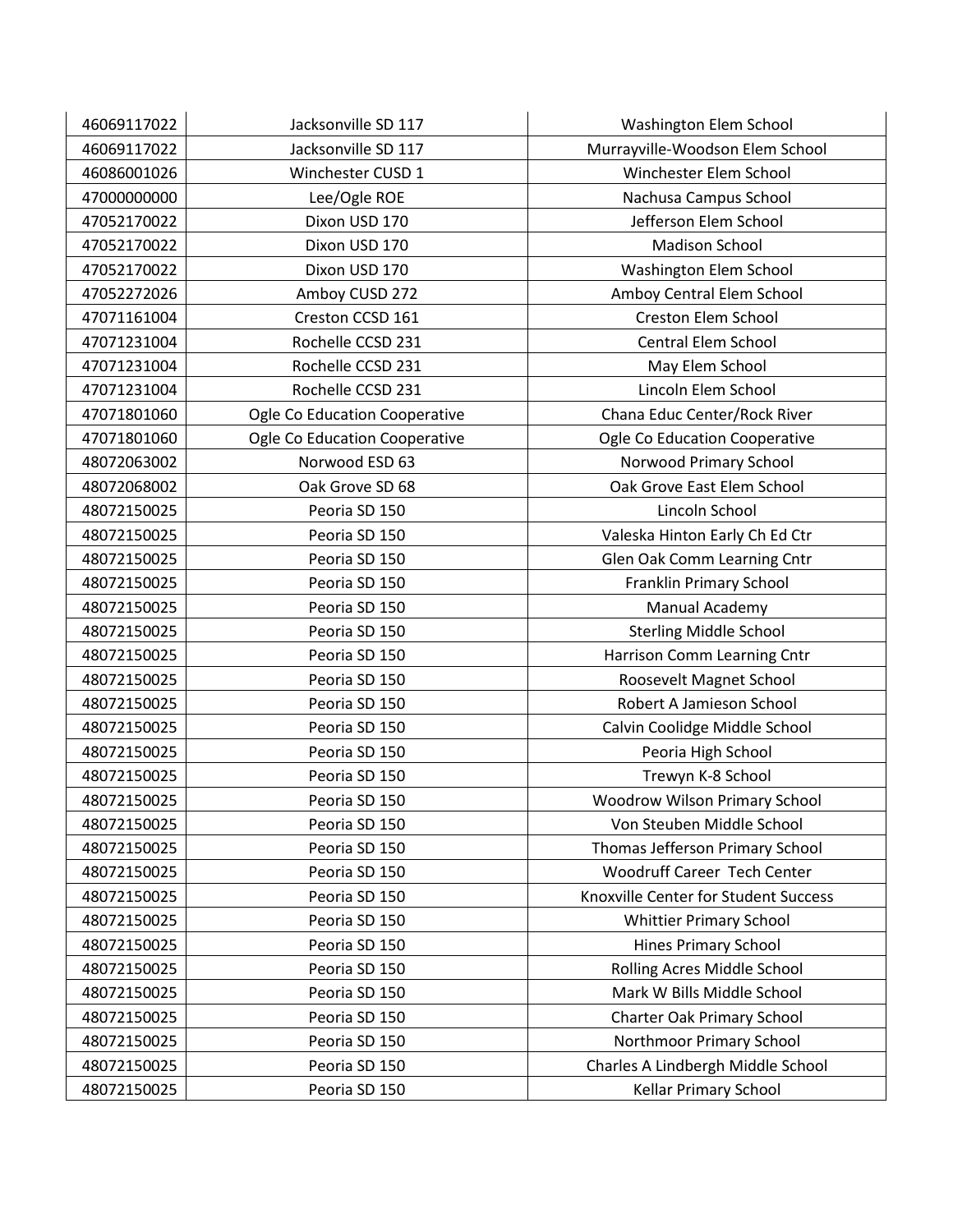| | | |
|---|---|---|
| 46069117022 | Jacksonville SD 117 | Washington Elem School |
| 46069117022 | Jacksonville SD 117 | Murrayville-Woodson Elem School |
| 46086001026 | Winchester CUSD 1 | Winchester Elem School |
| 47000000000 | Lee/Ogle ROE | Nachusa Campus School |
| 47052170022 | Dixon USD 170 | Jefferson Elem School |
| 47052170022 | Dixon USD 170 | Madison School |
| 47052170022 | Dixon USD 170 | Washington Elem School |
| 47052272026 | Amboy CUSD 272 | Amboy Central Elem School |
| 47071161004 | Creston CCSD 161 | Creston Elem School |
| 47071231004 | Rochelle CCSD 231 | Central Elem School |
| 47071231004 | Rochelle CCSD 231 | May Elem School |
| 47071231004 | Rochelle CCSD 231 | Lincoln Elem School |
| 47071801060 | Ogle Co Education Cooperative | Chana Educ Center/Rock River |
| 47071801060 | Ogle Co Education Cooperative | Ogle Co Education Cooperative |
| 48072063002 | Norwood ESD 63 | Norwood Primary School |
| 48072068002 | Oak Grove SD 68 | Oak Grove East Elem School |
| 48072150025 | Peoria SD 150 | Lincoln School |
| 48072150025 | Peoria SD 150 | Valeska Hinton Early Ch Ed Ctr |
| 48072150025 | Peoria SD 150 | Glen Oak Comm Learning Cntr |
| 48072150025 | Peoria SD 150 | Franklin Primary School |
| 48072150025 | Peoria SD 150 | Manual Academy |
| 48072150025 | Peoria SD 150 | Sterling Middle School |
| 48072150025 | Peoria SD 150 | Harrison Comm Learning Cntr |
| 48072150025 | Peoria SD 150 | Roosevelt Magnet School |
| 48072150025 | Peoria SD 150 | Robert A Jamieson School |
| 48072150025 | Peoria SD 150 | Calvin Coolidge Middle School |
| 48072150025 | Peoria SD 150 | Peoria High School |
| 48072150025 | Peoria SD 150 | Trewyn K-8 School |
| 48072150025 | Peoria SD 150 | Woodrow Wilson Primary School |
| 48072150025 | Peoria SD 150 | Von Steuben Middle School |
| 48072150025 | Peoria SD 150 | Thomas Jefferson Primary School |
| 48072150025 | Peoria SD 150 | Woodruff Career Tech Center |
| 48072150025 | Peoria SD 150 | Knoxville Center for Student Success |
| 48072150025 | Peoria SD 150 | Whittier Primary School |
| 48072150025 | Peoria SD 150 | Hines Primary School |
| 48072150025 | Peoria SD 150 | Rolling Acres Middle School |
| 48072150025 | Peoria SD 150 | Mark W Bills Middle School |
| 48072150025 | Peoria SD 150 | Charter Oak Primary School |
| 48072150025 | Peoria SD 150 | Northmoor Primary School |
| 48072150025 | Peoria SD 150 | Charles A Lindbergh Middle School |
| 48072150025 | Peoria SD 150 | Kellar Primary School |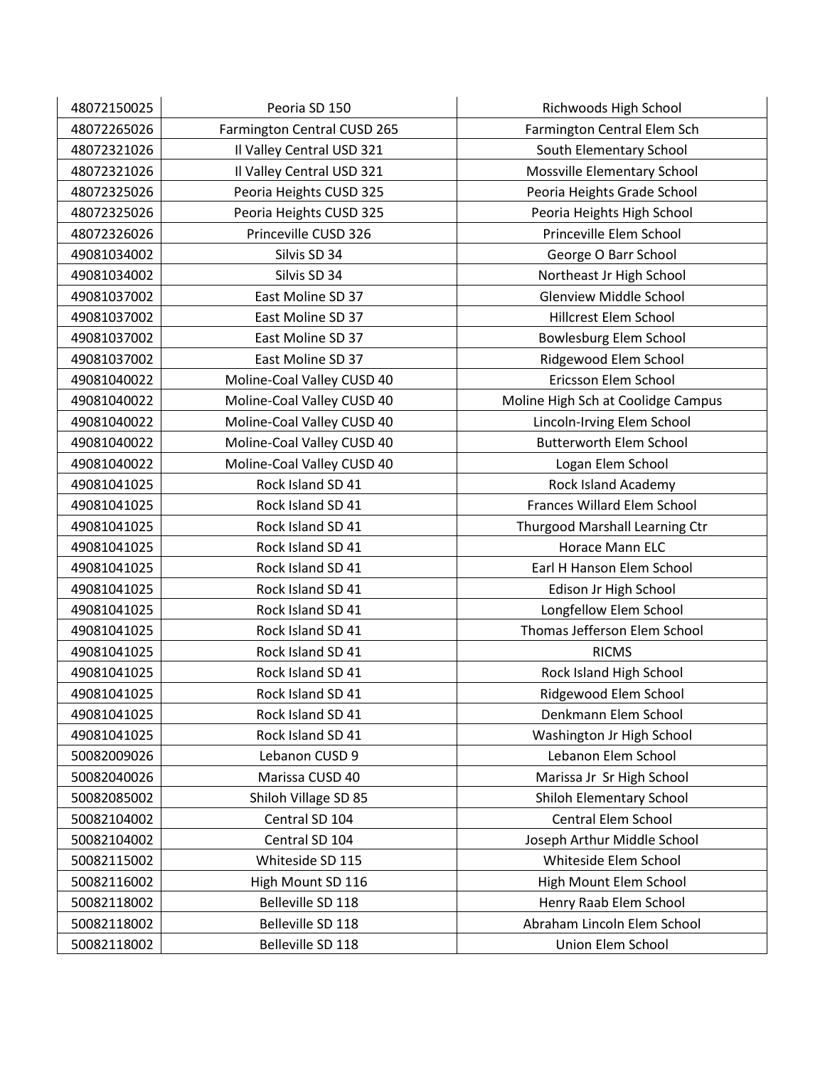| | | |
|---|---|---|
| 48072150025 | Peoria SD 150 | Richwoods High School |
| 48072265026 | Farmington Central CUSD 265 | Farmington Central Elem Sch |
| 48072321026 | Il Valley Central USD 321 | South Elementary School |
| 48072321026 | Il Valley Central USD 321 | Mossville Elementary School |
| 48072325026 | Peoria Heights CUSD 325 | Peoria Heights Grade School |
| 48072325026 | Peoria Heights CUSD 325 | Peoria Heights High School |
| 48072326026 | Princeville CUSD 326 | Princeville Elem School |
| 49081034002 | Silvis SD 34 | George O Barr School |
| 49081034002 | Silvis SD 34 | Northeast Jr High School |
| 49081037002 | East Moline SD 37 | Glenview Middle School |
| 49081037002 | East Moline SD 37 | Hillcrest Elem School |
| 49081037002 | East Moline SD 37 | Bowlesburg Elem School |
| 49081037002 | East Moline SD 37 | Ridgewood Elem School |
| 49081040022 | Moline-Coal Valley CUSD 40 | Ericsson Elem School |
| 49081040022 | Moline-Coal Valley CUSD 40 | Moline High Sch at Coolidge Campus |
| 49081040022 | Moline-Coal Valley CUSD 40 | Lincoln-Irving Elem School |
| 49081040022 | Moline-Coal Valley CUSD 40 | Butterworth Elem School |
| 49081040022 | Moline-Coal Valley CUSD 40 | Logan Elem School |
| 49081041025 | Rock Island SD 41 | Rock Island Academy |
| 49081041025 | Rock Island SD 41 | Frances Willard Elem School |
| 49081041025 | Rock Island SD 41 | Thurgood Marshall Learning Ctr |
| 49081041025 | Rock Island SD 41 | Horace Mann ELC |
| 49081041025 | Rock Island SD 41 | Earl H Hanson Elem School |
| 49081041025 | Rock Island SD 41 | Edison Jr High School |
| 49081041025 | Rock Island SD 41 | Longfellow Elem School |
| 49081041025 | Rock Island SD 41 | Thomas Jefferson Elem School |
| 49081041025 | Rock Island SD 41 | RICMS |
| 49081041025 | Rock Island SD 41 | Rock Island High School |
| 49081041025 | Rock Island SD 41 | Ridgewood Elem School |
| 49081041025 | Rock Island SD 41 | Denkmann Elem School |
| 49081041025 | Rock Island SD 41 | Washington Jr High School |
| 50082009026 | Lebanon CUSD 9 | Lebanon Elem School |
| 50082040026 | Marissa CUSD 40 | Marissa Jr Sr High School |
| 50082085002 | Shiloh Village SD 85 | Shiloh Elementary School |
| 50082104002 | Central SD 104 | Central Elem School |
| 50082104002 | Central SD 104 | Joseph Arthur Middle School |
| 50082115002 | Whiteside SD 115 | Whiteside Elem School |
| 50082116002 | High Mount SD 116 | High Mount Elem School |
| 50082118002 | Belleville SD 118 | Henry Raab Elem School |
| 50082118002 | Belleville SD 118 | Abraham Lincoln Elem School |
| 50082118002 | Belleville SD 118 | Union Elem School |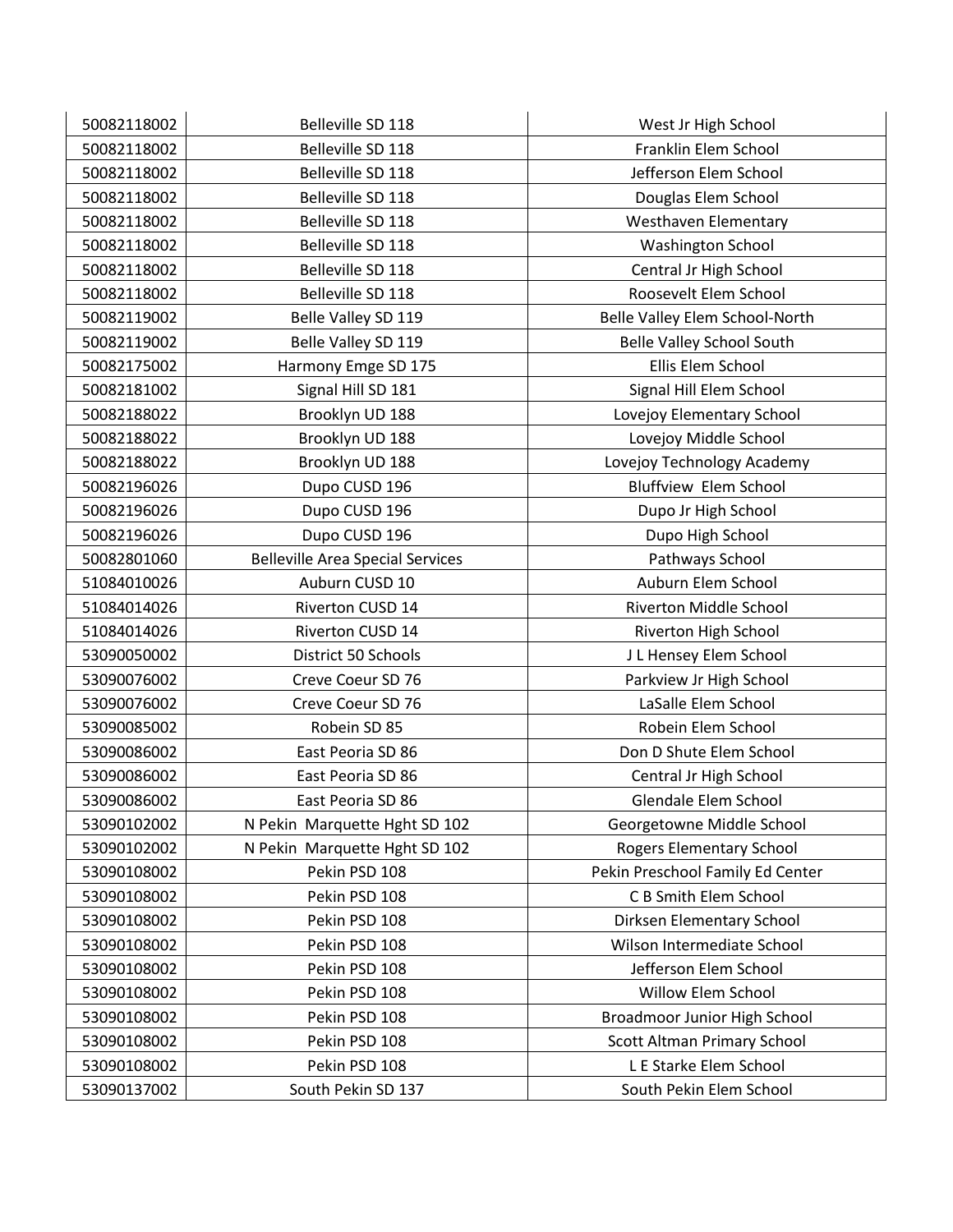| | | |
|---|---|---|
| 50082118002 | Belleville SD 118 | West Jr High School |
| 50082118002 | Belleville SD 118 | Franklin Elem School |
| 50082118002 | Belleville SD 118 | Jefferson Elem School |
| 50082118002 | Belleville SD 118 | Douglas Elem School |
| 50082118002 | Belleville SD 118 | Westhaven Elementary |
| 50082118002 | Belleville SD 118 | Washington School |
| 50082118002 | Belleville SD 118 | Central Jr High School |
| 50082118002 | Belleville SD 118 | Roosevelt Elem School |
| 50082119002 | Belle Valley SD 119 | Belle Valley Elem School-North |
| 50082119002 | Belle Valley SD 119 | Belle Valley School South |
| 50082175002 | Harmony Emge SD 175 | Ellis Elem School |
| 50082181002 | Signal Hill SD 181 | Signal Hill Elem School |
| 50082188022 | Brooklyn UD 188 | Lovejoy Elementary School |
| 50082188022 | Brooklyn UD 188 | Lovejoy Middle School |
| 50082188022 | Brooklyn UD 188 | Lovejoy Technology Academy |
| 50082196026 | Dupo CUSD 196 | Bluffview Elem School |
| 50082196026 | Dupo CUSD 196 | Dupo Jr High School |
| 50082196026 | Dupo CUSD 196 | Dupo High School |
| 50082801060 | Belleville Area Special Services | Pathways School |
| 51084010026 | Auburn CUSD 10 | Auburn Elem School |
| 51084014026 | Riverton CUSD 14 | Riverton Middle School |
| 51084014026 | Riverton CUSD 14 | Riverton High School |
| 53090050002 | District 50 Schools | J L Hensey Elem School |
| 53090076002 | Creve Coeur SD 76 | Parkview Jr High School |
| 53090076002 | Creve Coeur SD 76 | LaSalle Elem School |
| 53090085002 | Robein SD 85 | Robein Elem School |
| 53090086002 | East Peoria SD 86 | Don D Shute Elem School |
| 53090086002 | East Peoria SD 86 | Central Jr High School |
| 53090086002 | East Peoria SD 86 | Glendale Elem School |
| 53090102002 | N Pekin Marquette Hght SD 102 | Georgetowne Middle School |
| 53090102002 | N Pekin Marquette Hght SD 102 | Rogers Elementary School |
| 53090108002 | Pekin PSD 108 | Pekin Preschool Family Ed Center |
| 53090108002 | Pekin PSD 108 | C B Smith Elem School |
| 53090108002 | Pekin PSD 108 | Dirksen Elementary School |
| 53090108002 | Pekin PSD 108 | Wilson Intermediate School |
| 53090108002 | Pekin PSD 108 | Jefferson Elem School |
| 53090108002 | Pekin PSD 108 | Willow Elem School |
| 53090108002 | Pekin PSD 108 | Broadmoor Junior High School |
| 53090108002 | Pekin PSD 108 | Scott Altman Primary School |
| 53090108002 | Pekin PSD 108 | L E Starke Elem School |
| 53090137002 | South Pekin SD 137 | South Pekin Elem School |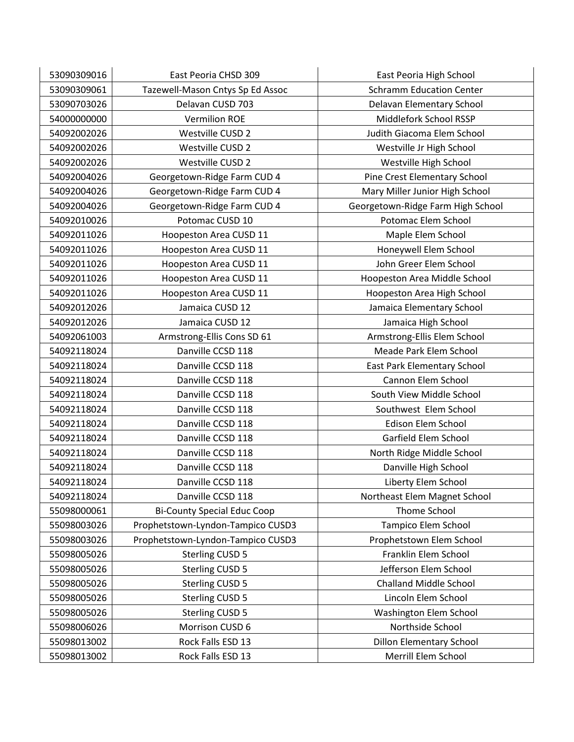| | | |
|---|---|---|
| 53090309016 | East Peoria CHSD 309 | East Peoria High School |
| 53090309061 | Tazewell-Mason Cntys Sp Ed Assoc | Schramm Education Center |
| 53090703026 | Delavan CUSD 703 | Delavan Elementary School |
| 54000000000 | Vermilion ROE | Middlefork School RSSP |
| 54092002026 | Westville CUSD 2 | Judith Giacoma Elem School |
| 54092002026 | Westville CUSD 2 | Westville Jr High School |
| 54092002026 | Westville CUSD 2 | Westville High School |
| 54092004026 | Georgetown-Ridge Farm CUD 4 | Pine Crest Elementary School |
| 54092004026 | Georgetown-Ridge Farm CUD 4 | Mary Miller Junior High School |
| 54092004026 | Georgetown-Ridge Farm CUD 4 | Georgetown-Ridge Farm High School |
| 54092010026 | Potomac CUSD 10 | Potomac Elem School |
| 54092011026 | Hoopeston Area CUSD 11 | Maple Elem School |
| 54092011026 | Hoopeston Area CUSD 11 | Honeywell Elem School |
| 54092011026 | Hoopeston Area CUSD 11 | John Greer Elem School |
| 54092011026 | Hoopeston Area CUSD 11 | Hoopeston Area Middle School |
| 54092011026 | Hoopeston Area CUSD 11 | Hoopeston Area High School |
| 54092012026 | Jamaica CUSD 12 | Jamaica Elementary School |
| 54092012026 | Jamaica CUSD 12 | Jamaica High School |
| 54092061003 | Armstrong-Ellis Cons SD 61 | Armstrong-Ellis Elem School |
| 54092118024 | Danville CCSD 118 | Meade Park Elem School |
| 54092118024 | Danville CCSD 118 | East Park Elementary School |
| 54092118024 | Danville CCSD 118 | Cannon Elem School |
| 54092118024 | Danville CCSD 118 | South View Middle School |
| 54092118024 | Danville CCSD 118 | Southwest Elem School |
| 54092118024 | Danville CCSD 118 | Edison Elem School |
| 54092118024 | Danville CCSD 118 | Garfield Elem School |
| 54092118024 | Danville CCSD 118 | North Ridge Middle School |
| 54092118024 | Danville CCSD 118 | Danville High School |
| 54092118024 | Danville CCSD 118 | Liberty Elem School |
| 54092118024 | Danville CCSD 118 | Northeast Elem Magnet School |
| 55098000061 | Bi-County Special Educ Coop | Thome School |
| 55098003026 | Prophetstown-Lyndon-Tampico CUSD3 | Tampico Elem School |
| 55098003026 | Prophetstown-Lyndon-Tampico CUSD3 | Prophetstown Elem School |
| 55098005026 | Sterling CUSD 5 | Franklin Elem School |
| 55098005026 | Sterling CUSD 5 | Jefferson Elem School |
| 55098005026 | Sterling CUSD 5 | Challand Middle School |
| 55098005026 | Sterling CUSD 5 | Lincoln Elem School |
| 55098005026 | Sterling CUSD 5 | Washington Elem School |
| 55098006026 | Morrison CUSD 6 | Northside School |
| 55098013002 | Rock Falls ESD 13 | Dillon Elementary School |
| 55098013002 | Rock Falls ESD 13 | Merrill Elem School |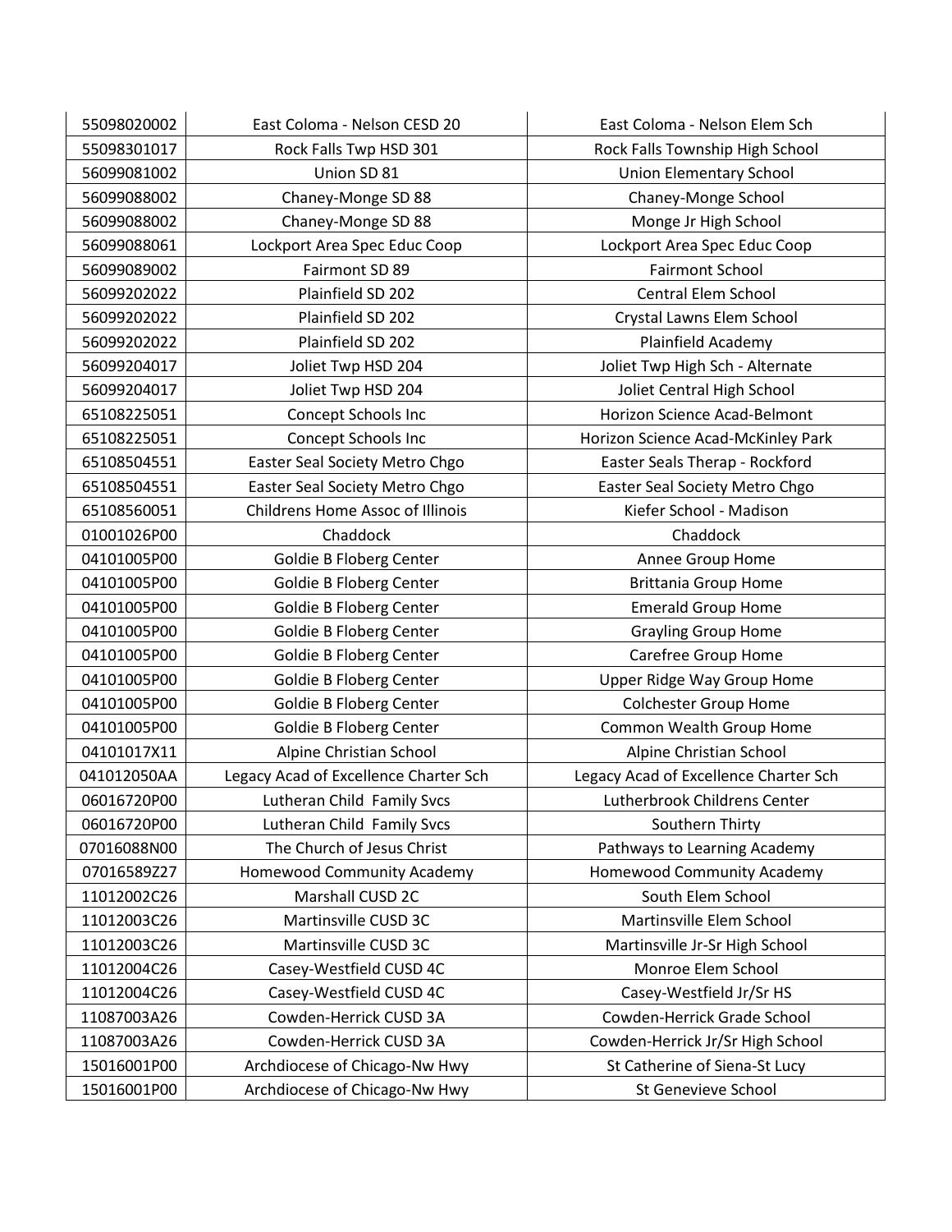| | | |
|---|---|---|
| 55098020002 | East Coloma - Nelson CESD 20 | East Coloma - Nelson Elem Sch |
| 55098301017 | Rock Falls Twp HSD 301 | Rock Falls Township High School |
| 56099081002 | Union SD 81 | Union Elementary School |
| 56099088002 | Chaney-Monge SD 88 | Chaney-Monge School |
| 56099088002 | Chaney-Monge SD 88 | Monge Jr High School |
| 56099088061 | Lockport Area Spec Educ Coop | Lockport Area Spec Educ Coop |
| 56099089002 | Fairmont SD 89 | Fairmont School |
| 56099202022 | Plainfield SD 202 | Central Elem School |
| 56099202022 | Plainfield SD 202 | Crystal Lawns Elem School |
| 56099202022 | Plainfield SD 202 | Plainfield Academy |
| 56099204017 | Joliet Twp HSD 204 | Joliet Twp High Sch - Alternate |
| 56099204017 | Joliet Twp HSD 204 | Joliet Central High School |
| 65108225051 | Concept Schools Inc | Horizon Science Acad-Belmont |
| 65108225051 | Concept Schools Inc | Horizon Science Acad-McKinley Park |
| 65108504551 | Easter Seal Society Metro Chgo | Easter Seals Therap - Rockford |
| 65108504551 | Easter Seal Society Metro Chgo | Easter Seal Society Metro Chgo |
| 65108560051 | Childrens Home Assoc of Illinois | Kiefer School - Madison |
| 01001026P00 | Chaddock | Chaddock |
| 04101005P00 | Goldie B Floberg Center | Annee Group Home |
| 04101005P00 | Goldie B Floberg Center | Brittania Group Home |
| 04101005P00 | Goldie B Floberg Center | Emerald Group Home |
| 04101005P00 | Goldie B Floberg Center | Grayling Group Home |
| 04101005P00 | Goldie B Floberg Center | Carefree Group Home |
| 04101005P00 | Goldie B Floberg Center | Upper Ridge Way Group Home |
| 04101005P00 | Goldie B Floberg Center | Colchester Group Home |
| 04101005P00 | Goldie B Floberg Center | Common Wealth Group Home |
| 04101017X11 | Alpine Christian School | Alpine Christian School |
| 041012050AA | Legacy Acad of Excellence Charter Sch | Legacy Acad of Excellence Charter Sch |
| 06016720P00 | Lutheran Child Family Svcs | Lutherbrook Childrens Center |
| 06016720P00 | Lutheran Child Family Svcs | Southern Thirty |
| 07016088N00 | The Church of Jesus Christ | Pathways to Learning Academy |
| 07016589Z27 | Homewood Community Academy | Homewood Community Academy |
| 11012002C26 | Marshall CUSD 2C | South Elem School |
| 11012003C26 | Martinsville CUSD 3C | Martinsville Elem School |
| 11012003C26 | Martinsville CUSD 3C | Martinsville Jr-Sr High School |
| 11012004C26 | Casey-Westfield CUSD 4C | Monroe Elem School |
| 11012004C26 | Casey-Westfield CUSD 4C | Casey-Westfield Jr/Sr HS |
| 11087003A26 | Cowden-Herrick CUSD 3A | Cowden-Herrick Grade School |
| 11087003A26 | Cowden-Herrick CUSD 3A | Cowden-Herrick Jr/Sr High School |
| 15016001P00 | Archdiocese of Chicago-Nw Hwy | St Catherine of Siena-St Lucy |
| 15016001P00 | Archdiocese of Chicago-Nw Hwy | St Genevieve School |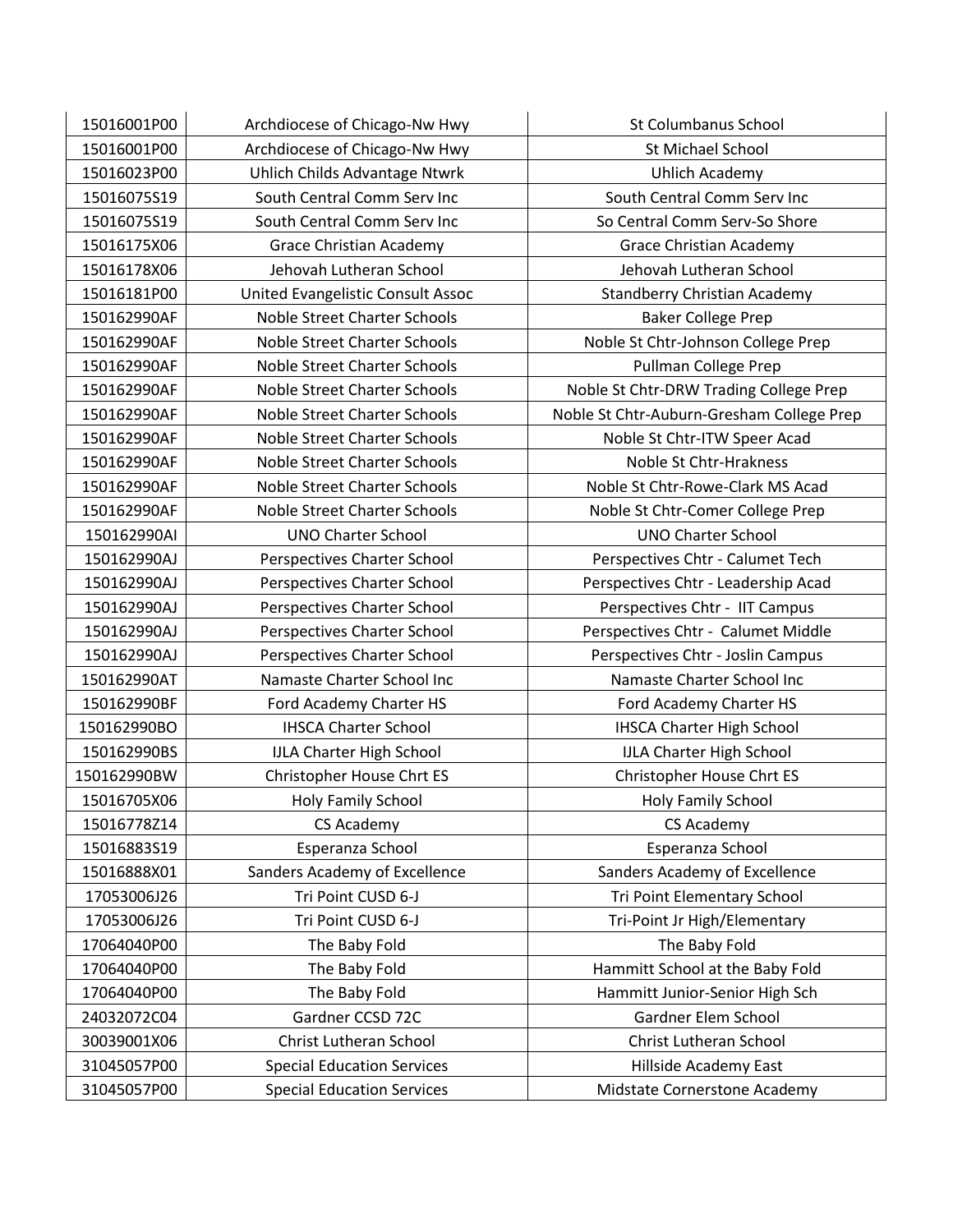| | | |
|---|---|---|
| 15016001P00 | Archdiocese of Chicago-Nw Hwy | St Columbanus School |
| 15016001P00 | Archdiocese of Chicago-Nw Hwy | St Michael School |
| 15016023P00 | Uhlich Childs Advantage Ntwrk | Uhlich Academy |
| 15016075S19 | South Central Comm Serv Inc | South Central Comm Serv Inc |
| 15016075S19 | South Central Comm Serv Inc | So Central Comm Serv-So Shore |
| 15016175X06 | Grace Christian Academy | Grace Christian Academy |
| 15016178X06 | Jehovah Lutheran School | Jehovah Lutheran School |
| 15016181P00 | United Evangelistic Consult Assoc | Standberry Christian Academy |
| 150162990AF | Noble Street Charter Schools | Baker College Prep |
| 150162990AF | Noble Street Charter Schools | Noble St Chtr-Johnson College Prep |
| 150162990AF | Noble Street Charter Schools | Pullman College Prep |
| 150162990AF | Noble Street Charter Schools | Noble St Chtr-DRW Trading College Prep |
| 150162990AF | Noble Street Charter Schools | Noble St Chtr-Auburn-Gresham College Prep |
| 150162990AF | Noble Street Charter Schools | Noble St Chtr-ITW Speer Acad |
| 150162990AF | Noble Street Charter Schools | Noble St Chtr-Hrakness |
| 150162990AF | Noble Street Charter Schools | Noble St Chtr-Rowe-Clark MS Acad |
| 150162990AF | Noble Street Charter Schools | Noble St Chtr-Comer College Prep |
| 150162990AI | UNO Charter School | UNO Charter School |
| 150162990AJ | Perspectives Charter School | Perspectives Chtr - Calumet Tech |
| 150162990AJ | Perspectives Charter School | Perspectives Chtr - Leadership Acad |
| 150162990AJ | Perspectives Charter School | Perspectives Chtr - IIT Campus |
| 150162990AJ | Perspectives Charter School | Perspectives Chtr - Calumet Middle |
| 150162990AJ | Perspectives Charter School | Perspectives Chtr - Joslin Campus |
| 150162990AT | Namaste Charter School Inc | Namaste Charter School Inc |
| 150162990BF | Ford Academy Charter HS | Ford Academy Charter HS |
| 150162990BO | IHSCA Charter School | IHSCA Charter High School |
| 150162990BS | IJLA Charter High School | IJLA Charter High School |
| 150162990BW | Christopher House Chrt ES | Christopher House Chrt ES |
| 15016705X06 | Holy Family School | Holy Family School |
| 15016778Z14 | CS Academy | CS Academy |
| 15016883S19 | Esperanza School | Esperanza School |
| 15016888X01 | Sanders Academy of Excellence | Sanders Academy of Excellence |
| 17053006J26 | Tri Point CUSD 6-J | Tri Point Elementary School |
| 17053006J26 | Tri Point CUSD 6-J | Tri-Point Jr High/Elementary |
| 17064040P00 | The Baby Fold | The Baby Fold |
| 17064040P00 | The Baby Fold | Hammitt School at the Baby Fold |
| 17064040P00 | The Baby Fold | Hammitt Junior-Senior High Sch |
| 24032072C04 | Gardner CCSD 72C | Gardner Elem School |
| 30039001X06 | Christ Lutheran School | Christ Lutheran School |
| 31045057P00 | Special Education Services | Hillside Academy East |
| 31045057P00 | Special Education Services | Midstate Cornerstone Academy |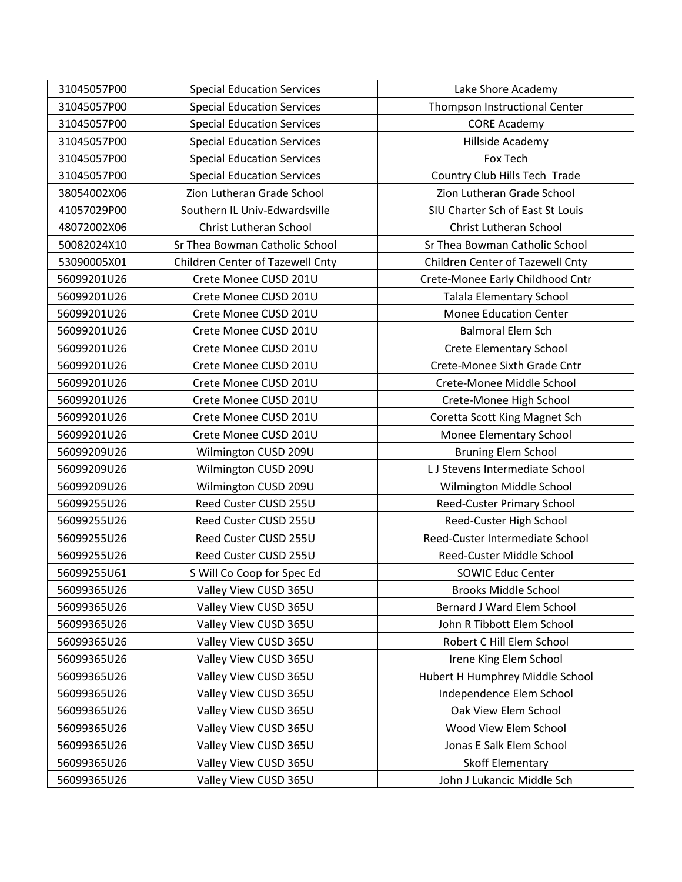| | | |
|---|---|---|
| 31045057P00 | Special Education Services | Lake Shore Academy |
| 31045057P00 | Special Education Services | Thompson Instructional Center |
| 31045057P00 | Special Education Services | CORE Academy |
| 31045057P00 | Special Education Services | Hillside Academy |
| 31045057P00 | Special Education Services | Fox Tech |
| 31045057P00 | Special Education Services | Country Club Hills Tech Trade |
| 38054002X06 | Zion Lutheran Grade School | Zion Lutheran Grade School |
| 41057029P00 | Southern IL Univ-Edwardsville | SIU Charter Sch of East St Louis |
| 48072002X06 | Christ Lutheran School | Christ Lutheran School |
| 50082024X10 | Sr Thea Bowman Catholic School | Sr Thea Bowman Catholic School |
| 53090005X01 | Children Center of Tazewell Cnty | Children Center of Tazewell Cnty |
| 56099201U26 | Crete Monee CUSD 201U | Crete-Monee Early Childhood Cntr |
| 56099201U26 | Crete Monee CUSD 201U | Talala Elementary School |
| 56099201U26 | Crete Monee CUSD 201U | Monee Education Center |
| 56099201U26 | Crete Monee CUSD 201U | Balmoral Elem Sch |
| 56099201U26 | Crete Monee CUSD 201U | Crete Elementary School |
| 56099201U26 | Crete Monee CUSD 201U | Crete-Monee Sixth Grade Cntr |
| 56099201U26 | Crete Monee CUSD 201U | Crete-Monee Middle School |
| 56099201U26 | Crete Monee CUSD 201U | Crete-Monee High School |
| 56099201U26 | Crete Monee CUSD 201U | Coretta Scott King Magnet Sch |
| 56099201U26 | Crete Monee CUSD 201U | Monee Elementary School |
| 56099209U26 | Wilmington CUSD 209U | Bruning Elem School |
| 56099209U26 | Wilmington CUSD 209U | L J Stevens Intermediate School |
| 56099209U26 | Wilmington CUSD 209U | Wilmington Middle School |
| 56099255U26 | Reed Custer CUSD 255U | Reed-Custer Primary School |
| 56099255U26 | Reed Custer CUSD 255U | Reed-Custer High School |
| 56099255U26 | Reed Custer CUSD 255U | Reed-Custer Intermediate School |
| 56099255U26 | Reed Custer CUSD 255U | Reed-Custer Middle School |
| 56099255U61 | S Will Co Coop for Spec Ed | SOWIC Educ Center |
| 56099365U26 | Valley View CUSD 365U | Brooks Middle School |
| 56099365U26 | Valley View CUSD 365U | Bernard J Ward Elem School |
| 56099365U26 | Valley View CUSD 365U | John R Tibbott Elem School |
| 56099365U26 | Valley View CUSD 365U | Robert C Hill Elem School |
| 56099365U26 | Valley View CUSD 365U | Irene King Elem School |
| 56099365U26 | Valley View CUSD 365U | Hubert H Humphrey Middle School |
| 56099365U26 | Valley View CUSD 365U | Independence Elem School |
| 56099365U26 | Valley View CUSD 365U | Oak View Elem School |
| 56099365U26 | Valley View CUSD 365U | Wood View Elem School |
| 56099365U26 | Valley View CUSD 365U | Jonas E Salk Elem School |
| 56099365U26 | Valley View CUSD 365U | Skoff Elementary |
| 56099365U26 | Valley View CUSD 365U | John J Lukancic Middle Sch |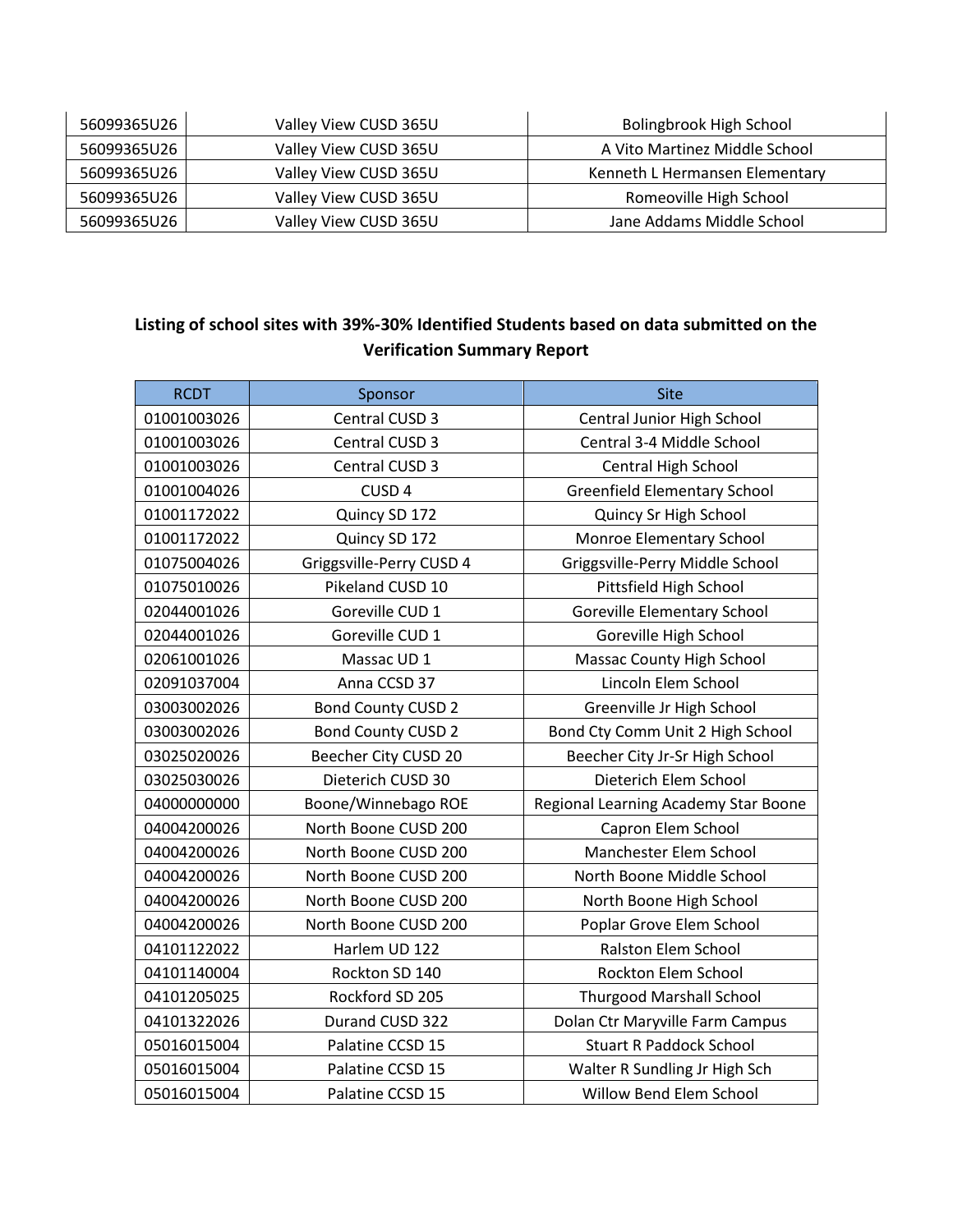| | | |
|---|---|---|
| 56099365U26 | Valley View CUSD 365U | Bolingbrook High School |
| 56099365U26 | Valley View CUSD 365U | A Vito Martinez Middle School |
| 56099365U26 | Valley View CUSD 365U | Kenneth L Hermansen Elementary |
| 56099365U26 | Valley View CUSD 365U | Romeoville High School |
| 56099365U26 | Valley View CUSD 365U | Jane Addams Middle School |

**Listing of school sites with 39%-30% Identified Students based on data submitted on the Verification Summary Report**

| RCDT | Sponsor | Site |
|---|---|---|
| 01001003026 | Central CUSD 3 | Central Junior High School |
| 01001003026 | Central CUSD 3 | Central 3-4 Middle School |
| 01001003026 | Central CUSD 3 | Central High School |
| 01001004026 | CUSD 4 | Greenfield Elementary School |
| 01001172022 | Quincy SD 172 | Quincy Sr High School |
| 01001172022 | Quincy SD 172 | Monroe Elementary School |
| 01075004026 | Griggsville-Perry CUSD 4 | Griggsville-Perry Middle School |
| 01075010026 | Pikeland CUSD 10 | Pittsfield High School |
| 02044001026 | Goreville CUD 1 | Goreville Elementary School |
| 02044001026 | Goreville CUD 1 | Goreville High School |
| 02061001026 | Massac UD 1 | Massac County High School |
| 02091037004 | Anna CCSD 37 | Lincoln Elem School |
| 03003002026 | Bond County CUSD 2 | Greenville Jr High School |
| 03003002026 | Bond County CUSD 2 | Bond Cty Comm Unit 2 High School |
| 03025020026 | Beecher City CUSD 20 | Beecher City Jr-Sr High School |
| 03025030026 | Dieterich CUSD 30 | Dieterich Elem School |
| 04000000000 | Boone/Winnebago ROE | Regional Learning Academy Star Boone |
| 04004200026 | North Boone CUSD 200 | Capron Elem School |
| 04004200026 | North Boone CUSD 200 | Manchester Elem School |
| 04004200026 | North Boone CUSD 200 | North Boone Middle School |
| 04004200026 | North Boone CUSD 200 | North Boone High School |
| 04004200026 | North Boone CUSD 200 | Poplar Grove Elem School |
| 04101122022 | Harlem UD 122 | Ralston Elem School |
| 04101140004 | Rockton SD 140 | Rockton Elem School |
| 04101205025 | Rockford SD 205 | Thurgood Marshall School |
| 04101322026 | Durand CUSD 322 | Dolan Ctr Maryville Farm Campus |
| 05016015004 | Palatine CCSD 15 | Stuart R Paddock School |
| 05016015004 | Palatine CCSD 15 | Walter R Sundling Jr High Sch |
| 05016015004 | Palatine CCSD 15 | Willow Bend Elem School |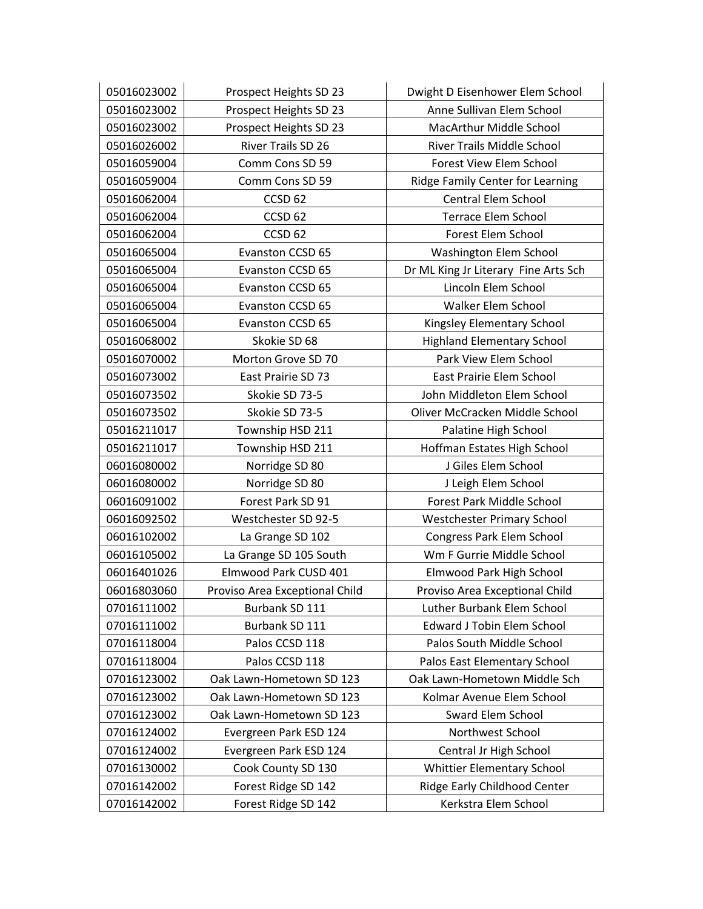| | | |
|---|---|---|
| 05016023002 | Prospect Heights SD 23 | Dwight D Eisenhower Elem School |
| 05016023002 | Prospect Heights SD 23 | Anne Sullivan Elem School |
| 05016023002 | Prospect Heights SD 23 | MacArthur Middle School |
| 05016026002 | River Trails SD 26 | River Trails Middle School |
| 05016059004 | Comm Cons SD 59 | Forest View Elem School |
| 05016059004 | Comm Cons SD 59 | Ridge Family Center for Learning |
| 05016062004 | CCSD 62 | Central Elem School |
| 05016062004 | CCSD 62 | Terrace Elem School |
| 05016062004 | CCSD 62 | Forest Elem School |
| 05016065004 | Evanston CCSD 65 | Washington Elem School |
| 05016065004 | Evanston CCSD 65 | Dr ML King Jr Literary Fine Arts Sch |
| 05016065004 | Evanston CCSD 65 | Lincoln Elem School |
| 05016065004 | Evanston CCSD 65 | Walker Elem School |
| 05016065004 | Evanston CCSD 65 | Kingsley Elementary School |
| 05016068002 | Skokie SD 68 | Highland Elementary School |
| 05016070002 | Morton Grove SD 70 | Park View Elem School |
| 05016073002 | East Prairie SD 73 | East Prairie Elem School |
| 05016073502 | Skokie SD 73-5 | John Middleton Elem School |
| 05016073502 | Skokie SD 73-5 | Oliver McCracken Middle School |
| 05016211017 | Township HSD 211 | Palatine High School |
| 05016211017 | Township HSD 211 | Hoffman Estates High School |
| 06016080002 | Norridge SD 80 | J Giles Elem School |
| 06016080002 | Norridge SD 80 | J Leigh Elem School |
| 06016091002 | Forest Park SD 91 | Forest Park Middle School |
| 06016092502 | Westchester SD 92-5 | Westchester Primary School |
| 06016102002 | La Grange SD 102 | Congress Park Elem School |
| 06016105002 | La Grange SD 105 South | Wm F Gurrie Middle School |
| 06016401026 | Elmwood Park CUSD 401 | Elmwood Park High School |
| 06016803060 | Proviso Area Exceptional Child | Proviso Area Exceptional Child |
| 07016111002 | Burbank SD 111 | Luther Burbank Elem School |
| 07016111002 | Burbank SD 111 | Edward J Tobin Elem School |
| 07016118004 | Palos CCSD 118 | Palos South Middle School |
| 07016118004 | Palos CCSD 118 | Palos East Elementary School |
| 07016123002 | Oak Lawn-Hometown SD 123 | Oak Lawn-Hometown Middle Sch |
| 07016123002 | Oak Lawn-Hometown SD 123 | Kolmar Avenue Elem School |
| 07016123002 | Oak Lawn-Hometown SD 123 | Sward Elem School |
| 07016124002 | Evergreen Park ESD 124 | Northwest School |
| 07016124002 | Evergreen Park ESD 124 | Central Jr High School |
| 07016130002 | Cook County SD 130 | Whittier Elementary School |
| 07016142002 | Forest Ridge SD 142 | Ridge Early Childhood Center |
| 07016142002 | Forest Ridge SD 142 | Kerkstra Elem School |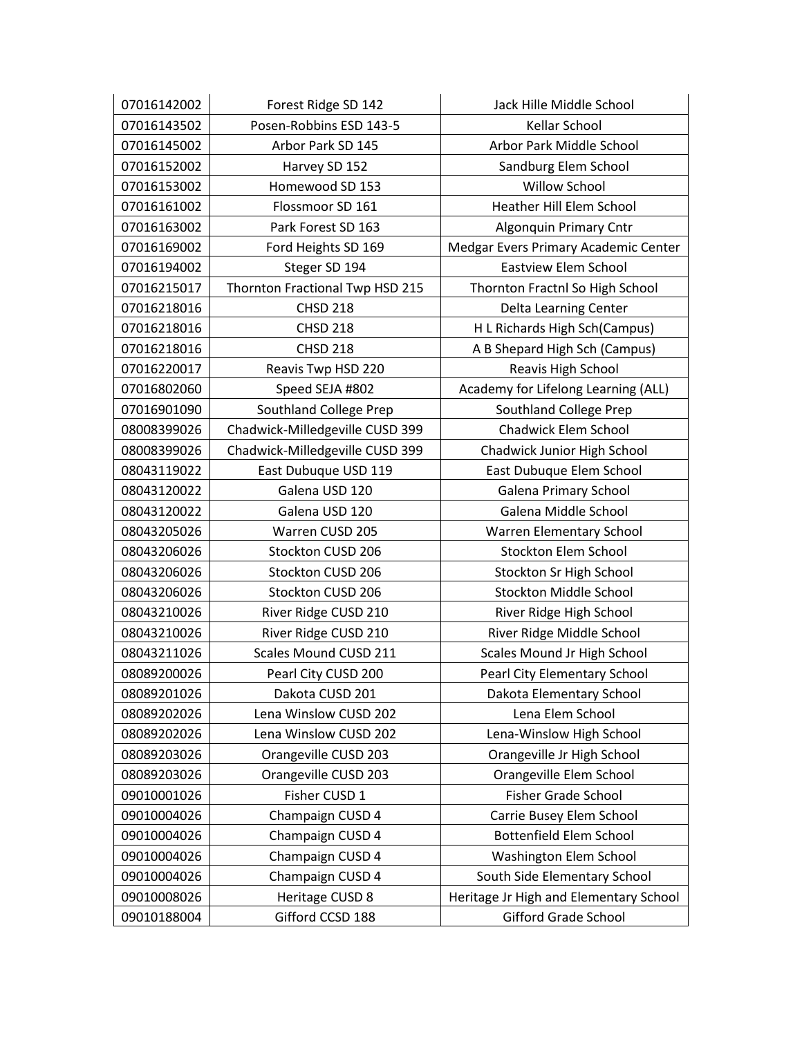| | | |
|---|---|---|
| 07016142002 | Forest Ridge SD 142 | Jack Hille Middle School |
| 07016143502 | Posen-Robbins ESD 143-5 | Kellar School |
| 07016145002 | Arbor Park SD 145 | Arbor Park Middle School |
| 07016152002 | Harvey SD 152 | Sandburg Elem School |
| 07016153002 | Homewood SD 153 | Willow School |
| 07016161002 | Flossmoor SD 161 | Heather Hill Elem School |
| 07016163002 | Park Forest SD 163 | Algonquin Primary Cntr |
| 07016169002 | Ford Heights SD 169 | Medgar Evers Primary Academic Center |
| 07016194002 | Steger SD 194 | Eastview Elem School |
| 07016215017 | Thornton Fractional Twp HSD 215 | Thornton Fractnl So High School |
| 07016218016 | CHSD 218 | Delta Learning Center |
| 07016218016 | CHSD 218 | H L Richards High Sch(Campus) |
| 07016218016 | CHSD 218 | A B Shepard High Sch (Campus) |
| 07016220017 | Reavis Twp HSD 220 | Reavis High School |
| 07016802060 | Speed SEJA #802 | Academy for Lifelong Learning (ALL) |
| 07016901090 | Southland College Prep | Southland College Prep |
| 08008399026 | Chadwick-Milledgeville CUSD 399 | Chadwick Elem School |
| 08008399026 | Chadwick-Milledgeville CUSD 399 | Chadwick Junior High School |
| 08043119022 | East Dubuque USD 119 | East Dubuque Elem School |
| 08043120022 | Galena USD 120 | Galena Primary School |
| 08043120022 | Galena USD 120 | Galena Middle School |
| 08043205026 | Warren CUSD 205 | Warren Elementary School |
| 08043206026 | Stockton CUSD 206 | Stockton Elem School |
| 08043206026 | Stockton CUSD 206 | Stockton Sr High School |
| 08043206026 | Stockton CUSD 206 | Stockton Middle School |
| 08043210026 | River Ridge CUSD 210 | River Ridge High School |
| 08043210026 | River Ridge CUSD 210 | River Ridge Middle School |
| 08043211026 | Scales Mound CUSD 211 | Scales Mound Jr High School |
| 08089200026 | Pearl City CUSD 200 | Pearl City Elementary School |
| 08089201026 | Dakota CUSD 201 | Dakota Elementary School |
| 08089202026 | Lena Winslow CUSD 202 | Lena Elem School |
| 08089202026 | Lena Winslow CUSD 202 | Lena-Winslow High School |
| 08089203026 | Orangeville CUSD 203 | Orangeville Jr High School |
| 08089203026 | Orangeville CUSD 203 | Orangeville Elem School |
| 09010001026 | Fisher CUSD 1 | Fisher Grade School |
| 09010004026 | Champaign CUSD 4 | Carrie Busey Elem School |
| 09010004026 | Champaign CUSD 4 | Bottenfield Elem School |
| 09010004026 | Champaign CUSD 4 | Washington Elem School |
| 09010004026 | Champaign CUSD 4 | South Side Elementary School |
| 09010008026 | Heritage CUSD 8 | Heritage Jr High and Elementary School |
| 09010188004 | Gifford CCSD 188 | Gifford Grade School |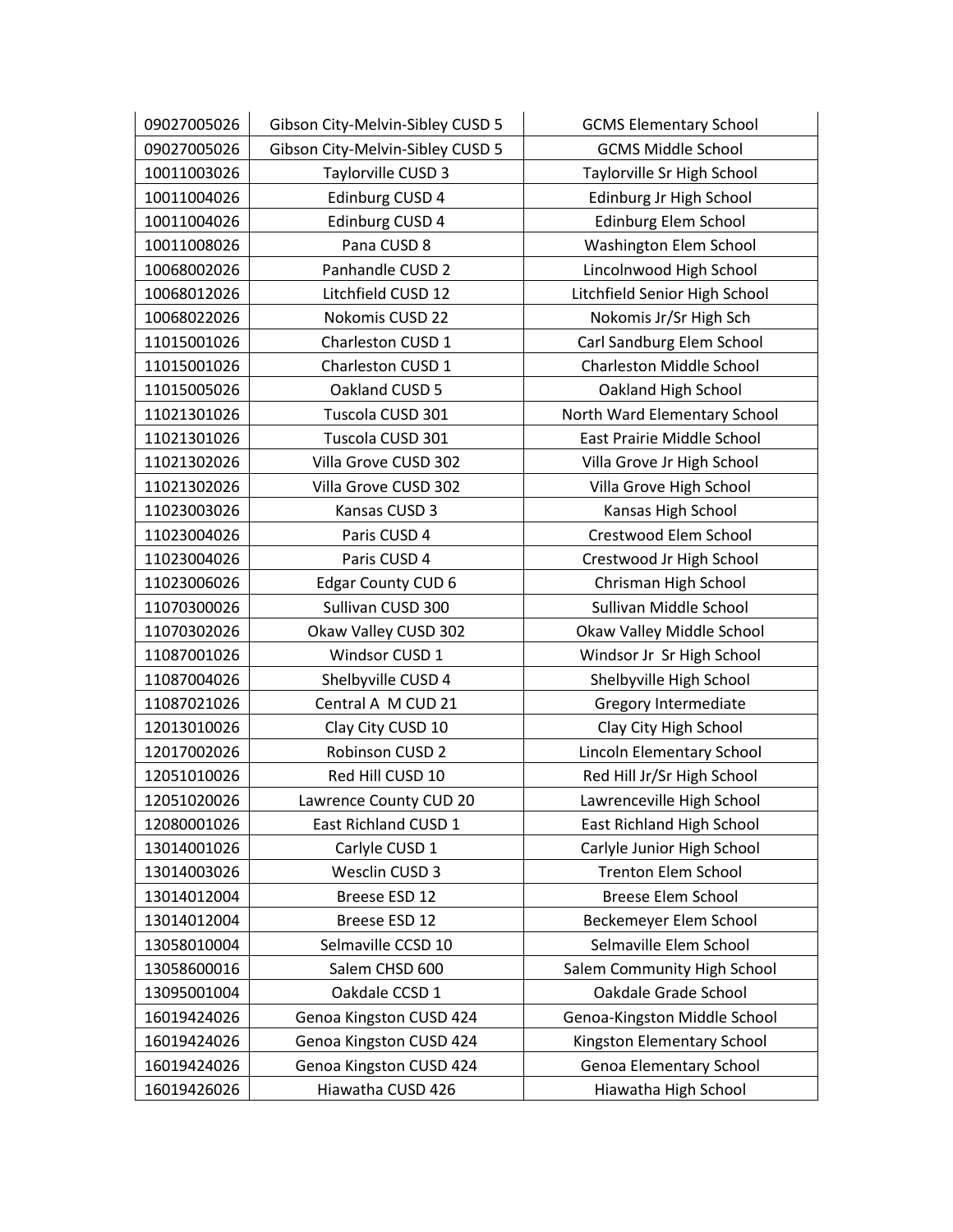| | | |
|---|---|---|
| 09027005026 | Gibson City-Melvin-Sibley CUSD 5 | GCMS Elementary School |
| 09027005026 | Gibson City-Melvin-Sibley CUSD 5 | GCMS Middle School |
| 10011003026 | Taylorville CUSD 3 | Taylorville Sr High School |
| 10011004026 | Edinburg CUSD 4 | Edinburg Jr High School |
| 10011004026 | Edinburg CUSD 4 | Edinburg Elem School |
| 10011008026 | Pana CUSD 8 | Washington Elem School |
| 10068002026 | Panhandle CUSD 2 | Lincolnwood High School |
| 10068012026 | Litchfield CUSD 12 | Litchfield Senior High School |
| 10068022026 | Nokomis CUSD 22 | Nokomis Jr/Sr High Sch |
| 11015001026 | Charleston CUSD 1 | Carl Sandburg Elem School |
| 11015001026 | Charleston CUSD 1 | Charleston Middle School |
| 11015005026 | Oakland CUSD 5 | Oakland High School |
| 11021301026 | Tuscola CUSD 301 | North Ward Elementary School |
| 11021301026 | Tuscola CUSD 301 | East Prairie Middle School |
| 11021302026 | Villa Grove CUSD 302 | Villa Grove Jr High School |
| 11021302026 | Villa Grove CUSD 302 | Villa Grove High School |
| 11023003026 | Kansas CUSD 3 | Kansas High School |
| 11023004026 | Paris CUSD 4 | Crestwood Elem School |
| 11023004026 | Paris CUSD 4 | Crestwood Jr High School |
| 11023006026 | Edgar County CUD 6 | Chrisman High School |
| 11070300026 | Sullivan CUSD 300 | Sullivan Middle School |
| 11070302026 | Okaw Valley CUSD 302 | Okaw Valley Middle School |
| 11087001026 | Windsor CUSD 1 | Windsor Jr Sr High School |
| 11087004026 | Shelbyville CUSD 4 | Shelbyville High School |
| 11087021026 | Central A M CUD 21 | Gregory Intermediate |
| 12013010026 | Clay City CUSD 10 | Clay City High School |
| 12017002026 | Robinson CUSD 2 | Lincoln Elementary School |
| 12051010026 | Red Hill CUSD 10 | Red Hill Jr/Sr High School |
| 12051020026 | Lawrence County CUD 20 | Lawrenceville High School |
| 12080001026 | East Richland CUSD 1 | East Richland High School |
| 13014001026 | Carlyle CUSD 1 | Carlyle Junior High School |
| 13014003026 | Wesclin CUSD 3 | Trenton Elem School |
| 13014012004 | Breese ESD 12 | Breese Elem School |
| 13014012004 | Breese ESD 12 | Beckemeyer Elem School |
| 13058010004 | Selmaville CCSD 10 | Selmaville Elem School |
| 13058600016 | Salem CHSD 600 | Salem Community High School |
| 13095001004 | Oakdale CCSD 1 | Oakdale Grade School |
| 16019424026 | Genoa Kingston CUSD 424 | Genoa-Kingston Middle School |
| 16019424026 | Genoa Kingston CUSD 424 | Kingston Elementary School |
| 16019424026 | Genoa Kingston CUSD 424 | Genoa Elementary School |
| 16019426026 | Hiawatha CUSD 426 | Hiawatha High School |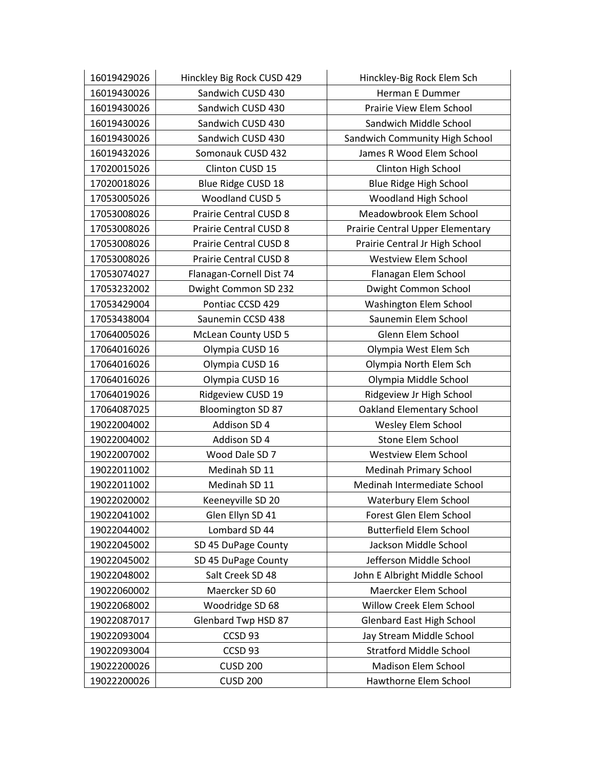| | | |
|---|---|---|
| 16019429026 | Hinckley Big Rock CUSD 429 | Hinckley-Big Rock Elem Sch |
| 16019430026 | Sandwich CUSD 430 | Herman E Dummer |
| 16019430026 | Sandwich CUSD 430 | Prairie View Elem School |
| 16019430026 | Sandwich CUSD 430 | Sandwich Middle School |
| 16019430026 | Sandwich CUSD 430 | Sandwich Community High School |
| 16019432026 | Somonauk CUSD 432 | James R Wood Elem School |
| 17020015026 | Clinton CUSD 15 | Clinton High School |
| 17020018026 | Blue Ridge CUSD 18 | Blue Ridge High School |
| 17053005026 | Woodland CUSD 5 | Woodland High School |
| 17053008026 | Prairie Central CUSD 8 | Meadowbrook Elem School |
| 17053008026 | Prairie Central CUSD 8 | Prairie Central Upper Elementary |
| 17053008026 | Prairie Central CUSD 8 | Prairie Central Jr High School |
| 17053008026 | Prairie Central CUSD 8 | Westview Elem School |
| 17053074027 | Flanagan-Cornell Dist 74 | Flanagan Elem School |
| 17053232002 | Dwight Common SD 232 | Dwight Common School |
| 17053429004 | Pontiac CCSD 429 | Washington Elem School |
| 17053438004 | Saunemin CCSD 438 | Saunemin Elem School |
| 17064005026 | McLean County USD 5 | Glenn Elem School |
| 17064016026 | Olympia CUSD 16 | Olympia West Elem Sch |
| 17064016026 | Olympia CUSD 16 | Olympia North Elem Sch |
| 17064016026 | Olympia CUSD 16 | Olympia Middle School |
| 17064019026 | Ridgeview CUSD 19 | Ridgeview Jr High School |
| 17064087025 | Bloomington SD 87 | Oakland Elementary School |
| 19022004002 | Addison SD 4 | Wesley Elem School |
| 19022004002 | Addison SD 4 | Stone Elem School |
| 19022007002 | Wood Dale SD 7 | Westview Elem School |
| 19022011002 | Medinah SD 11 | Medinah Primary School |
| 19022011002 | Medinah SD 11 | Medinah Intermediate School |
| 19022020002 | Keeneyville SD 20 | Waterbury Elem School |
| 19022041002 | Glen Ellyn SD 41 | Forest Glen Elem School |
| 19022044002 | Lombard SD 44 | Butterfield Elem School |
| 19022045002 | SD 45 DuPage County | Jackson Middle School |
| 19022045002 | SD 45 DuPage County | Jefferson Middle School |
| 19022048002 | Salt Creek SD 48 | John E Albright Middle School |
| 19022060002 | Maercker SD 60 | Maercker Elem School |
| 19022068002 | Woodridge SD 68 | Willow Creek Elem School |
| 19022087017 | Glenbard Twp HSD 87 | Glenbard East High School |
| 19022093004 | CCSD 93 | Jay Stream Middle School |
| 19022093004 | CCSD 93 | Stratford Middle School |
| 19022200026 | CUSD 200 | Madison Elem School |
| 19022200026 | CUSD 200 | Hawthorne Elem School |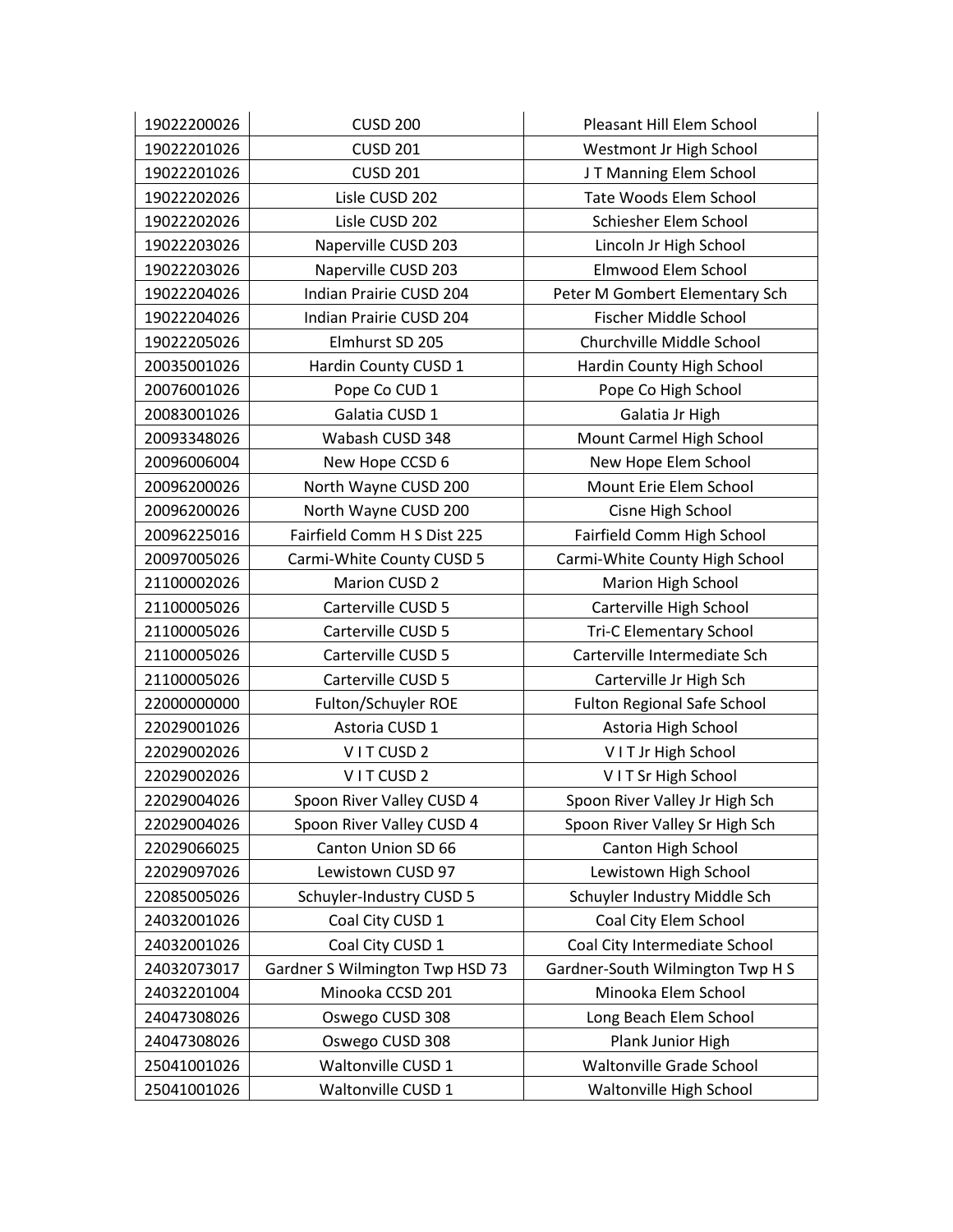| | | |
|---|---|---|
| 19022200026 | CUSD 200 | Pleasant Hill Elem School |
| 19022201026 | CUSD 201 | Westmont Jr High School |
| 19022201026 | CUSD 201 | J T Manning Elem School |
| 19022202026 | Lisle CUSD 202 | Tate Woods Elem School |
| 19022202026 | Lisle CUSD 202 | Schiesher Elem School |
| 19022203026 | Naperville CUSD 203 | Lincoln Jr High School |
| 19022203026 | Naperville CUSD 203 | Elmwood Elem School |
| 19022204026 | Indian Prairie CUSD 204 | Peter M Gombert Elementary Sch |
| 19022204026 | Indian Prairie CUSD 204 | Fischer Middle School |
| 19022205026 | Elmhurst SD 205 | Churchville Middle School |
| 20035001026 | Hardin County CUSD 1 | Hardin County High School |
| 20076001026 | Pope Co CUD 1 | Pope Co High School |
| 20083001026 | Galatia CUSD 1 | Galatia Jr High |
| 20093348026 | Wabash CUSD 348 | Mount Carmel High School |
| 20096006004 | New Hope CCSD 6 | New Hope Elem School |
| 20096200026 | North Wayne CUSD 200 | Mount Erie Elem School |
| 20096200026 | North Wayne CUSD 200 | Cisne High School |
| 20096225016 | Fairfield Comm H S Dist 225 | Fairfield Comm High School |
| 20097005026 | Carmi-White County CUSD 5 | Carmi-White County High School |
| 21100002026 | Marion CUSD 2 | Marion High School |
| 21100005026 | Carterville CUSD 5 | Carterville High School |
| 21100005026 | Carterville CUSD 5 | Tri-C Elementary School |
| 21100005026 | Carterville CUSD 5 | Carterville Intermediate Sch |
| 21100005026 | Carterville CUSD 5 | Carterville Jr High Sch |
| 22000000000 | Fulton/Schuyler ROE | Fulton Regional Safe School |
| 22029001026 | Astoria CUSD 1 | Astoria High School |
| 22029002026 | V I T CUSD 2 | V I T Jr High School |
| 22029002026 | V I T CUSD 2 | V I T Sr High School |
| 22029004026 | Spoon River Valley CUSD 4 | Spoon River Valley Jr High Sch |
| 22029004026 | Spoon River Valley CUSD 4 | Spoon River Valley Sr High Sch |
| 22029066025 | Canton Union SD 66 | Canton High School |
| 22029097026 | Lewistown CUSD 97 | Lewistown High School |
| 22085005026 | Schuyler-Industry CUSD 5 | Schuyler Industry Middle Sch |
| 24032001026 | Coal City CUSD 1 | Coal City Elem School |
| 24032001026 | Coal City CUSD 1 | Coal City Intermediate School |
| 24032073017 | Gardner S Wilmington Twp HSD 73 | Gardner-South Wilmington Twp H S |
| 24032201004 | Minooka CCSD 201 | Minooka Elem School |
| 24047308026 | Oswego CUSD 308 | Long Beach Elem School |
| 24047308026 | Oswego CUSD 308 | Plank Junior High |
| 25041001026 | Waltonville CUSD 1 | Waltonville Grade School |
| 25041001026 | Waltonville CUSD 1 | Waltonville High School |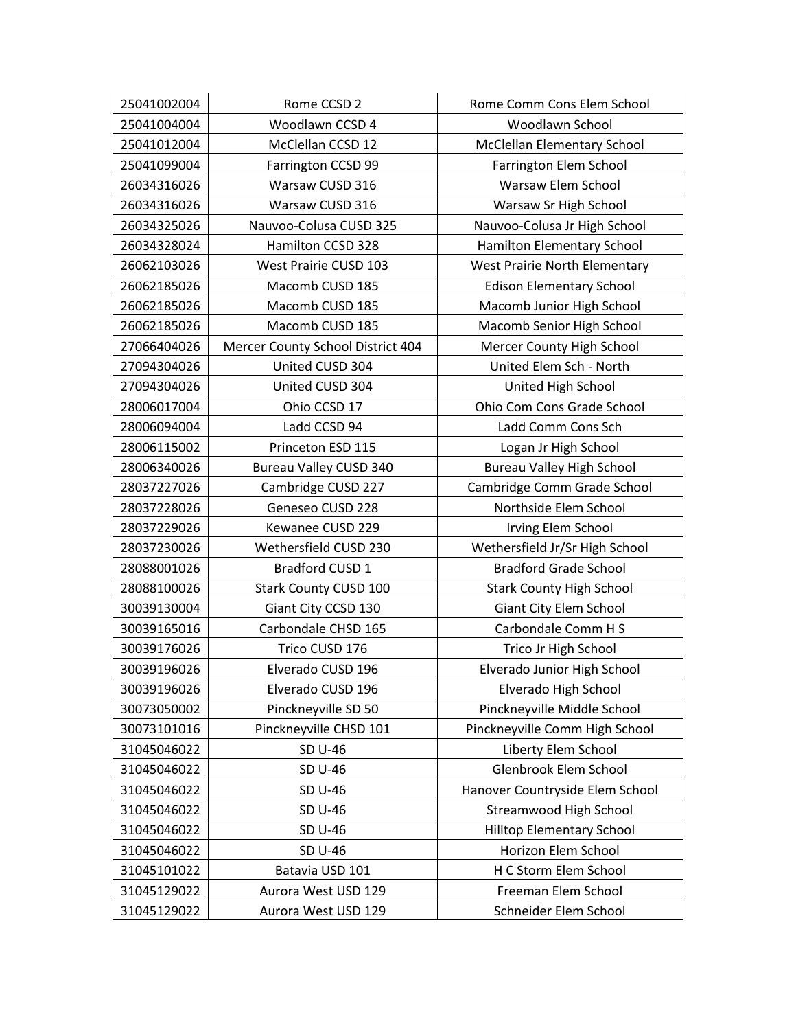| | | |
|---|---|---|
| 25041002004 | Rome CCSD 2 | Rome Comm Cons Elem School |
| 25041004004 | Woodlawn CCSD 4 | Woodlawn School |
| 25041012004 | McClellan CCSD 12 | McClellan Elementary School |
| 25041099004 | Farrington CCSD 99 | Farrington Elem School |
| 26034316026 | Warsaw CUSD 316 | Warsaw Elem School |
| 26034316026 | Warsaw CUSD 316 | Warsaw Sr High School |
| 26034325026 | Nauvoo-Colusa CUSD 325 | Nauvoo-Colusa Jr High School |
| 26034328024 | Hamilton CCSD 328 | Hamilton Elementary School |
| 26062103026 | West Prairie CUSD 103 | West Prairie North Elementary |
| 26062185026 | Macomb CUSD 185 | Edison Elementary School |
| 26062185026 | Macomb CUSD 185 | Macomb Junior High School |
| 26062185026 | Macomb CUSD 185 | Macomb Senior High School |
| 27066404026 | Mercer County School District 404 | Mercer County High School |
| 27094304026 | United CUSD 304 | United Elem Sch - North |
| 27094304026 | United CUSD 304 | United High School |
| 28006017004 | Ohio CCSD 17 | Ohio Com Cons Grade School |
| 28006094004 | Ladd CCSD 94 | Ladd Comm Cons Sch |
| 28006115002 | Princeton ESD 115 | Logan Jr High School |
| 28006340026 | Bureau Valley CUSD 340 | Bureau Valley High School |
| 28037227026 | Cambridge CUSD 227 | Cambridge Comm Grade School |
| 28037228026 | Geneseo CUSD 228 | Northside Elem School |
| 28037229026 | Kewanee CUSD 229 | Irving Elem School |
| 28037230026 | Wethersfield CUSD 230 | Wethersfield Jr/Sr High School |
| 28088001026 | Bradford CUSD 1 | Bradford Grade School |
| 28088100026 | Stark County CUSD 100 | Stark County High School |
| 30039130004 | Giant City CCSD 130 | Giant City Elem School |
| 30039165016 | Carbondale CHSD 165 | Carbondale Comm H S |
| 30039176026 | Trico CUSD 176 | Trico Jr High School |
| 30039196026 | Elverado CUSD 196 | Elverado Junior High School |
| 30039196026 | Elverado CUSD 196 | Elverado High School |
| 30073050002 | Pinckneyville SD 50 | Pinckneyville Middle School |
| 30073101016 | Pinckneyville CHSD 101 | Pinckneyville Comm High School |
| 31045046022 | SD U-46 | Liberty Elem School |
| 31045046022 | SD U-46 | Glenbrook Elem School |
| 31045046022 | SD U-46 | Hanover Countryside Elem School |
| 31045046022 | SD U-46 | Streamwood High School |
| 31045046022 | SD U-46 | Hilltop Elementary School |
| 31045046022 | SD U-46 | Horizon Elem School |
| 31045101022 | Batavia USD 101 | H C Storm Elem School |
| 31045129022 | Aurora West USD 129 | Freeman Elem School |
| 31045129022 | Aurora West USD 129 | Schneider Elem School |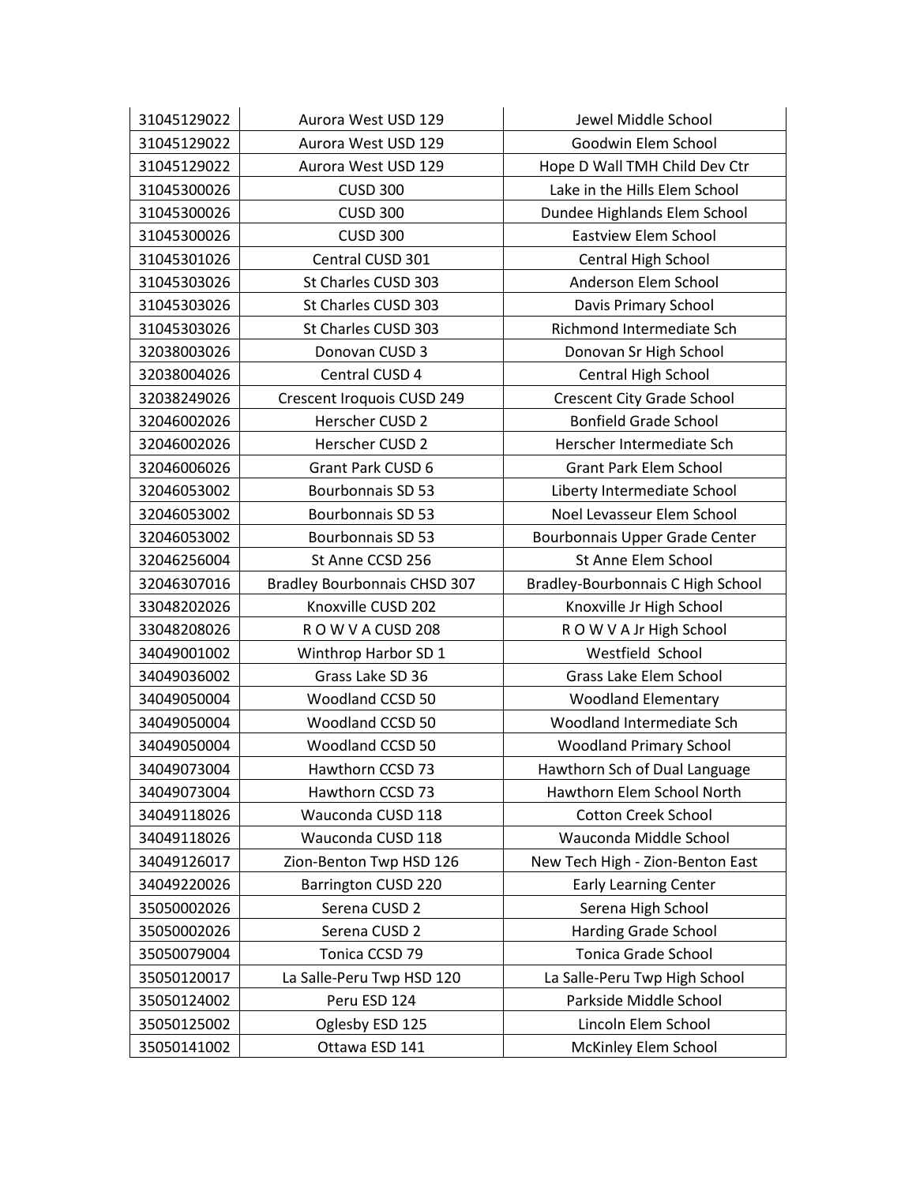| | | |
|---|---|---|
| 31045129022 | Aurora West USD 129 | Jewel Middle School |
| 31045129022 | Aurora West USD 129 | Goodwin Elem School |
| 31045129022 | Aurora West USD 129 | Hope D Wall TMH Child Dev Ctr |
| 31045300026 | CUSD 300 | Lake in the Hills Elem School |
| 31045300026 | CUSD 300 | Dundee Highlands Elem School |
| 31045300026 | CUSD 300 | Eastview Elem School |
| 31045301026 | Central CUSD 301 | Central High School |
| 31045303026 | St Charles CUSD 303 | Anderson Elem School |
| 31045303026 | St Charles CUSD 303 | Davis Primary School |
| 31045303026 | St Charles CUSD 303 | Richmond Intermediate Sch |
| 32038003026 | Donovan CUSD 3 | Donovan Sr High School |
| 32038004026 | Central CUSD 4 | Central High School |
| 32038249026 | Crescent Iroquois CUSD 249 | Crescent City Grade School |
| 32046002026 | Herscher CUSD 2 | Bonfield Grade School |
| 32046002026 | Herscher CUSD 2 | Herscher Intermediate Sch |
| 32046006026 | Grant Park CUSD 6 | Grant Park Elem School |
| 32046053002 | Bourbonnais SD 53 | Liberty Intermediate School |
| 32046053002 | Bourbonnais SD 53 | Noel Levasseur Elem School |
| 32046053002 | Bourbonnais SD 53 | Bourbonnais Upper Grade Center |
| 32046256004 | St Anne CCSD 256 | St Anne Elem School |
| 32046307016 | Bradley Bourbonnais CHSD 307 | Bradley-Bourbonnais C High School |
| 33048202026 | Knoxville CUSD 202 | Knoxville Jr High School |
| 33048208026 | R O W V A CUSD 208 | R O W V A Jr High School |
| 34049001002 | Winthrop Harbor SD 1 | Westfield School |
| 34049036002 | Grass Lake SD 36 | Grass Lake Elem School |
| 34049050004 | Woodland CCSD 50 | Woodland Elementary |
| 34049050004 | Woodland CCSD 50 | Woodland Intermediate Sch |
| 34049050004 | Woodland CCSD 50 | Woodland Primary School |
| 34049073004 | Hawthorn CCSD 73 | Hawthorn Sch of Dual Language |
| 34049073004 | Hawthorn CCSD 73 | Hawthorn Elem School North |
| 34049118026 | Wauconda CUSD 118 | Cotton Creek School |
| 34049118026 | Wauconda CUSD 118 | Wauconda Middle School |
| 34049126017 | Zion-Benton Twp HSD 126 | New Tech High - Zion-Benton East |
| 34049220026 | Barrington CUSD 220 | Early Learning Center |
| 35050002026 | Serena CUSD 2 | Serena High School |
| 35050002026 | Serena CUSD 2 | Harding Grade School |
| 35050079004 | Tonica CCSD 79 | Tonica Grade School |
| 35050120017 | La Salle-Peru Twp HSD 120 | La Salle-Peru Twp High School |
| 35050124002 | Peru ESD 124 | Parkside Middle School |
| 35050125002 | Oglesby ESD 125 | Lincoln Elem School |
| 35050141002 | Ottawa ESD 141 | McKinley Elem School |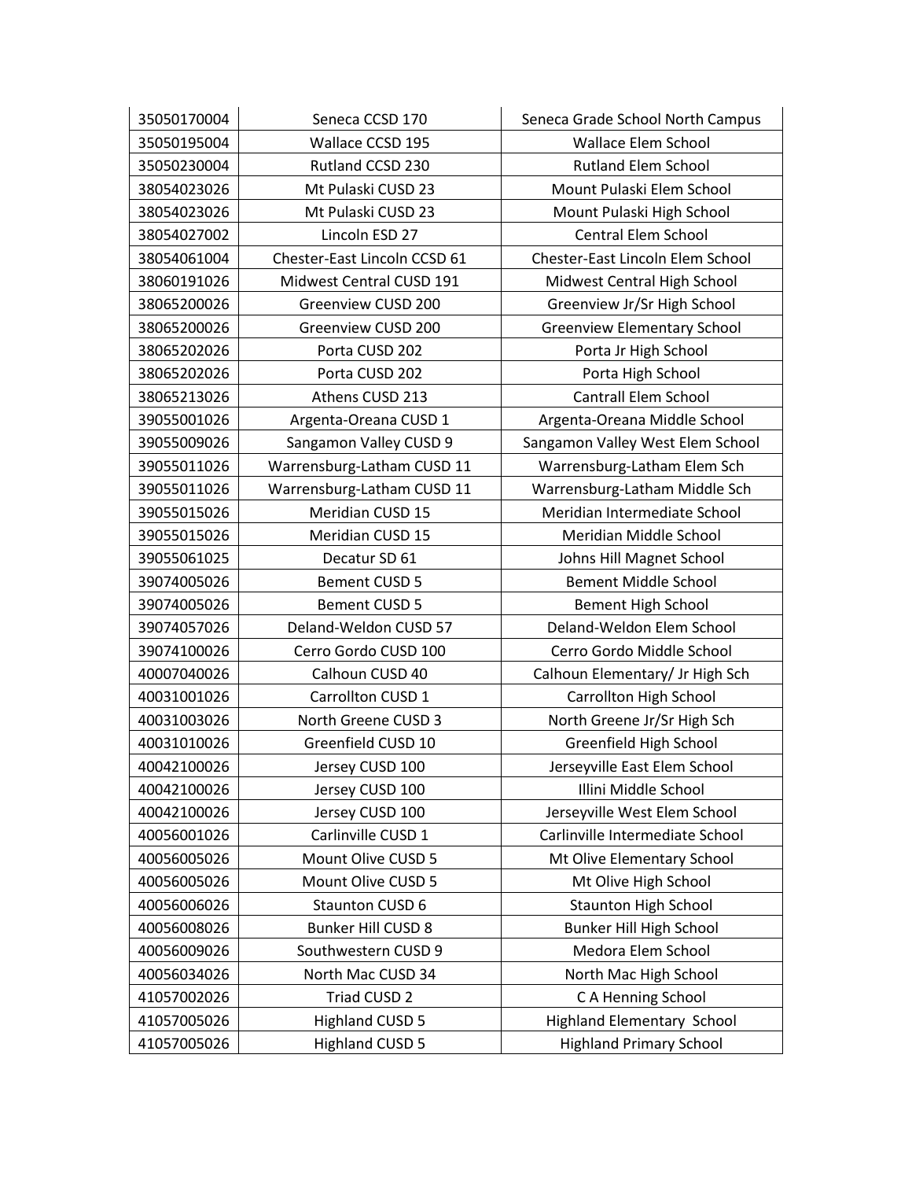| | | |
|---|---|---|
| 35050170004 | Seneca CCSD 170 | Seneca Grade School North Campus |
| 35050195004 | Wallace CCSD 195 | Wallace Elem School |
| 35050230004 | Rutland CCSD 230 | Rutland Elem School |
| 38054023026 | Mt Pulaski CUSD 23 | Mount Pulaski Elem School |
| 38054023026 | Mt Pulaski CUSD 23 | Mount Pulaski High School |
| 38054027002 | Lincoln ESD 27 | Central Elem School |
| 38054061004 | Chester-East Lincoln CCSD 61 | Chester-East Lincoln Elem School |
| 38060191026 | Midwest Central CUSD 191 | Midwest Central High School |
| 38065200026 | Greenview CUSD 200 | Greenview Jr/Sr High School |
| 38065200026 | Greenview CUSD 200 | Greenview Elementary School |
| 38065202026 | Porta CUSD 202 | Porta Jr High School |
| 38065202026 | Porta CUSD 202 | Porta High School |
| 38065213026 | Athens CUSD 213 | Cantrall Elem School |
| 39055001026 | Argenta-Oreana CUSD 1 | Argenta-Oreana Middle School |
| 39055009026 | Sangamon Valley CUSD 9 | Sangamon Valley West Elem School |
| 39055011026 | Warrensburg-Latham CUSD 11 | Warrensburg-Latham Elem Sch |
| 39055011026 | Warrensburg-Latham CUSD 11 | Warrensburg-Latham Middle Sch |
| 39055015026 | Meridian CUSD 15 | Meridian Intermediate School |
| 39055015026 | Meridian CUSD 15 | Meridian Middle School |
| 39055061025 | Decatur SD 61 | Johns Hill Magnet School |
| 39074005026 | Bement CUSD 5 | Bement Middle School |
| 39074005026 | Bement CUSD 5 | Bement High School |
| 39074057026 | Deland-Weldon CUSD 57 | Deland-Weldon Elem School |
| 39074100026 | Cerro Gordo CUSD 100 | Cerro Gordo Middle School |
| 40007040026 | Calhoun CUSD 40 | Calhoun Elementary/ Jr High Sch |
| 40031001026 | Carrollton CUSD 1 | Carrollton High School |
| 40031003026 | North Greene CUSD 3 | North Greene Jr/Sr High Sch |
| 40031010026 | Greenfield CUSD 10 | Greenfield High School |
| 40042100026 | Jersey CUSD 100 | Jerseyville East Elem School |
| 40042100026 | Jersey CUSD 100 | Illini Middle School |
| 40042100026 | Jersey CUSD 100 | Jerseyville West Elem School |
| 40056001026 | Carlinville CUSD 1 | Carlinville Intermediate School |
| 40056005026 | Mount Olive CUSD 5 | Mt Olive Elementary School |
| 40056005026 | Mount Olive CUSD 5 | Mt Olive High School |
| 40056006026 | Staunton CUSD 6 | Staunton High School |
| 40056008026 | Bunker Hill CUSD 8 | Bunker Hill High School |
| 40056009026 | Southwestern CUSD 9 | Medora Elem School |
| 40056034026 | North Mac CUSD 34 | North Mac High School |
| 41057002026 | Triad CUSD 2 | C A Henning School |
| 41057005026 | Highland CUSD 5 | Highland Elementary School |
| 41057005026 | Highland CUSD 5 | Highland Primary School |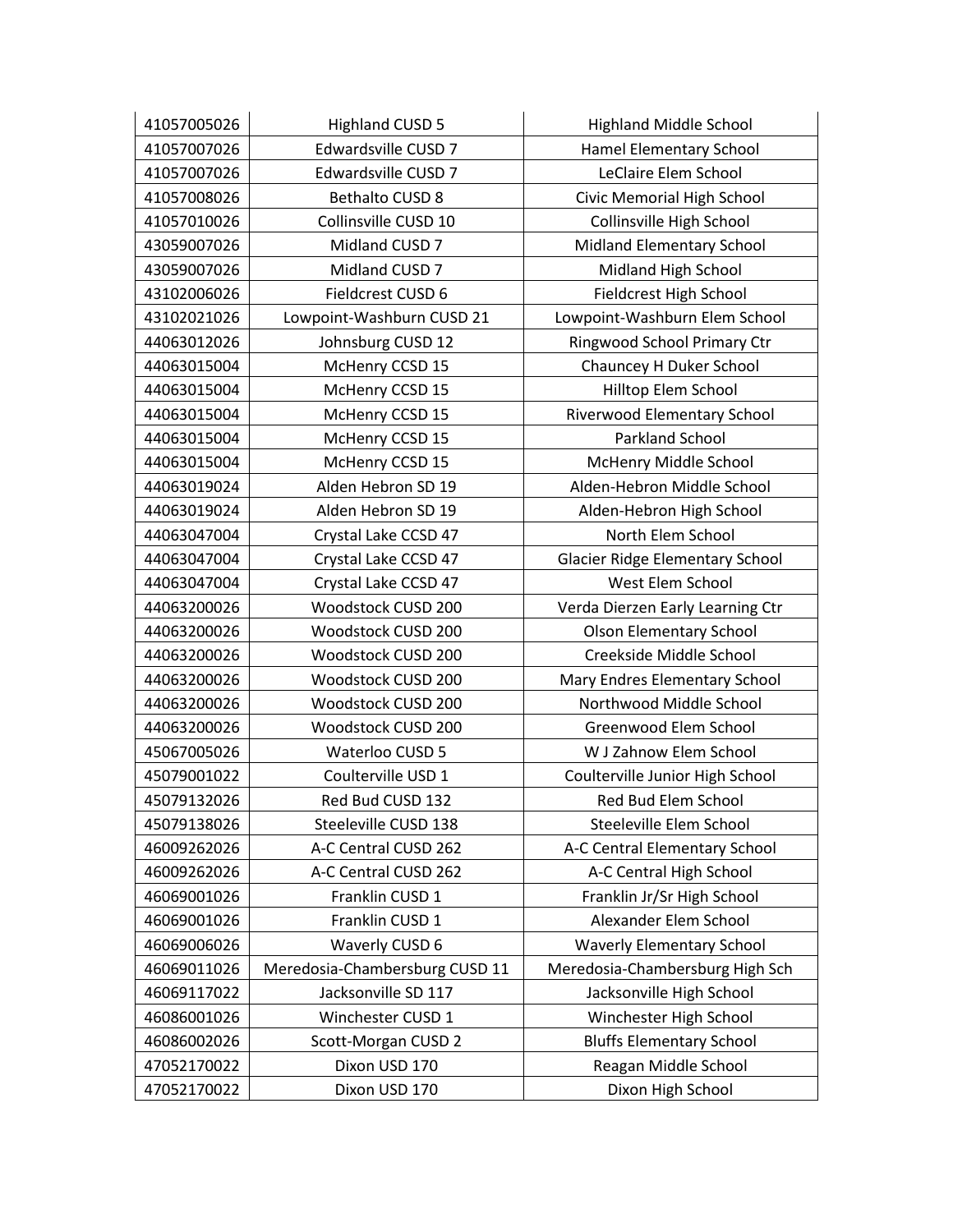| | | |
|---|---|---|
| 41057005026 | Highland CUSD 5 | Highland Middle School |
| 41057007026 | Edwardsville CUSD 7 | Hamel Elementary School |
| 41057007026 | Edwardsville CUSD 7 | LeClaire Elem School |
| 41057008026 | Bethalto CUSD 8 | Civic Memorial High School |
| 41057010026 | Collinsville CUSD 10 | Collinsville High School |
| 43059007026 | Midland CUSD 7 | Midland Elementary School |
| 43059007026 | Midland CUSD 7 | Midland High School |
| 43102006026 | Fieldcrest CUSD 6 | Fieldcrest High School |
| 43102021026 | Lowpoint-Washburn CUSD 21 | Lowpoint-Washburn Elem School |
| 44063012026 | Johnsburg CUSD 12 | Ringwood School Primary Ctr |
| 44063015004 | McHenry CCSD 15 | Chauncey H Duker School |
| 44063015004 | McHenry CCSD 15 | Hilltop Elem School |
| 44063015004 | McHenry CCSD 15 | Riverwood Elementary School |
| 44063015004 | McHenry CCSD 15 | Parkland School |
| 44063015004 | McHenry CCSD 15 | McHenry Middle School |
| 44063019024 | Alden Hebron SD 19 | Alden-Hebron Middle School |
| 44063019024 | Alden Hebron SD 19 | Alden-Hebron High School |
| 44063047004 | Crystal Lake CCSD 47 | North Elem School |
| 44063047004 | Crystal Lake CCSD 47 | Glacier Ridge Elementary School |
| 44063047004 | Crystal Lake CCSD 47 | West Elem School |
| 44063200026 | Woodstock CUSD 200 | Verda Dierzen Early Learning Ctr |
| 44063200026 | Woodstock CUSD 200 | Olson Elementary School |
| 44063200026 | Woodstock CUSD 200 | Creekside Middle School |
| 44063200026 | Woodstock CUSD 200 | Mary Endres Elementary School |
| 44063200026 | Woodstock CUSD 200 | Northwood Middle School |
| 44063200026 | Woodstock CUSD 200 | Greenwood Elem School |
| 45067005026 | Waterloo CUSD 5 | W J Zahnow Elem School |
| 45079001022 | Coulterville USD 1 | Coulterville Junior High School |
| 45079132026 | Red Bud CUSD 132 | Red Bud Elem School |
| 45079138026 | Steeleville CUSD 138 | Steeleville Elem School |
| 46009262026 | A-C Central CUSD 262 | A-C Central Elementary School |
| 46009262026 | A-C Central CUSD 262 | A-C Central High School |
| 46069001026 | Franklin CUSD 1 | Franklin Jr/Sr High School |
| 46069001026 | Franklin CUSD 1 | Alexander Elem School |
| 46069006026 | Waverly CUSD 6 | Waverly Elementary School |
| 46069011026 | Meredosia-Chambersburg CUSD 11 | Meredosia-Chambersburg High Sch |
| 46069117022 | Jacksonville SD 117 | Jacksonville High School |
| 46086001026 | Winchester CUSD 1 | Winchester High School |
| 46086002026 | Scott-Morgan CUSD 2 | Bluffs Elementary School |
| 47052170022 | Dixon USD 170 | Reagan Middle School |
| 47052170022 | Dixon USD 170 | Dixon High School |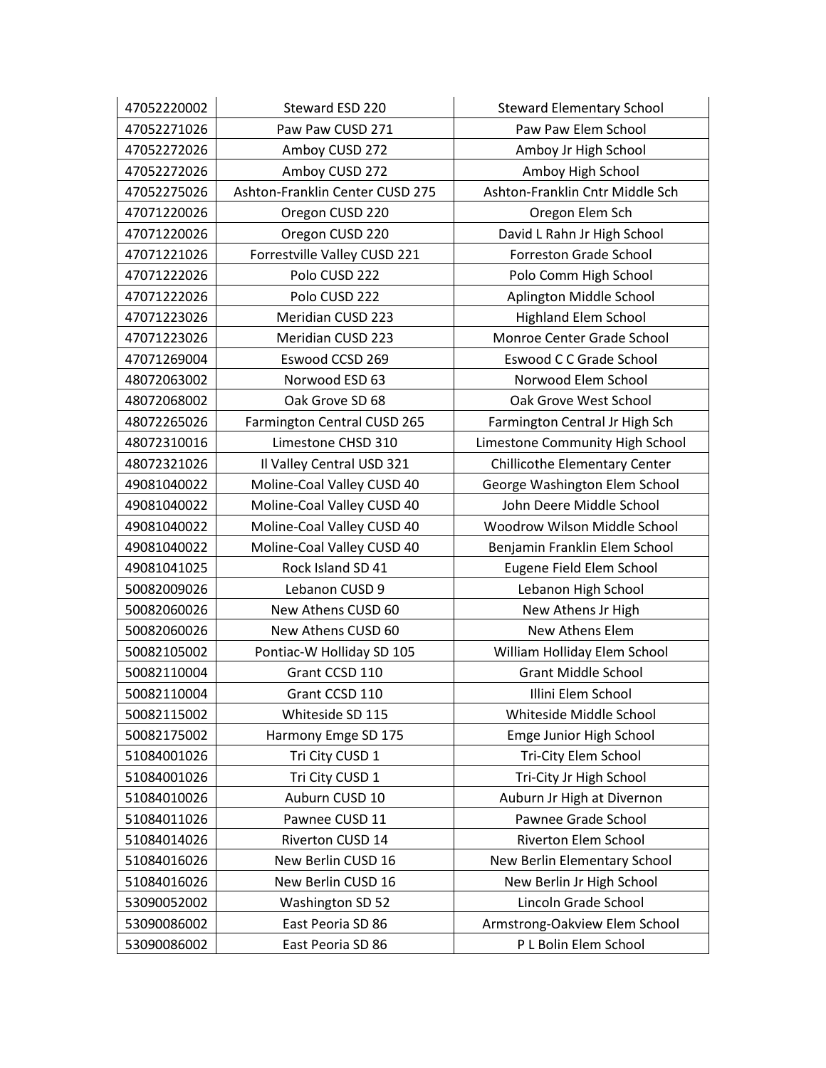| | | |
|---|---|---|
| 47052220002 | Steward ESD 220 | Steward Elementary School |
| 47052271026 | Paw Paw CUSD 271 | Paw Paw Elem School |
| 47052272026 | Amboy CUSD 272 | Amboy Jr High School |
| 47052272026 | Amboy CUSD 272 | Amboy High School |
| 47052275026 | Ashton-Franklin Center CUSD 275 | Ashton-Franklin Cntr Middle Sch |
| 47071220026 | Oregon CUSD 220 | Oregon Elem Sch |
| 47071220026 | Oregon CUSD 220 | David L Rahn Jr High School |
| 47071221026 | Forrestville Valley CUSD 221 | Forreston Grade School |
| 47071222026 | Polo CUSD 222 | Polo Comm High School |
| 47071222026 | Polo CUSD 222 | Aplington Middle School |
| 47071223026 | Meridian CUSD 223 | Highland Elem School |
| 47071223026 | Meridian CUSD 223 | Monroe Center Grade School |
| 47071269004 | Eswood CCSD 269 | Eswood C C Grade School |
| 48072063002 | Norwood ESD 63 | Norwood Elem School |
| 48072068002 | Oak Grove SD 68 | Oak Grove West School |
| 48072265026 | Farmington Central CUSD 265 | Farmington Central Jr High Sch |
| 48072310016 | Limestone CHSD 310 | Limestone Community High School |
| 48072321026 | Il Valley Central USD 321 | Chillicothe Elementary Center |
| 49081040022 | Moline-Coal Valley CUSD 40 | George Washington Elem School |
| 49081040022 | Moline-Coal Valley CUSD 40 | John Deere Middle School |
| 49081040022 | Moline-Coal Valley CUSD 40 | Woodrow Wilson Middle School |
| 49081040022 | Moline-Coal Valley CUSD 40 | Benjamin Franklin Elem School |
| 49081041025 | Rock Island SD 41 | Eugene Field Elem School |
| 50082009026 | Lebanon CUSD 9 | Lebanon High School |
| 50082060026 | New Athens CUSD 60 | New Athens Jr High |
| 50082060026 | New Athens CUSD 60 | New Athens Elem |
| 50082105002 | Pontiac-W Holliday SD 105 | William Holliday Elem School |
| 50082110004 | Grant CCSD 110 | Grant Middle School |
| 50082110004 | Grant CCSD 110 | Illini Elem School |
| 50082115002 | Whiteside SD 115 | Whiteside Middle School |
| 50082175002 | Harmony Emge SD 175 | Emge Junior High School |
| 51084001026 | Tri City CUSD 1 | Tri-City Elem School |
| 51084001026 | Tri City CUSD 1 | Tri-City Jr High School |
| 51084010026 | Auburn CUSD 10 | Auburn Jr High at Divernon |
| 51084011026 | Pawnee CUSD 11 | Pawnee Grade School |
| 51084014026 | Riverton CUSD 14 | Riverton Elem School |
| 51084016026 | New Berlin CUSD 16 | New Berlin Elementary School |
| 51084016026 | New Berlin CUSD 16 | New Berlin Jr High School |
| 53090052002 | Washington SD 52 | Lincoln Grade School |
| 53090086002 | East Peoria SD 86 | Armstrong-Oakview Elem School |
| 53090086002 | East Peoria SD 86 | P L Bolin Elem School |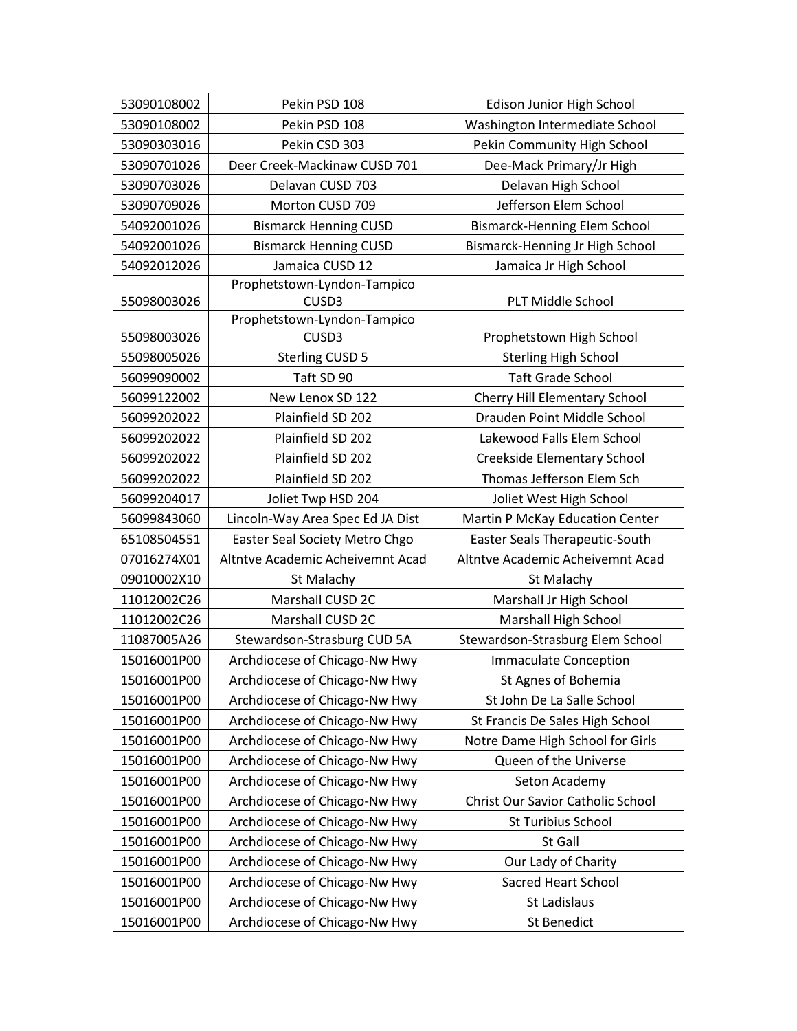| | | |
|---|---|---|
| 53090108002 | Pekin PSD 108 | Edison Junior High School |
| 53090108002 | Pekin PSD 108 | Washington Intermediate School |
| 53090303016 | Pekin CSD 303 | Pekin Community High School |
| 53090701026 | Deer Creek-Mackinaw CUSD 701 | Dee-Mack Primary/Jr High |
| 53090703026 | Delavan CUSD 703 | Delavan High School |
| 53090709026 | Morton CUSD 709 | Jefferson Elem School |
| 54092001026 | Bismarck Henning CUSD | Bismarck-Henning Elem School |
| 54092001026 | Bismarck Henning CUSD | Bismarck-Henning Jr High School |
| 54092012026 | Jamaica CUSD 12 | Jamaica Jr High School |
| 55098003026 | Prophetstown-Lyndon-Tampico CUSD3 | PLT Middle School |
| 55098003026 | Prophetstown-Lyndon-Tampico CUSD3 | Prophetstown High School |
| 55098005026 | Sterling CUSD 5 | Sterling High School |
| 56099090002 | Taft SD 90 | Taft Grade School |
| 56099122002 | New Lenox SD 122 | Cherry Hill Elementary School |
| 56099202022 | Plainfield SD 202 | Drauden Point Middle School |
| 56099202022 | Plainfield SD 202 | Lakewood Falls Elem School |
| 56099202022 | Plainfield SD 202 | Creekside Elementary School |
| 56099202022 | Plainfield SD 202 | Thomas Jefferson Elem Sch |
| 56099204017 | Joliet Twp HSD 204 | Joliet West High School |
| 56099843060 | Lincoln-Way Area Spec Ed JA Dist | Martin P McKay Education Center |
| 65108504551 | Easter Seal Society Metro Chgo | Easter Seals Therapeutic-South |
| 07016274X01 | Altntve Academic Acheivemnt Acad | Altntve Academic Acheivemnt Acad |
| 09010002X10 | St Malachy | St Malachy |
| 11012002C26 | Marshall CUSD 2C | Marshall Jr High School |
| 11012002C26 | Marshall CUSD 2C | Marshall High School |
| 11087005A26 | Stewardson-Strasburg CUD 5A | Stewardson-Strasburg Elem School |
| 15016001P00 | Archdiocese of Chicago-Nw Hwy | Immaculate Conception |
| 15016001P00 | Archdiocese of Chicago-Nw Hwy | St Agnes of Bohemia |
| 15016001P00 | Archdiocese of Chicago-Nw Hwy | St John De La Salle School |
| 15016001P00 | Archdiocese of Chicago-Nw Hwy | St Francis De Sales High School |
| 15016001P00 | Archdiocese of Chicago-Nw Hwy | Notre Dame High School for Girls |
| 15016001P00 | Archdiocese of Chicago-Nw Hwy | Queen of the Universe |
| 15016001P00 | Archdiocese of Chicago-Nw Hwy | Seton Academy |
| 15016001P00 | Archdiocese of Chicago-Nw Hwy | Christ Our Savior Catholic School |
| 15016001P00 | Archdiocese of Chicago-Nw Hwy | St Turibius School |
| 15016001P00 | Archdiocese of Chicago-Nw Hwy | St Gall |
| 15016001P00 | Archdiocese of Chicago-Nw Hwy | Our Lady of Charity |
| 15016001P00 | Archdiocese of Chicago-Nw Hwy | Sacred Heart School |
| 15016001P00 | Archdiocese of Chicago-Nw Hwy | St Ladislaus |
| 15016001P00 | Archdiocese of Chicago-Nw Hwy | St Benedict |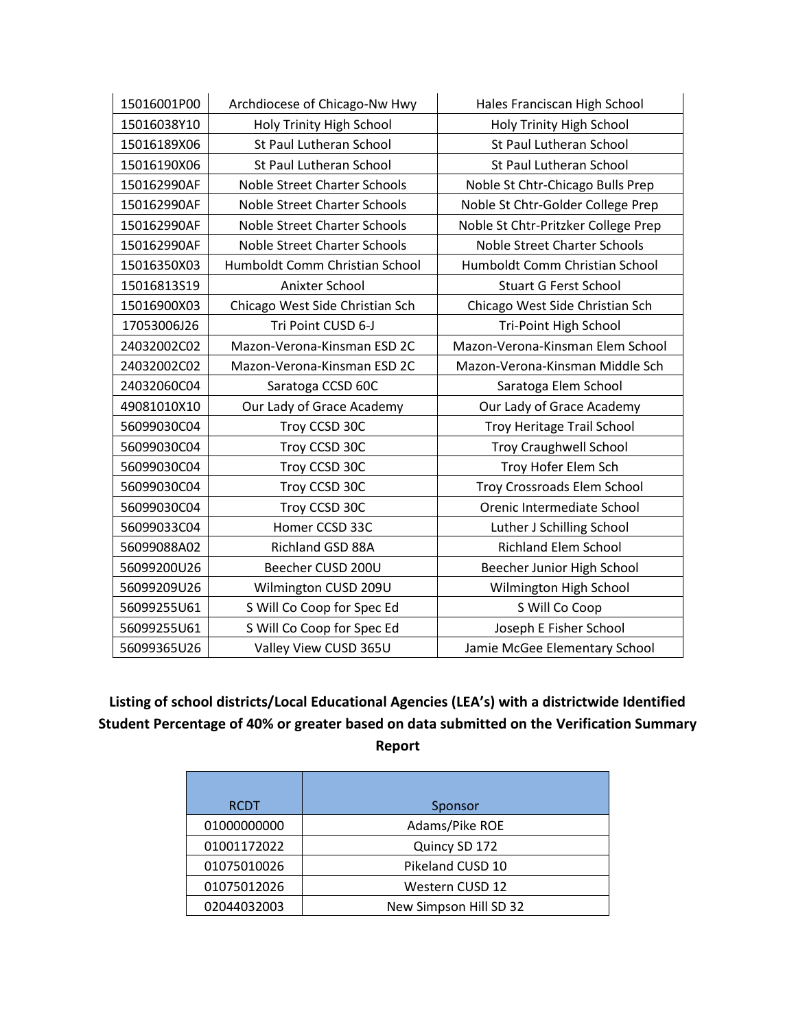| | | |
|---|---|---|
| 15016001P00 | Archdiocese of Chicago-Nw Hwy | Hales Franciscan High School |
| 15016038Y10 | Holy Trinity High School | Holy Trinity High School |
| 15016189X06 | St Paul Lutheran School | St Paul Lutheran School |
| 15016190X06 | St Paul Lutheran School | St Paul Lutheran School |
| 150162990AF | Noble Street Charter Schools | Noble St Chtr-Chicago Bulls Prep |
| 150162990AF | Noble Street Charter Schools | Noble St Chtr-Golder College Prep |
| 150162990AF | Noble Street Charter Schools | Noble St Chtr-Pritzker College Prep |
| 150162990AF | Noble Street Charter Schools | Noble Street Charter Schools |
| 15016350X03 | Humboldt Comm Christian School | Humboldt Comm Christian School |
| 15016813S19 | Anixter School | Stuart G Ferst School |
| 15016900X03 | Chicago West Side Christian Sch | Chicago West Side Christian Sch |
| 17053006J26 | Tri Point CUSD 6-J | Tri-Point High School |
| 24032002C02 | Mazon-Verona-Kinsman ESD 2C | Mazon-Verona-Kinsman Elem School |
| 24032002C02 | Mazon-Verona-Kinsman ESD 2C | Mazon-Verona-Kinsman Middle Sch |
| 24032060C04 | Saratoga CCSD 60C | Saratoga Elem School |
| 49081010X10 | Our Lady of Grace Academy | Our Lady of Grace Academy |
| 56099030C04 | Troy CCSD 30C | Troy Heritage Trail School |
| 56099030C04 | Troy CCSD 30C | Troy Craughwell School |
| 56099030C04 | Troy CCSD 30C | Troy Hofer Elem Sch |
| 56099030C04 | Troy CCSD 30C | Troy Crossroads Elem School |
| 56099030C04 | Troy CCSD 30C | Orenic Intermediate School |
| 56099033C04 | Homer CCSD 33C | Luther J Schilling School |
| 56099088A02 | Richland GSD 88A | Richland Elem School |
| 56099200U26 | Beecher CUSD 200U | Beecher Junior High School |
| 56099209U26 | Wilmington CUSD 209U | Wilmington High School |
| 56099255U61 | S Will Co Coop for Spec Ed | S Will Co Coop |
| 56099255U61 | S Will Co Coop for Spec Ed | Joseph E Fisher School |
| 56099365U26 | Valley View CUSD 365U | Jamie McGee Elementary School |

**Listing of school districts/Local Educational Agencies (LEA's) with a districtwide Identified Student Percentage of 40% or greater based on data submitted on the Verification Summary Report**

| RCDT | Sponsor |
|---|---|
| 01000000000 | Adams/Pike ROE |
| 01001172022 | Quincy SD 172 |
| 01075010026 | Pikeland CUSD 10 |
| 01075012026 | Western CUSD 12 |
| 02044032003 | New Simpson Hill SD 32 |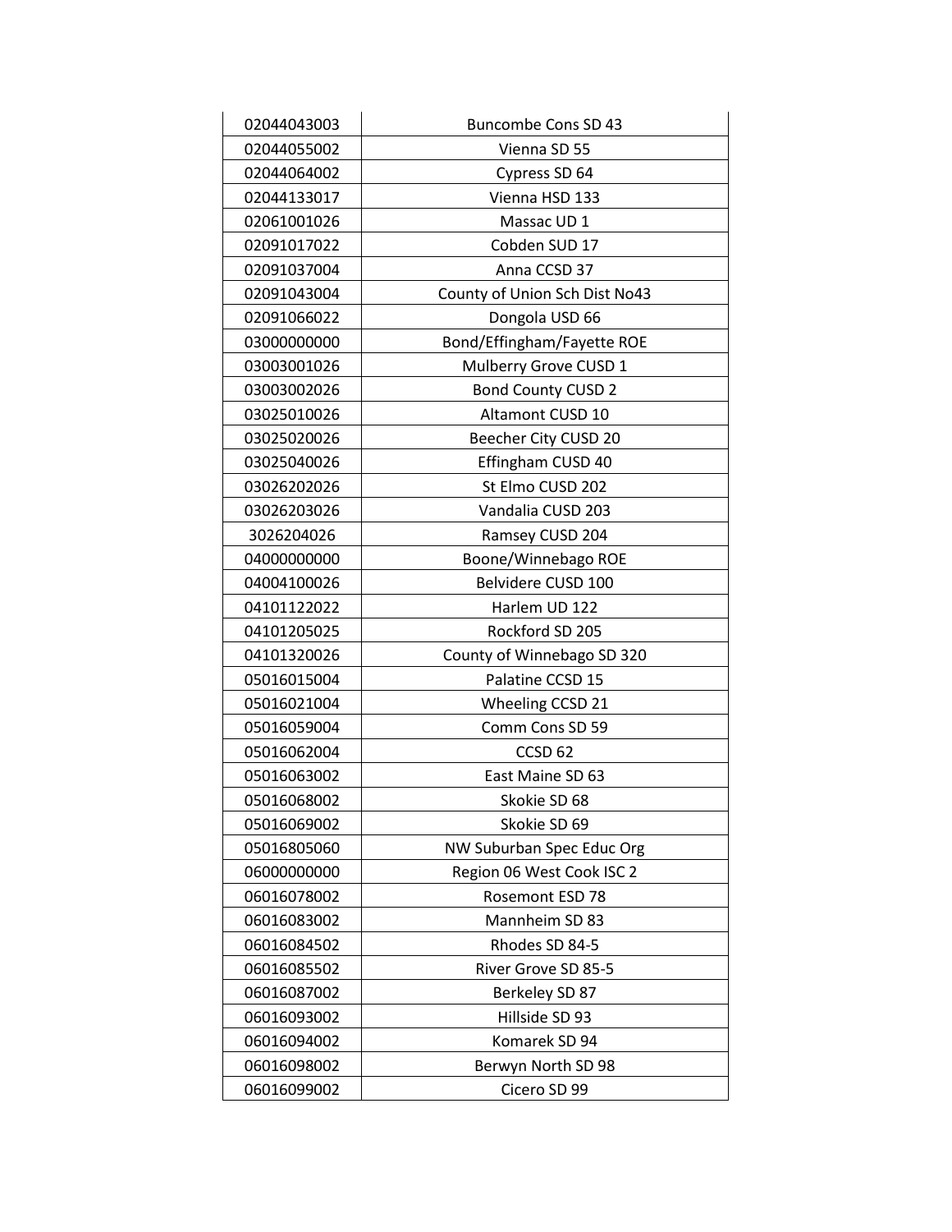| 02044043003 | Buncombe Cons SD 43 |
|---|---|
| 02044055002 | Vienna SD 55 |
| 02044064002 | Cypress SD 64 |
| 02044133017 | Vienna HSD 133 |
| 02061001026 | Massac UD 1 |
| 02091017022 | Cobden SUD 17 |
| 02091037004 | Anna CCSD 37 |
| 02091043004 | County of Union Sch Dist No43 |
| 02091066022 | Dongola USD 66 |
| 03000000000 | Bond/Effingham/Fayette ROE |
| 03003001026 | Mulberry Grove CUSD 1 |
| 03003002026 | Bond County CUSD 2 |
| 03025010026 | Altamont CUSD 10 |
| 03025020026 | Beecher City CUSD 20 |
| 03025040026 | Effingham CUSD 40 |
| 03026202026 | St Elmo CUSD 202 |
| 03026203026 | Vandalia CUSD 203 |
| 3026204026 | Ramsey CUSD 204 |
| 04000000000 | Boone/Winnebago ROE |
| 04004100026 | Belvidere CUSD 100 |
| 04101122022 | Harlem UD 122 |
| 04101205025 | Rockford SD 205 |
| 04101320026 | County of Winnebago SD 320 |
| 05016015004 | Palatine CCSD 15 |
| 05016021004 | Wheeling CCSD 21 |
| 05016059004 | Comm Cons SD 59 |
| 05016062004 | CCSD 62 |
| 05016063002 | East Maine SD 63 |
| 05016068002 | Skokie SD 68 |
| 05016069002 | Skokie SD 69 |
| 05016805060 | NW Suburban Spec Educ Org |
| 06000000000 | Region 06 West Cook ISC 2 |
| 06016078002 | Rosemont ESD 78 |
| 06016083002 | Mannheim SD 83 |
| 06016084502 | Rhodes SD 84-5 |
| 06016085502 | River Grove SD 85-5 |
| 06016087002 | Berkeley SD 87 |
| 06016093002 | Hillside SD 93 |
| 06016094002 | Komarek SD 94 |
| 06016098002 | Berwyn North SD 98 |
| 06016099002 | Cicero SD 99 |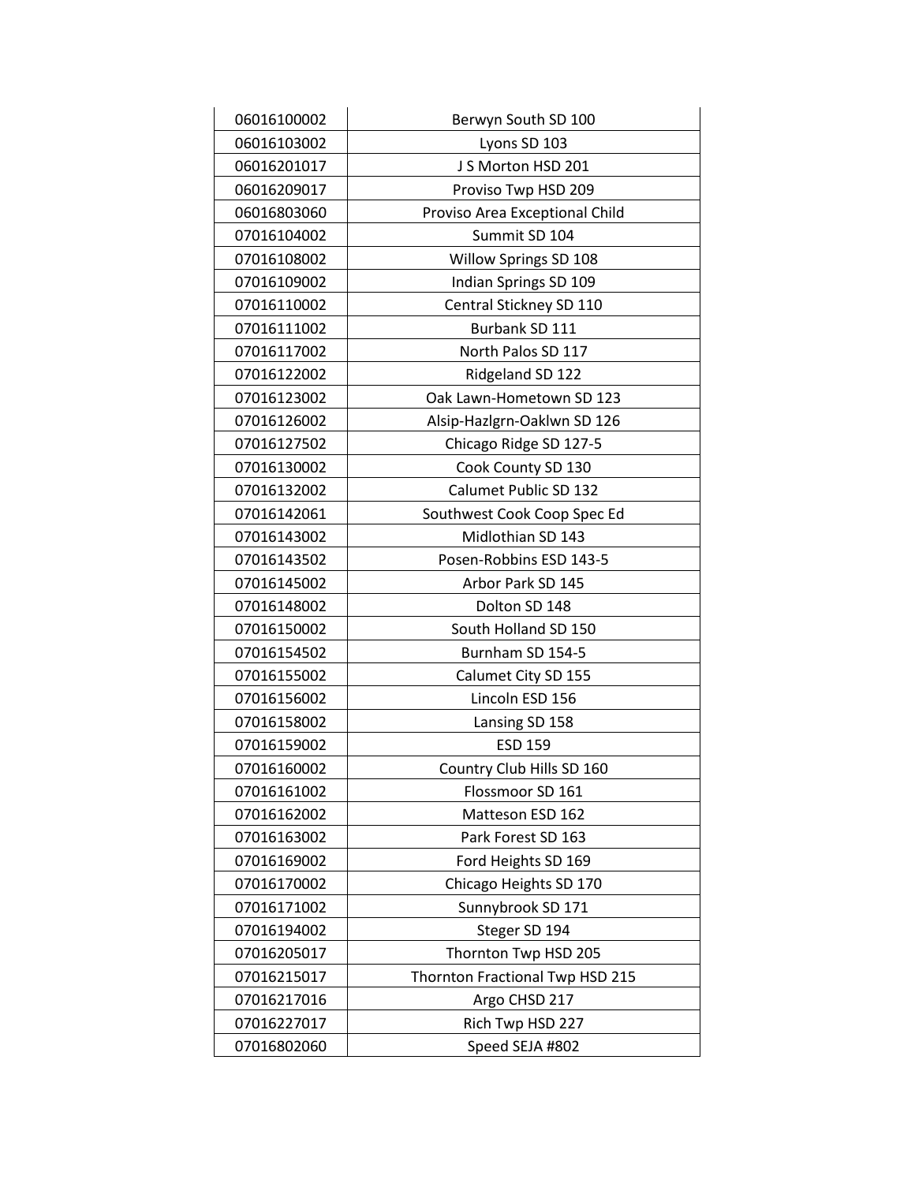| | |
|---|---|
| 06016100002 | Berwyn South SD 100 |
| 06016103002 | Lyons SD 103 |
| 06016201017 | J S Morton HSD 201 |
| 06016209017 | Proviso Twp HSD 209 |
| 06016803060 | Proviso Area Exceptional Child |
| 07016104002 | Summit SD 104 |
| 07016108002 | Willow Springs SD 108 |
| 07016109002 | Indian Springs SD 109 |
| 07016110002 | Central Stickney SD 110 |
| 07016111002 | Burbank SD 111 |
| 07016117002 | North Palos SD 117 |
| 07016122002 | Ridgeland SD 122 |
| 07016123002 | Oak Lawn-Hometown SD 123 |
| 07016126002 | Alsip-Hazlgrn-Oaklwn SD 126 |
| 07016127502 | Chicago Ridge SD 127-5 |
| 07016130002 | Cook County SD 130 |
| 07016132002 | Calumet Public SD 132 |
| 07016142061 | Southwest Cook Coop Spec Ed |
| 07016143002 | Midlothian SD 143 |
| 07016143502 | Posen-Robbins ESD 143-5 |
| 07016145002 | Arbor Park SD 145 |
| 07016148002 | Dolton SD 148 |
| 07016150002 | South Holland SD 150 |
| 07016154502 | Burnham SD 154-5 |
| 07016155002 | Calumet City SD 155 |
| 07016156002 | Lincoln ESD 156 |
| 07016158002 | Lansing SD 158 |
| 07016159002 | ESD 159 |
| 07016160002 | Country Club Hills SD 160 |
| 07016161002 | Flossmoor SD 161 |
| 07016162002 | Matteson ESD 162 |
| 07016163002 | Park Forest SD 163 |
| 07016169002 | Ford Heights SD 169 |
| 07016170002 | Chicago Heights SD 170 |
| 07016171002 | Sunnybrook SD 171 |
| 07016194002 | Steger SD 194 |
| 07016205017 | Thornton Twp HSD 205 |
| 07016215017 | Thornton Fractional Twp HSD 215 |
| 07016217016 | Argo CHSD 217 |
| 07016227017 | Rich Twp HSD 227 |
| 07016802060 | Speed SEJA #802 |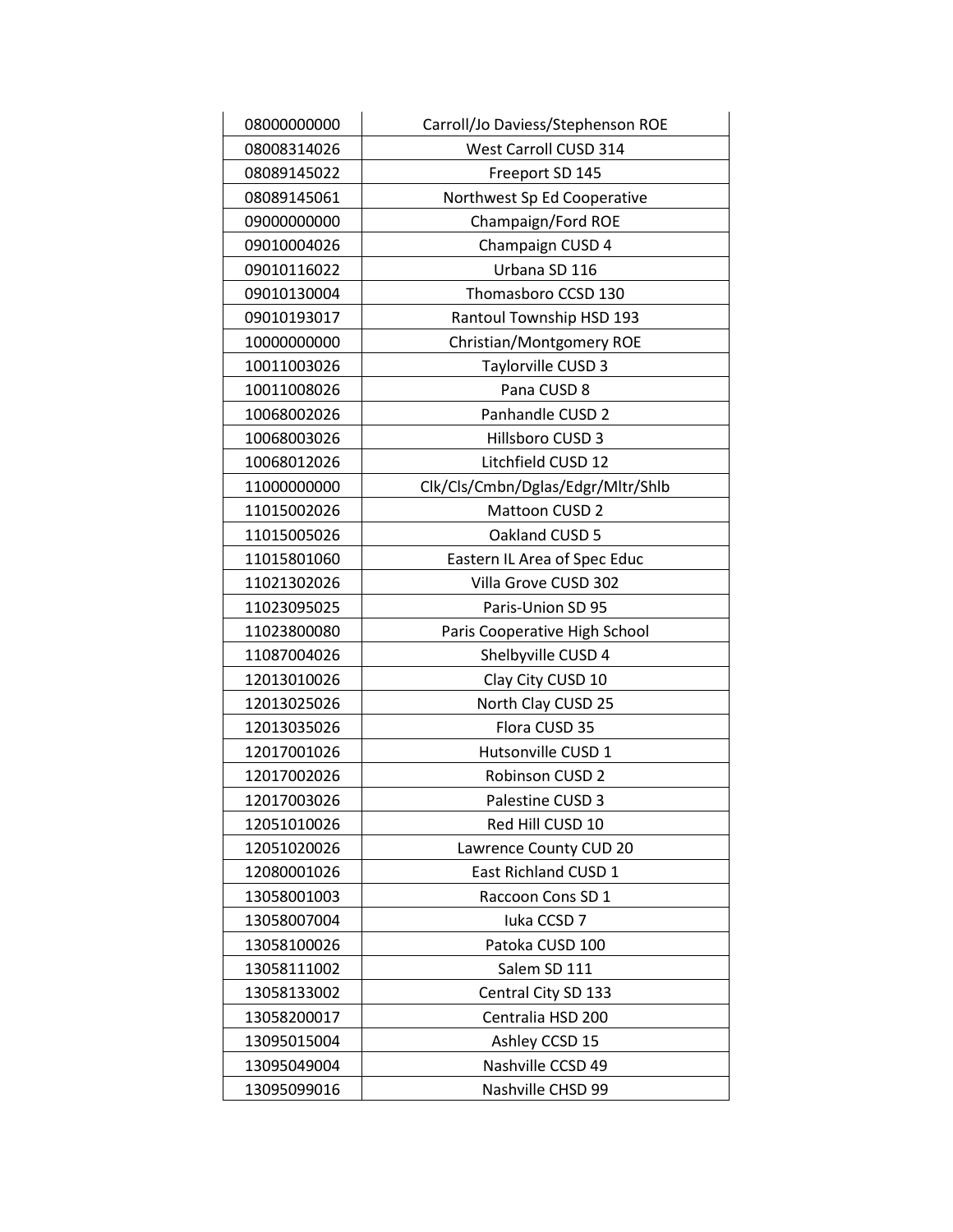| | |
|---|---|
| 08000000000 | Carroll/Jo Daviess/Stephenson ROE |
| 08008314026 | West Carroll CUSD 314 |
| 08089145022 | Freeport SD 145 |
| 08089145061 | Northwest Sp Ed Cooperative |
| 09000000000 | Champaign/Ford ROE |
| 09010004026 | Champaign CUSD 4 |
| 09010116022 | Urbana SD 116 |
| 09010130004 | Thomasboro CCSD 130 |
| 09010193017 | Rantoul Township HSD 193 |
| 10000000000 | Christian/Montgomery ROE |
| 10011003026 | Taylorville CUSD 3 |
| 10011008026 | Pana CUSD 8 |
| 10068002026 | Panhandle CUSD 2 |
| 10068003026 | Hillsboro CUSD 3 |
| 10068012026 | Litchfield CUSD 12 |
| 11000000000 | Clk/Cls/Cmbn/Dglas/Edgr/Mltr/Shlb |
| 11015002026 | Mattoon CUSD 2 |
| 11015005026 | Oakland CUSD 5 |
| 11015801060 | Eastern IL Area of Spec Educ |
| 11021302026 | Villa Grove CUSD 302 |
| 11023095025 | Paris-Union SD 95 |
| 11023800080 | Paris Cooperative High School |
| 11087004026 | Shelbyville CUSD 4 |
| 12013010026 | Clay City CUSD 10 |
| 12013025026 | North Clay CUSD 25 |
| 12013035026 | Flora CUSD 35 |
| 12017001026 | Hutsonville CUSD 1 |
| 12017002026 | Robinson CUSD 2 |
| 12017003026 | Palestine CUSD 3 |
| 12051010026 | Red Hill CUSD 10 |
| 12051020026 | Lawrence County CUD 20 |
| 12080001026 | East Richland CUSD 1 |
| 13058001003 | Raccoon Cons SD 1 |
| 13058007004 | Iuka CCSD 7 |
| 13058100026 | Patoka CUSD 100 |
| 13058111002 | Salem SD 111 |
| 13058133002 | Central City SD 133 |
| 13058200017 | Centralia HSD 200 |
| 13095015004 | Ashley CCSD 15 |
| 13095049004 | Nashville CCSD 49 |
| 13095099016 | Nashville CHSD 99 |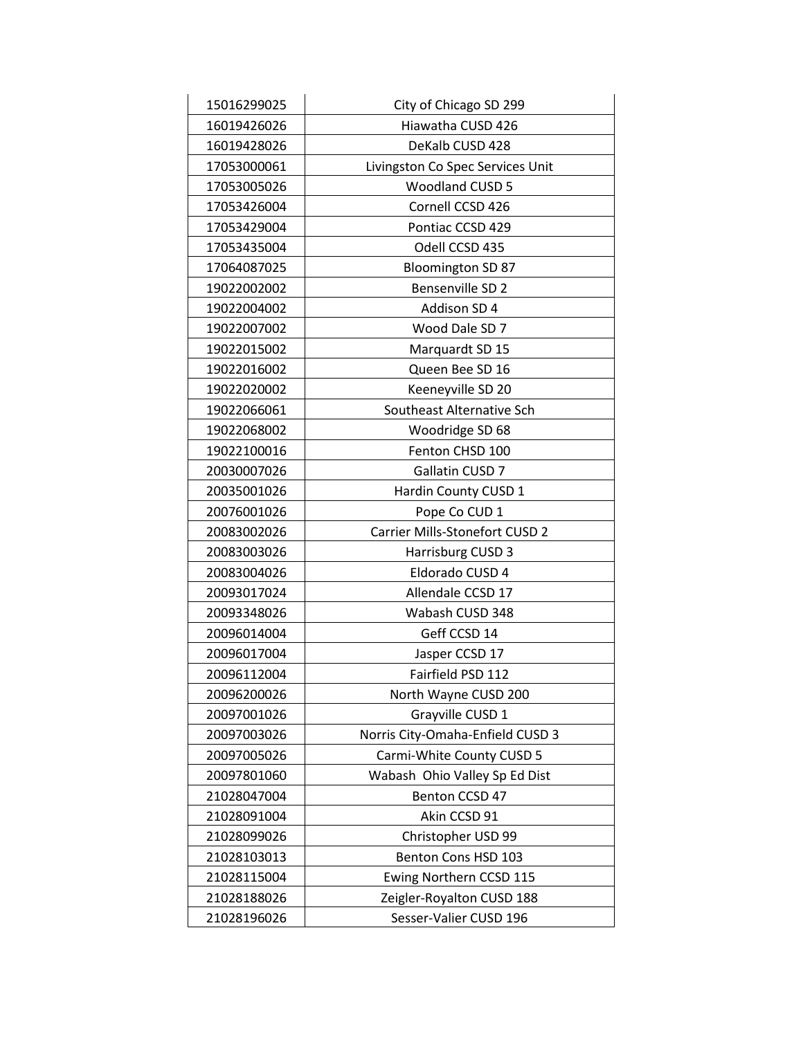| | |
|---|---|
| 15016299025 | City of Chicago SD 299 |
| 16019426026 | Hiawatha CUSD 426 |
| 16019428026 | DeKalb CUSD 428 |
| 17053000061 | Livingston Co Spec Services Unit |
| 17053005026 | Woodland CUSD 5 |
| 17053426004 | Cornell CCSD 426 |
| 17053429004 | Pontiac CCSD 429 |
| 17053435004 | Odell CCSD 435 |
| 17064087025 | Bloomington SD 87 |
| 19022002002 | Bensenville SD 2 |
| 19022004002 | Addison SD 4 |
| 19022007002 | Wood Dale SD 7 |
| 19022015002 | Marquardt SD 15 |
| 19022016002 | Queen Bee SD 16 |
| 19022020002 | Keeneyville SD 20 |
| 19022066061 | Southeast Alternative Sch |
| 19022068002 | Woodridge SD 68 |
| 19022100016 | Fenton CHSD 100 |
| 20030007026 | Gallatin CUSD 7 |
| 20035001026 | Hardin County CUSD 1 |
| 20076001026 | Pope Co CUD 1 |
| 20083002026 | Carrier Mills-Stonefort CUSD 2 |
| 20083003026 | Harrisburg CUSD 3 |
| 20083004026 | Eldorado CUSD 4 |
| 20093017024 | Allendale CCSD 17 |
| 20093348026 | Wabash CUSD 348 |
| 20096014004 | Geff CCSD 14 |
| 20096017004 | Jasper CCSD 17 |
| 20096112004 | Fairfield PSD 112 |
| 20096200026 | North Wayne CUSD 200 |
| 20097001026 | Grayville CUSD 1 |
| 20097003026 | Norris City-Omaha-Enfield CUSD 3 |
| 20097005026 | Carmi-White County CUSD 5 |
| 20097801060 | Wabash Ohio Valley Sp Ed Dist |
| 21028047004 | Benton CCSD 47 |
| 21028091004 | Akin CCSD 91 |
| 21028099026 | Christopher USD 99 |
| 21028103013 | Benton Cons HSD 103 |
| 21028115004 | Ewing Northern CCSD 115 |
| 21028188026 | Zeigler-Royalton CUSD 188 |
| 21028196026 | Sesser-Valier CUSD 196 |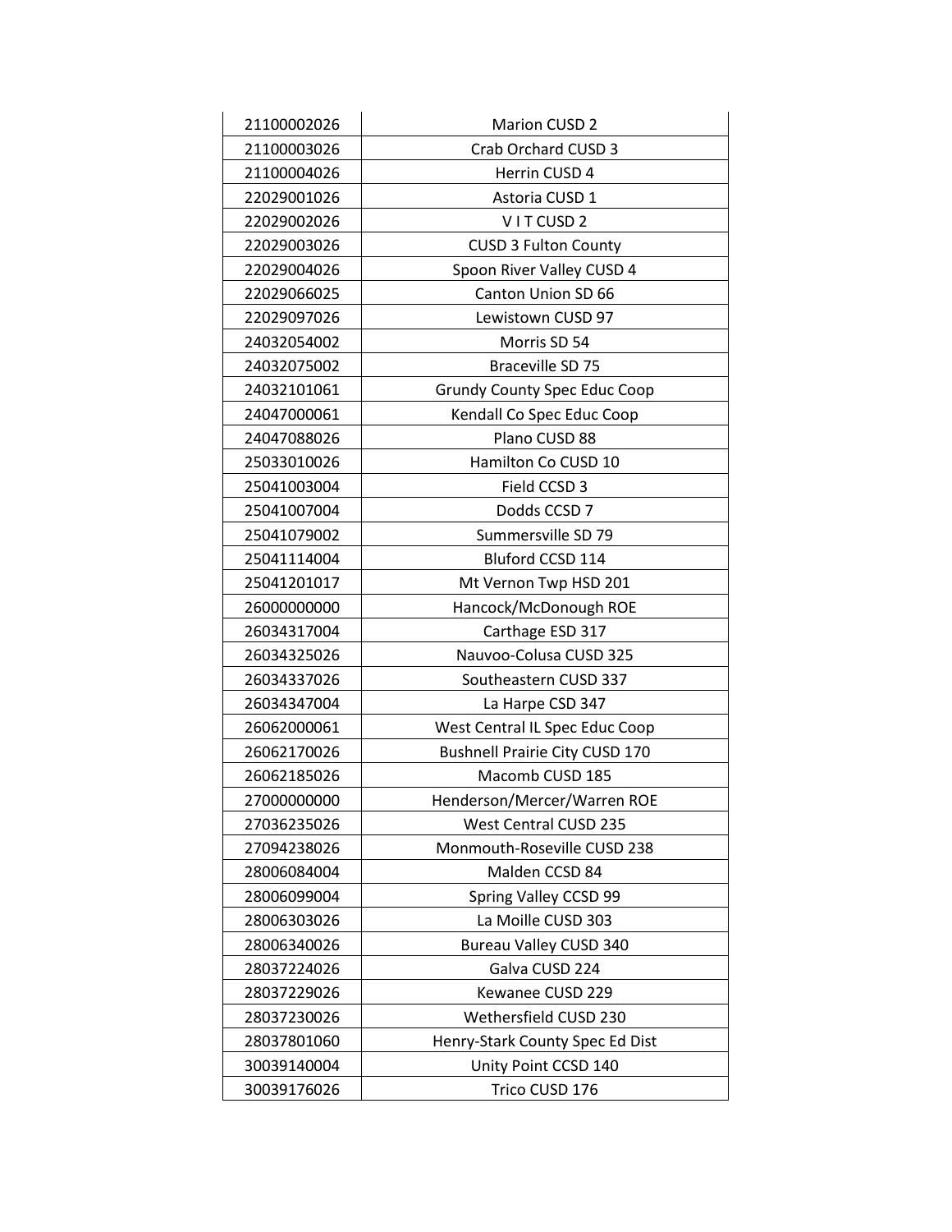| | |
|---|---|
| 21100002026 | Marion CUSD 2 |
| 21100003026 | Crab Orchard CUSD 3 |
| 21100004026 | Herrin CUSD 4 |
| 22029001026 | Astoria CUSD 1 |
| 22029002026 | V I T CUSD 2 |
| 22029003026 | CUSD 3 Fulton County |
| 22029004026 | Spoon River Valley CUSD 4 |
| 22029066025 | Canton Union SD 66 |
| 22029097026 | Lewistown CUSD 97 |
| 24032054002 | Morris SD 54 |
| 24032075002 | Braceville SD 75 |
| 24032101061 | Grundy County Spec Educ Coop |
| 24047000061 | Kendall Co Spec Educ Coop |
| 24047088026 | Plano CUSD 88 |
| 25033010026 | Hamilton Co CUSD 10 |
| 25041003004 | Field CCSD 3 |
| 25041007004 | Dodds CCSD 7 |
| 25041079002 | Summersville SD 79 |
| 25041114004 | Bluford CCSD 114 |
| 25041201017 | Mt Vernon Twp HSD 201 |
| 26000000000 | Hancock/McDonough ROE |
| 26034317004 | Carthage ESD 317 |
| 26034325026 | Nauvoo-Colusa CUSD 325 |
| 26034337026 | Southeastern CUSD 337 |
| 26034347004 | La Harpe CSD 347 |
| 26062000061 | West Central IL Spec Educ Coop |
| 26062170026 | Bushnell Prairie City CUSD 170 |
| 26062185026 | Macomb CUSD 185 |
| 27000000000 | Henderson/Mercer/Warren ROE |
| 27036235026 | West Central CUSD 235 |
| 27094238026 | Monmouth-Roseville CUSD 238 |
| 28006084004 | Malden CCSD 84 |
| 28006099004 | Spring Valley CCSD 99 |
| 28006303026 | La Moille CUSD 303 |
| 28006340026 | Bureau Valley CUSD 340 |
| 28037224026 | Galva CUSD 224 |
| 28037229026 | Kewanee CUSD 229 |
| 28037230026 | Wethersfield CUSD 230 |
| 28037801060 | Henry-Stark County Spec Ed Dist |
| 30039140004 | Unity Point CCSD 140 |
| 30039176026 | Trico CUSD 176 |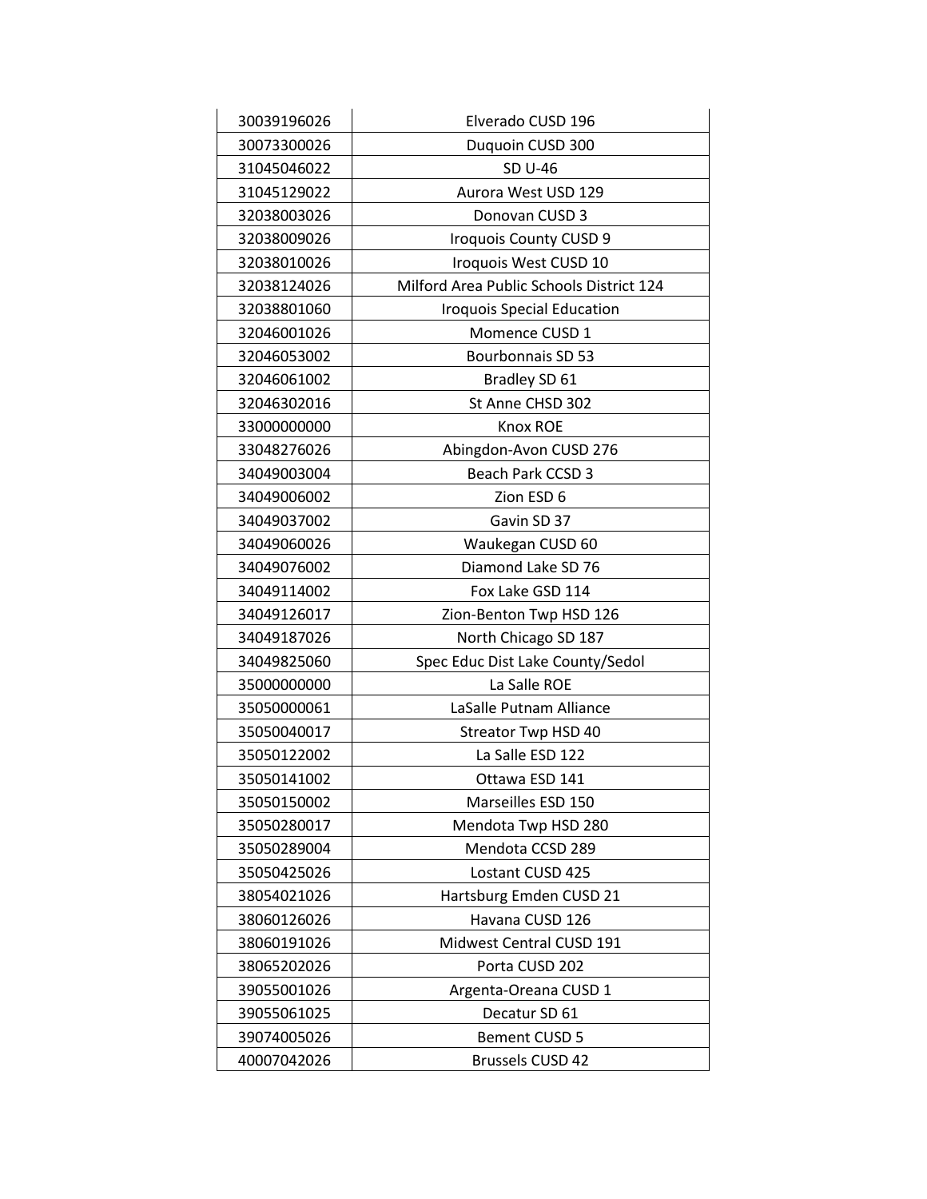| | |
|---|---|
| 30039196026 | Elverado CUSD 196 |
| 30073300026 | Duquoin CUSD 300 |
| 31045046022 | SD U-46 |
| 31045129022 | Aurora West USD 129 |
| 32038003026 | Donovan CUSD 3 |
| 32038009026 | Iroquois County CUSD 9 |
| 32038010026 | Iroquois West CUSD 10 |
| 32038124026 | Milford Area Public Schools District 124 |
| 32038801060 | Iroquois Special Education |
| 32046001026 | Momence CUSD 1 |
| 32046053002 | Bourbonnais SD 53 |
| 32046061002 | Bradley SD 61 |
| 32046302016 | St Anne CHSD 302 |
| 33000000000 | Knox ROE |
| 33048276026 | Abingdon-Avon CUSD 276 |
| 34049003004 | Beach Park CCSD 3 |
| 34049006002 | Zion ESD 6 |
| 34049037002 | Gavin SD 37 |
| 34049060026 | Waukegan CUSD 60 |
| 34049076002 | Diamond Lake SD 76 |
| 34049114002 | Fox Lake GSD 114 |
| 34049126017 | Zion-Benton Twp HSD 126 |
| 34049187026 | North Chicago SD 187 |
| 34049825060 | Spec Educ Dist Lake County/Sedol |
| 35000000000 | La Salle ROE |
| 35050000061 | LaSalle Putnam Alliance |
| 35050040017 | Streator Twp HSD 40 |
| 35050122002 | La Salle ESD 122 |
| 35050141002 | Ottawa ESD 141 |
| 35050150002 | Marseilles ESD 150 |
| 35050280017 | Mendota Twp HSD 280 |
| 35050289004 | Mendota CCSD 289 |
| 35050425026 | Lostant CUSD 425 |
| 38054021026 | Hartsburg Emden CUSD 21 |
| 38060126026 | Havana CUSD 126 |
| 38060191026 | Midwest Central CUSD 191 |
| 38065202026 | Porta CUSD 202 |
| 39055001026 | Argenta-Oreana CUSD 1 |
| 39055061025 | Decatur SD 61 |
| 39074005026 | Bement CUSD 5 |
| 40007042026 | Brussels CUSD 42 |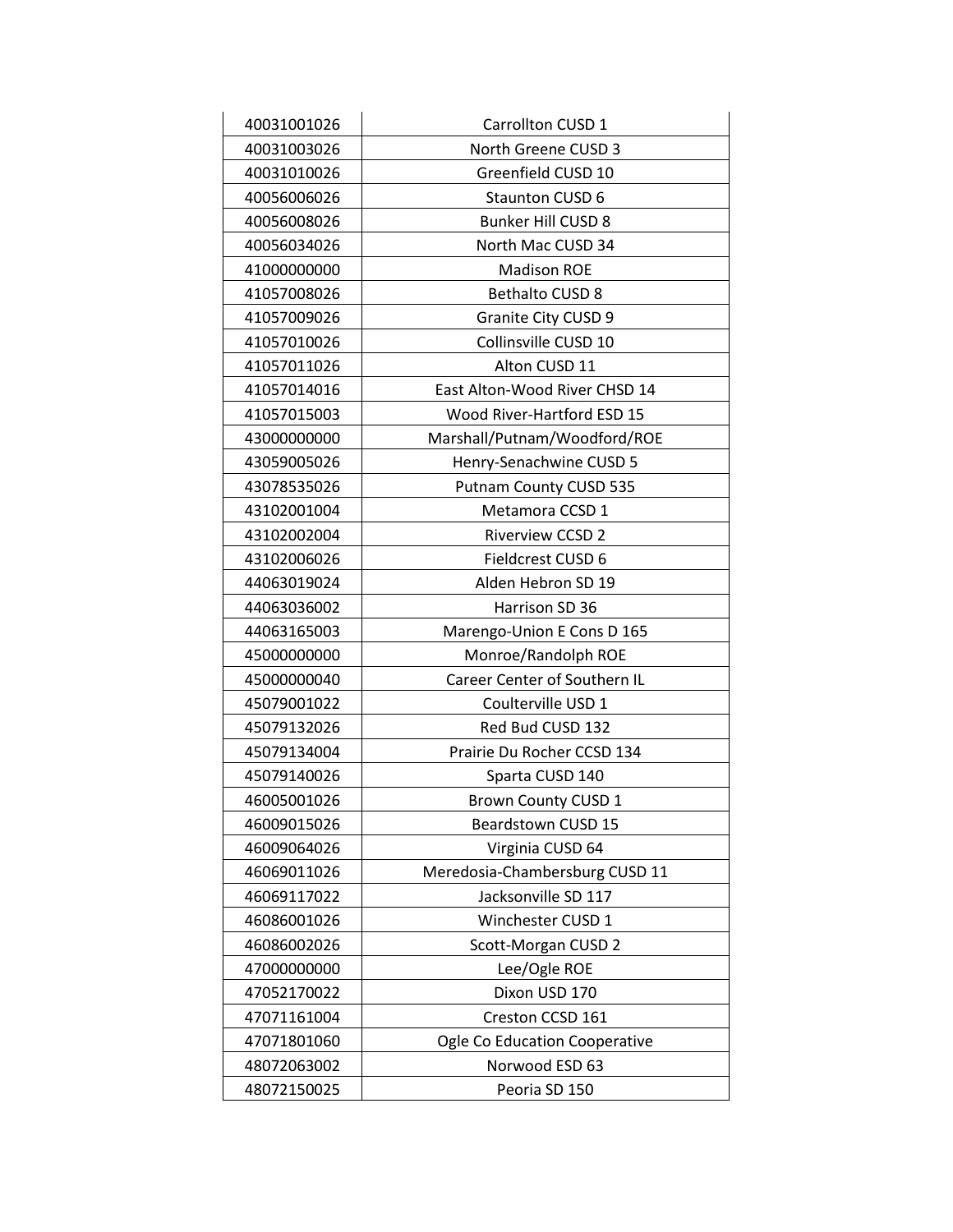| | |
|---|---|
| 40031001026 | Carrollton CUSD 1 |
| 40031003026 | North Greene CUSD 3 |
| 40031010026 | Greenfield CUSD 10 |
| 40056006026 | Staunton CUSD 6 |
| 40056008026 | Bunker Hill CUSD 8 |
| 40056034026 | North Mac CUSD 34 |
| 41000000000 | Madison ROE |
| 41057008026 | Bethalto CUSD 8 |
| 41057009026 | Granite City CUSD 9 |
| 41057010026 | Collinsville CUSD 10 |
| 41057011026 | Alton CUSD 11 |
| 41057014016 | East Alton-Wood River CHSD 14 |
| 41057015003 | Wood River-Hartford ESD 15 |
| 43000000000 | Marshall/Putnam/Woodford/ROE |
| 43059005026 | Henry-Senachwine CUSD 5 |
| 43078535026 | Putnam County CUSD 535 |
| 43102001004 | Metamora CCSD 1 |
| 43102002004 | Riverview CCSD 2 |
| 43102006026 | Fieldcrest CUSD 6 |
| 44063019024 | Alden Hebron SD 19 |
| 44063036002 | Harrison SD 36 |
| 44063165003 | Marengo-Union E Cons D 165 |
| 45000000000 | Monroe/Randolph ROE |
| 45000000040 | Career Center of Southern IL |
| 45079001022 | Coulterville USD 1 |
| 45079132026 | Red Bud CUSD 132 |
| 45079134004 | Prairie Du Rocher CCSD 134 |
| 45079140026 | Sparta CUSD 140 |
| 46005001026 | Brown County CUSD 1 |
| 46009015026 | Beardstown CUSD 15 |
| 46009064026 | Virginia CUSD 64 |
| 46069011026 | Meredosia-Chambersburg CUSD 11 |
| 46069117022 | Jacksonville SD 117 |
| 46086001026 | Winchester CUSD 1 |
| 46086002026 | Scott-Morgan CUSD 2 |
| 47000000000 | Lee/Ogle ROE |
| 47052170022 | Dixon USD 170 |
| 47071161004 | Creston CCSD 161 |
| 47071801060 | Ogle Co Education Cooperative |
| 48072063002 | Norwood ESD 63 |
| 48072150025 | Peoria SD 150 |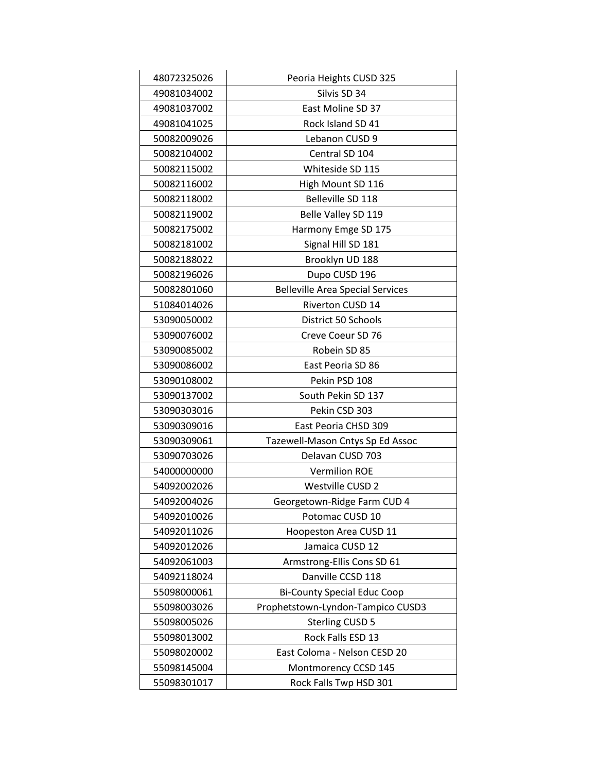| | |
|---|---|
| 48072325026 | Peoria Heights CUSD 325 |
| 49081034002 | Silvis SD 34 |
| 49081037002 | East Moline SD 37 |
| 49081041025 | Rock Island SD 41 |
| 50082009026 | Lebanon CUSD 9 |
| 50082104002 | Central SD 104 |
| 50082115002 | Whiteside SD 115 |
| 50082116002 | High Mount SD 116 |
| 50082118002 | Belleville SD 118 |
| 50082119002 | Belle Valley SD 119 |
| 50082175002 | Harmony Emge SD 175 |
| 50082181002 | Signal Hill SD 181 |
| 50082188022 | Brooklyn UD 188 |
| 50082196026 | Dupo CUSD 196 |
| 50082801060 | Belleville Area Special Services |
| 51084014026 | Riverton CUSD 14 |
| 53090050002 | District 50 Schools |
| 53090076002 | Creve Coeur SD 76 |
| 53090085002 | Robein SD 85 |
| 53090086002 | East Peoria SD 86 |
| 53090108002 | Pekin PSD 108 |
| 53090137002 | South Pekin SD 137 |
| 53090303016 | Pekin CSD 303 |
| 53090309016 | East Peoria CHSD 309 |
| 53090309061 | Tazewell-Mason Cntys Sp Ed Assoc |
| 53090703026 | Delavan CUSD 703 |
| 54000000000 | Vermilion ROE |
| 54092002026 | Westville CUSD 2 |
| 54092004026 | Georgetown-Ridge Farm CUD 4 |
| 54092010026 | Potomac CUSD 10 |
| 54092011026 | Hoopeston Area CUSD 11 |
| 54092012026 | Jamaica CUSD 12 |
| 54092061003 | Armstrong-Ellis Cons SD 61 |
| 54092118024 | Danville CCSD 118 |
| 55098000061 | Bi-County Special Educ Coop |
| 55098003026 | Prophetstown-Lyndon-Tampico CUSD3 |
| 55098005026 | Sterling CUSD 5 |
| 55098013002 | Rock Falls ESD 13 |
| 55098020002 | East Coloma - Nelson CESD 20 |
| 55098145004 | Montmorency CCSD 145 |
| 55098301017 | Rock Falls Twp HSD 301 |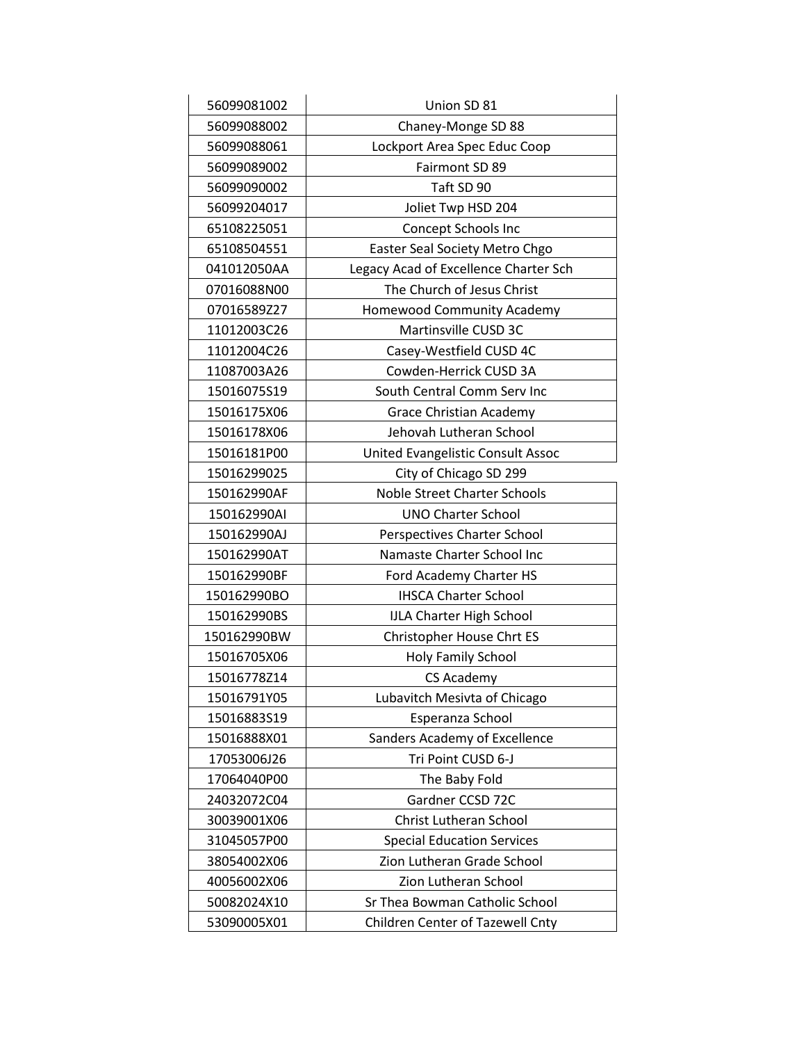| | |
|---|---|
| 56099081002 | Union SD 81 |
| 56099088002 | Chaney-Monge SD 88 |
| 56099088061 | Lockport Area Spec Educ Coop |
| 56099089002 | Fairmont SD 89 |
| 56099090002 | Taft SD 90 |
| 56099204017 | Joliet Twp HSD 204 |
| 65108225051 | Concept Schools Inc |
| 65108504551 | Easter Seal Society Metro Chgo |
| 041012050AA | Legacy Acad of Excellence Charter Sch |
| 07016088N00 | The Church of Jesus Christ |
| 07016589Z27 | Homewood Community Academy |
| 11012003C26 | Martinsville CUSD 3C |
| 11012004C26 | Casey-Westfield CUSD 4C |
| 11087003A26 | Cowden-Herrick CUSD 3A |
| 15016075S19 | South Central Comm Serv Inc |
| 15016175X06 | Grace Christian Academy |
| 15016178X06 | Jehovah Lutheran School |
| 15016181P00 | United Evangelistic Consult Assoc |
| 15016299025 | City of Chicago SD 299 |
| 150162990AF | Noble Street Charter Schools |
| 150162990AI | UNO Charter School |
| 150162990AJ | Perspectives Charter School |
| 150162990AT | Namaste Charter School Inc |
| 150162990BF | Ford Academy Charter HS |
| 150162990BO | IHSCA Charter School |
| 150162990BS | IJLA Charter High School |
| 150162990BW | Christopher House Chrt ES |
| 15016705X06 | Holy Family School |
| 15016778Z14 | CS Academy |
| 15016791Y05 | Lubavitch Mesivta of Chicago |
| 15016883S19 | Esperanza School |
| 15016888X01 | Sanders Academy of Excellence |
| 17053006J26 | Tri Point CUSD 6-J |
| 17064040P00 | The Baby Fold |
| 24032072C04 | Gardner CCSD 72C |
| 30039001X06 | Christ Lutheran School |
| 31045057P00 | Special Education Services |
| 38054002X06 | Zion Lutheran Grade School |
| 40056002X06 | Zion Lutheran School |
| 50082024X10 | Sr Thea Bowman Catholic School |
| 53090005X01 | Children Center of Tazewell Cnty |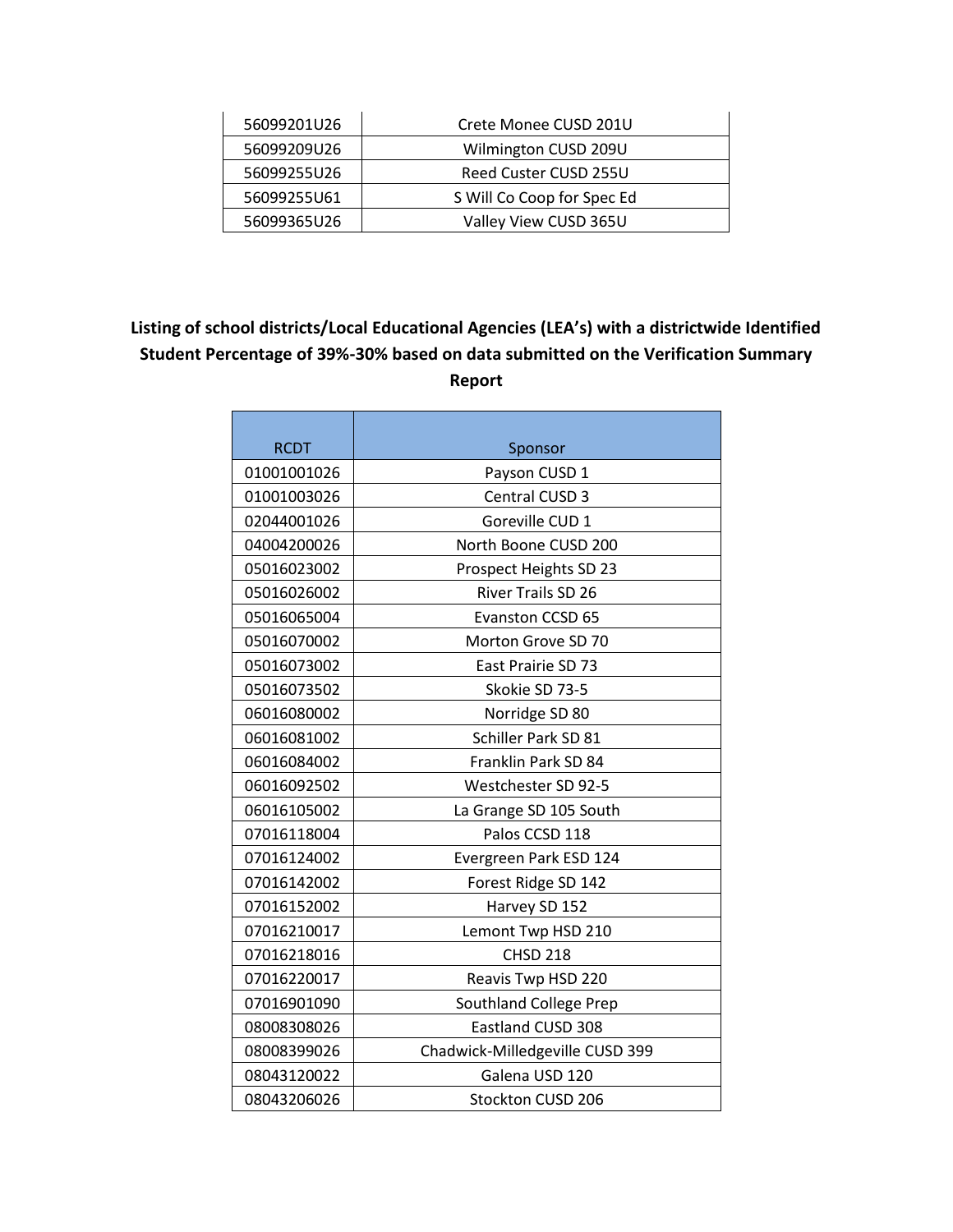| | |
|---|---|
| 56099201U26 | Crete Monee CUSD 201U |
| 56099209U26 | Wilmington CUSD 209U |
| 56099255U26 | Reed Custer CUSD 255U |
| 56099255U61 | S Will Co Coop for Spec Ed |
| 56099365U26 | Valley View CUSD 365U |

**Listing of school districts/Local Educational Agencies (LEA's) with a districtwide Identified Student Percentage of 39%-30% based on data submitted on the Verification Summary Report**

| RCDT | Sponsor |
|---|---|
| 01001001026 | Payson CUSD 1 |
| 01001003026 | Central CUSD 3 |
| 02044001026 | Goreville CUD 1 |
| 04004200026 | North Boone CUSD 200 |
| 05016023002 | Prospect Heights SD 23 |
| 05016026002 | River Trails SD 26 |
| 05016065004 | Evanston CCSD 65 |
| 05016070002 | Morton Grove SD 70 |
| 05016073002 | East Prairie SD 73 |
| 05016073502 | Skokie SD 73-5 |
| 06016080002 | Norridge SD 80 |
| 06016081002 | Schiller Park SD 81 |
| 06016084002 | Franklin Park SD 84 |
| 06016092502 | Westchester SD 92-5 |
| 06016105002 | La Grange SD 105 South |
| 07016118004 | Palos CCSD 118 |
| 07016124002 | Evergreen Park ESD 124 |
| 07016142002 | Forest Ridge SD 142 |
| 07016152002 | Harvey SD 152 |
| 07016210017 | Lemont Twp HSD 210 |
| 07016218016 | CHSD 218 |
| 07016220017 | Reavis Twp HSD 220 |
| 07016901090 | Southland College Prep |
| 08008308026 | Eastland CUSD 308 |
| 08008399026 | Chadwick-Milledgeville CUSD 399 |
| 08043120022 | Galena USD 120 |
| 08043206026 | Stockton CUSD 206 |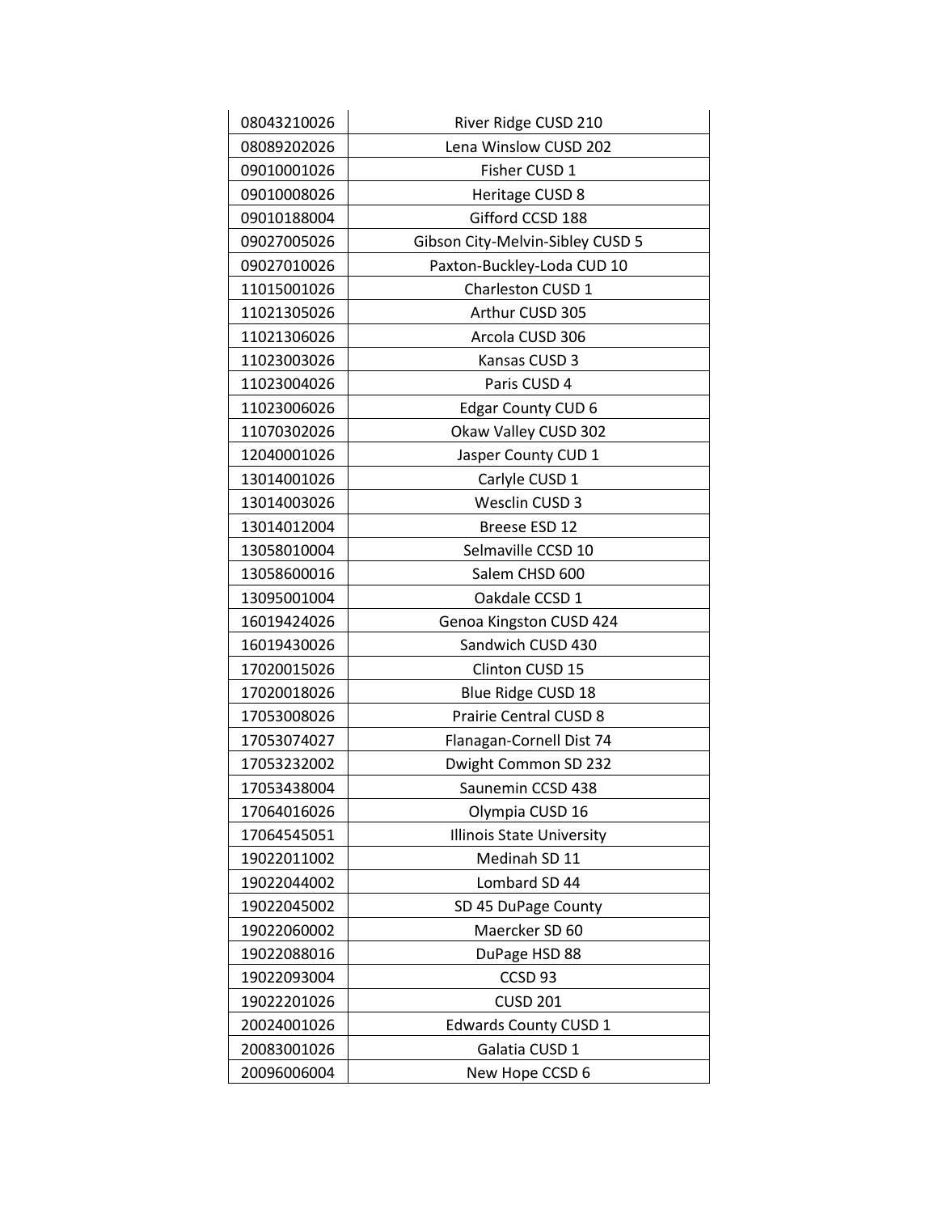| | |
|---|---|
| 08043210026 | River Ridge CUSD 210 |
| 08089202026 | Lena Winslow CUSD 202 |
| 09010001026 | Fisher CUSD 1 |
| 09010008026 | Heritage CUSD 8 |
| 09010188004 | Gifford CCSD 188 |
| 09027005026 | Gibson City-Melvin-Sibley CUSD 5 |
| 09027010026 | Paxton-Buckley-Loda CUD 10 |
| 11015001026 | Charleston CUSD 1 |
| 11021305026 | Arthur CUSD 305 |
| 11021306026 | Arcola CUSD 306 |
| 11023003026 | Kansas CUSD 3 |
| 11023004026 | Paris CUSD 4 |
| 11023006026 | Edgar County CUD 6 |
| 11070302026 | Okaw Valley CUSD 302 |
| 12040001026 | Jasper County CUD 1 |
| 13014001026 | Carlyle CUSD 1 |
| 13014003026 | Wesclin CUSD 3 |
| 13014012004 | Breese ESD 12 |
| 13058010004 | Selmaville CCSD 10 |
| 13058600016 | Salem CHSD 600 |
| 13095001004 | Oakdale CCSD 1 |
| 16019424026 | Genoa Kingston CUSD 424 |
| 16019430026 | Sandwich CUSD 430 |
| 17020015026 | Clinton CUSD 15 |
| 17020018026 | Blue Ridge CUSD 18 |
| 17053008026 | Prairie Central CUSD 8 |
| 17053074027 | Flanagan-Cornell Dist 74 |
| 17053232002 | Dwight Common SD 232 |
| 17053438004 | Saunemin CCSD 438 |
| 17064016026 | Olympia CUSD 16 |
| 17064545051 | Illinois State University |
| 19022011002 | Medinah SD 11 |
| 19022044002 | Lombard SD 44 |
| 19022045002 | SD 45 DuPage County |
| 19022060002 | Maercker SD 60 |
| 19022088016 | DuPage HSD 88 |
| 19022093004 | CCSD 93 |
| 19022201026 | CUSD 201 |
| 20024001026 | Edwards County CUSD 1 |
| 20083001026 | Galatia CUSD 1 |
| 20096006004 | New Hope CCSD 6 |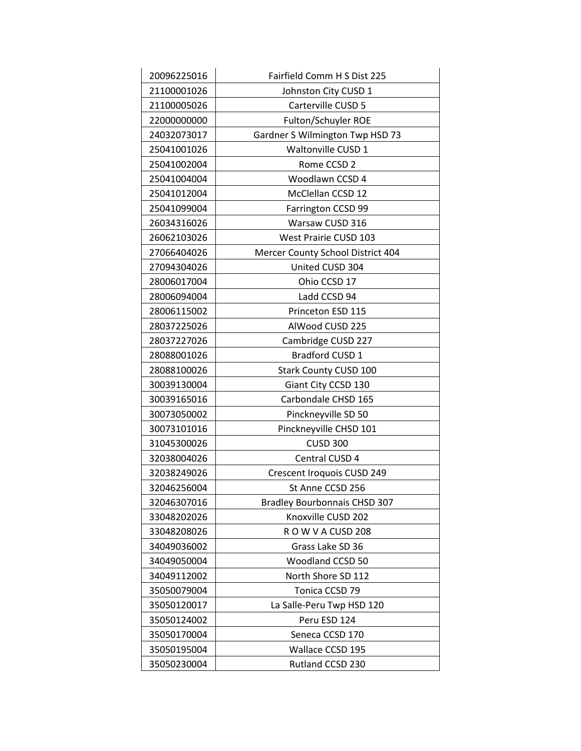| | |
|---|---|
| 20096225016 | Fairfield Comm H S Dist 225 |
| 21100001026 | Johnston City CUSD 1 |
| 21100005026 | Carterville CUSD 5 |
| 22000000000 | Fulton/Schuyler ROE |
| 24032073017 | Gardner S Wilmington Twp HSD 73 |
| 25041001026 | Waltonville CUSD 1 |
| 25041002004 | Rome CCSD 2 |
| 25041004004 | Woodlawn CCSD 4 |
| 25041012004 | McClellan CCSD 12 |
| 25041099004 | Farrington CCSD 99 |
| 26034316026 | Warsaw CUSD 316 |
| 26062103026 | West Prairie CUSD 103 |
| 27066404026 | Mercer County School District 404 |
| 27094304026 | United CUSD 304 |
| 28006017004 | Ohio CCSD 17 |
| 28006094004 | Ladd CCSD 94 |
| 28006115002 | Princeton ESD 115 |
| 28037225026 | AlWood CUSD 225 |
| 28037227026 | Cambridge CUSD 227 |
| 28088001026 | Bradford CUSD 1 |
| 28088100026 | Stark County CUSD 100 |
| 30039130004 | Giant City CCSD 130 |
| 30039165016 | Carbondale CHSD 165 |
| 30073050002 | Pinckneyville SD 50 |
| 30073101016 | Pinckneyville CHSD 101 |
| 31045300026 | CUSD 300 |
| 32038004026 | Central CUSD 4 |
| 32038249026 | Crescent Iroquois CUSD 249 |
| 32046256004 | St Anne CCSD 256 |
| 32046307016 | Bradley Bourbonnais CHSD 307 |
| 33048202026 | Knoxville CUSD 202 |
| 33048208026 | R O W V A CUSD 208 |
| 34049036002 | Grass Lake SD 36 |
| 34049050004 | Woodland CCSD 50 |
| 34049112002 | North Shore SD 112 |
| 35050079004 | Tonica CCSD 79 |
| 35050120017 | La Salle-Peru Twp HSD 120 |
| 35050124002 | Peru ESD 124 |
| 35050170004 | Seneca CCSD 170 |
| 35050195004 | Wallace CCSD 195 |
| 35050230004 | Rutland CCSD 230 |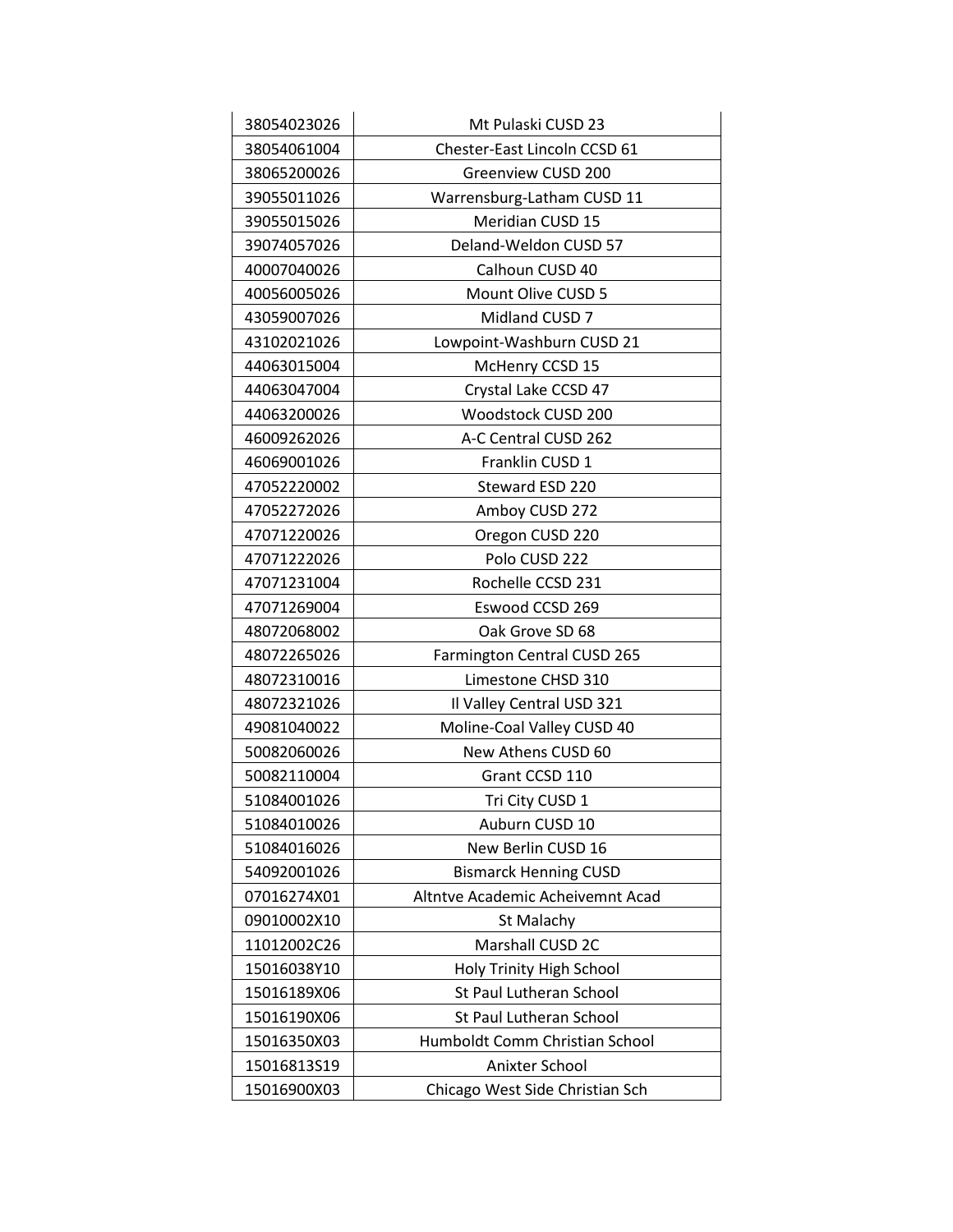| | |
|---|---|
| 38054023026 | Mt Pulaski CUSD 23 |
| 38054061004 | Chester-East Lincoln CCSD 61 |
| 38065200026 | Greenview CUSD 200 |
| 39055011026 | Warrensburg-Latham CUSD 11 |
| 39055015026 | Meridian CUSD 15 |
| 39074057026 | Deland-Weldon CUSD 57 |
| 40007040026 | Calhoun CUSD 40 |
| 40056005026 | Mount Olive CUSD 5 |
| 43059007026 | Midland CUSD 7 |
| 43102021026 | Lowpoint-Washburn CUSD 21 |
| 44063015004 | McHenry CCSD 15 |
| 44063047004 | Crystal Lake CCSD 47 |
| 44063200026 | Woodstock CUSD 200 |
| 46009262026 | A-C Central CUSD 262 |
| 46069001026 | Franklin CUSD 1 |
| 47052220002 | Steward ESD 220 |
| 47052272026 | Amboy CUSD 272 |
| 47071220026 | Oregon CUSD 220 |
| 47071222026 | Polo CUSD 222 |
| 47071231004 | Rochelle CCSD 231 |
| 47071269004 | Eswood CCSD 269 |
| 48072068002 | Oak Grove SD 68 |
| 48072265026 | Farmington Central CUSD 265 |
| 48072310016 | Limestone CHSD 310 |
| 48072321026 | Il Valley Central USD 321 |
| 49081040022 | Moline-Coal Valley CUSD 40 |
| 50082060026 | New Athens CUSD 60 |
| 50082110004 | Grant CCSD 110 |
| 51084001026 | Tri City CUSD 1 |
| 51084010026 | Auburn CUSD 10 |
| 51084016026 | New Berlin CUSD 16 |
| 54092001026 | Bismarck Henning CUSD |
| 07016274X01 | Altntve Academic Acheivemnt Acad |
| 09010002X10 | St Malachy |
| 11012002C26 | Marshall CUSD 2C |
| 15016038Y10 | Holy Trinity High School |
| 15016189X06 | St Paul Lutheran School |
| 15016190X06 | St Paul Lutheran School |
| 15016350X03 | Humboldt Comm Christian School |
| 15016813S19 | Anixter School |
| 15016900X03 | Chicago West Side Christian Sch |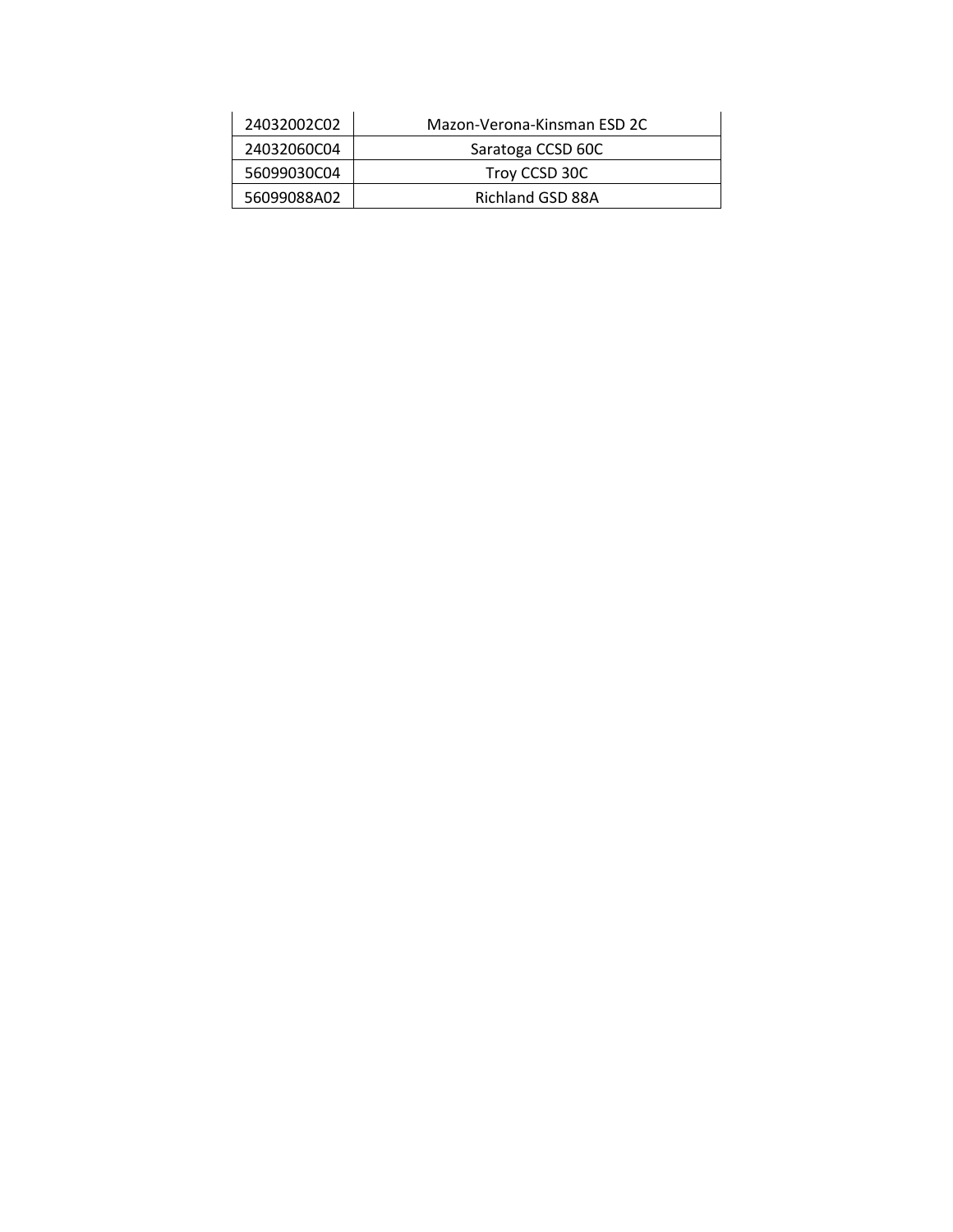| | |
|---|---|
| 24032002C02 | Mazon-Verona-Kinsman ESD 2C |
| 24032060C04 | Saratoga CCSD 60C |
| 56099030C04 | Troy CCSD 30C |
| 56099088A02 | Richland GSD 88A |